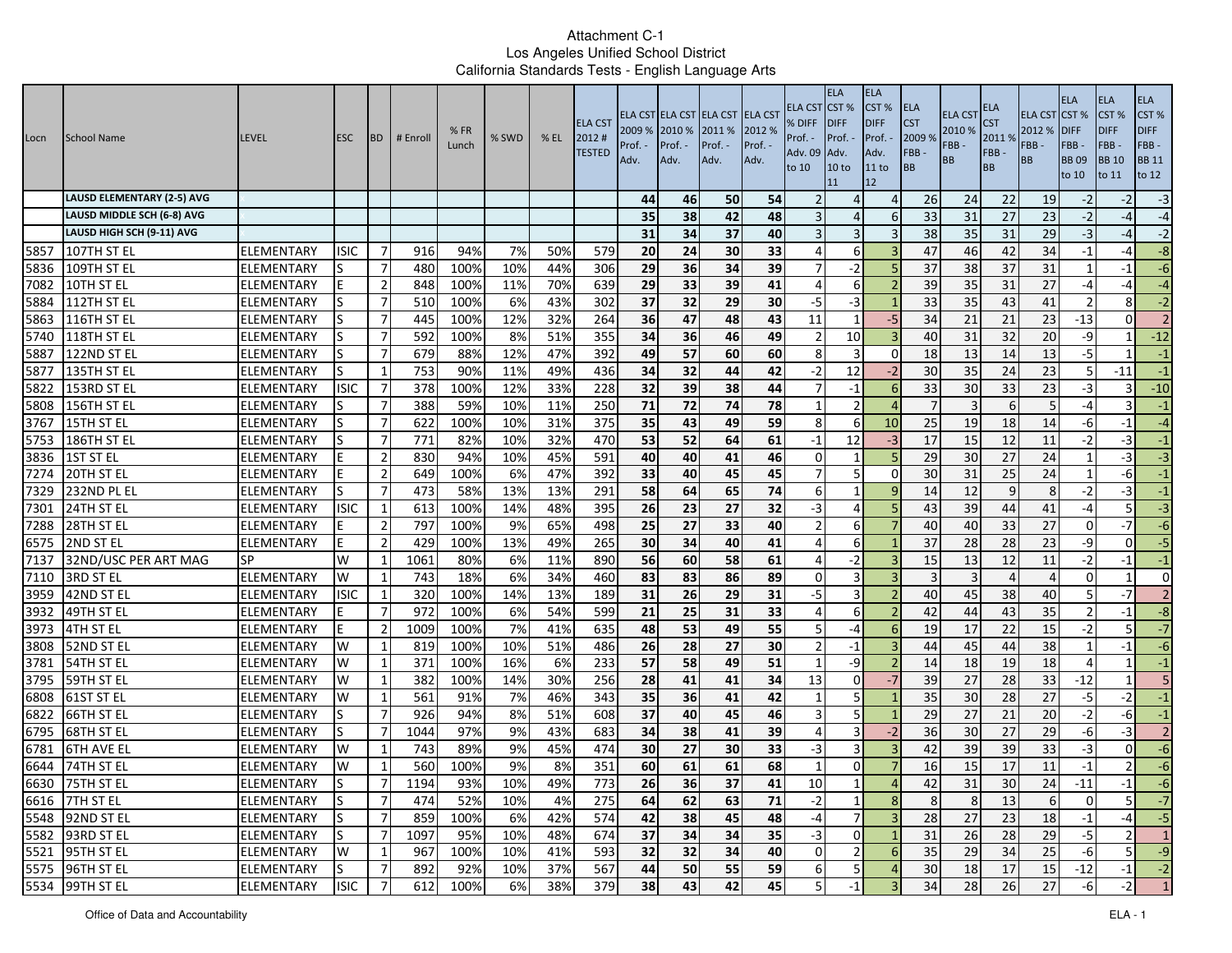# Attachment C-1
## Los Angeles Unified School District
### California Standards Tests - English Language Arts

| Locn | School Name | LEVEL | ESC | BD | # Enroll | % FR Lunch | % SWD | % EL | ELA CST 2012 # TESTED | ELA CST 2009 % Prof. - Adv. | ELA CST 2010 % Prof. - Adv. | ELA CST 2011 % Prof. - Adv. | ELA CST 2012 % Prof. - Adv. | ELA CST % DIFF Prof. - Adv. 09 to 10 | ELA CST % DIFF Prof. - Adv. 10 to 11 | ELA CST % DIFF Prof. - Adv. 11 to 12 | ELA CST 2009 % FBB - BB | ELA CST 2010 % FBB - BB | ELA CST 2011 % FBB - BB | ELA CST 2012 % FBB - BB | ELA CST % DIFF FBB - BB 09 to 10 | ELA CST % DIFF FBB - BB 10 to 11 | ELA CST % DIFF FBB - BB 11 to 12 |
|---|---|---|---|---|---|---|---|---|---|---|---|---|---|---|---|---|---|---|---|---|---|---|---|
| | **LAUSD ELEMENTARY (2-5) AVG** | | | | | | | | | **44** | **46** | **50** | **54** | 2 | 4 | 4 | 26 | 24 | 22 | 19 | -2 | -2 | -3 |
| | **LAUSD MIDDLE SCH (6-8) AVG** | | | | | | | | | **35** | **38** | **42** | **48** | 3 | 4 | 6 | 33 | 31 | 27 | 23 | -2 | -4 | -4 |
| | **LAUSD HIGH SCH (9-11) AVG** | | | | | | | | | **31** | **34** | **37** | **40** | 3 | 3 | 3 | 38 | 35 | 31 | 29 | -3 | -4 | -2 |
| 5857 | 107TH ST EL | ELEMENTARY | ISIC | 7 | 916 | 94% | 7% | 50% | 579 | **20** | **24** | **30** | **33** | 4 | 6 | 3 | 47 | 46 | 42 | 34 | -1 | -4 | -8 |
| 5836 | 109TH ST EL | ELEMENTARY | S | 7 | 480 | 100% | 10% | 44% | 306 | **29** | **36** | **34** | **39** | 7 | -2 | 5 | 37 | 38 | 37 | 31 | 1 | -1 | -6 |
| 7082 | 10TH ST EL | ELEMENTARY | E | 2 | 848 | 100% | 11% | 70% | 639 | **29** | **33** | **39** | **41** | 4 | 6 | 2 | 39 | 35 | 31 | 27 | -4 | -4 | -4 |
| 5884 | 112TH ST EL | ELEMENTARY | S | 7 | 510 | 100% | 6% | 43% | 302 | **37** | **32** | **29** | **30** | -5 | -3 | 1 | 33 | 35 | 43 | 41 | 2 | 8 | -2 |
| 5863 | 116TH ST EL | ELEMENTARY | S | 7 | 445 | 100% | 12% | 32% | 264 | **36** | **47** | **48** | **43** | 11 | 1 | -5 | 34 | 21 | 21 | 23 | -13 | 0 | 2 |
| 5740 | 118TH ST EL | ELEMENTARY | S | 7 | 592 | 100% | 8% | 51% | 355 | **34** | **36** | **46** | **49** | 2 | 10 | 3 | 40 | 31 | 32 | 20 | -9 | 1 | -12 |
| 5887 | 122ND ST EL | ELEMENTARY | S | 7 | 679 | 88% | 12% | 47% | 392 | **49** | **57** | **60** | **60** | 8 | 3 | 0 | 18 | 13 | 14 | 13 | -5 | 1 | -1 |
| 5877 | 135TH ST EL | ELEMENTARY | S | 1 | 753 | 90% | 11% | 49% | 436 | **34** | **32** | **44** | **42** | -2 | 12 | -2 | 30 | 35 | 24 | 23 | 5 | -11 | -1 |
| 5822 | 153RD ST EL | ELEMENTARY | ISIC | 7 | 378 | 100% | 12% | 33% | 228 | **32** | **39** | **38** | **44** | 7 | -1 | 6 | 33 | 30 | 33 | 23 | -3 | 3 | -10 |
| 5808 | 156TH ST EL | ELEMENTARY | S | 7 | 388 | 59% | 10% | 11% | 250 | **71** | **72** | **74** | **78** | 1 | 2 | 4 | 7 | 3 | 6 | 5 | -4 | 3 | -1 |
| 3767 | 15TH ST EL | ELEMENTARY | S | 7 | 622 | 100% | 10% | 31% | 375 | **35** | **43** | **49** | **59** | 8 | 6 | 10 | 25 | 19 | 18 | 14 | -6 | -1 | -4 |
| 5753 | 186TH ST EL | ELEMENTARY | S | 7 | 771 | 82% | 10% | 32% | 470 | **53** | **52** | **64** | **61** | -1 | 12 | -3 | 17 | 15 | 12 | 11 | -2 | -3 | -1 |
| 3836 | 1ST ST EL | ELEMENTARY | E | 2 | 830 | 94% | 10% | 45% | 591 | **40** | **40** | **41** | **46** | 0 | 1 | 5 | 29 | 30 | 27 | 24 | 1 | -3 | -3 |
| 7274 | 20TH ST EL | ELEMENTARY | E | 2 | 649 | 100% | 6% | 47% | 392 | **33** | **40** | **45** | **45** | 7 | 5 | 0 | 30 | 31 | 25 | 24 | 1 | -6 | -1 |
| 7329 | 232ND PL EL | ELEMENTARY | S | 7 | 473 | 58% | 13% | 13% | 291 | **58** | **64** | **65** | **74** | 6 | 1 | 9 | 14 | 12 | 9 | 8 | -2 | -3 | -1 |
| 7301 | 24TH ST EL | ELEMENTARY | ISIC | 1 | 613 | 100% | 14% | 48% | 395 | **26** | **23** | **27** | **32** | -3 | 4 | 5 | 43 | 39 | 44 | 41 | -4 | 5 | -3 |
| 7288 | 28TH ST EL | ELEMENTARY | E | 2 | 797 | 100% | 9% | 65% | 498 | **25** | **27** | **33** | **40** | 2 | 6 | 7 | 40 | 40 | 33 | 27 | 0 | -7 | -6 |
| 6575 | 2ND ST EL | ELEMENTARY | E | 2 | 429 | 100% | 13% | 49% | 265 | **30** | **34** | **40** | **41** | 4 | 6 | 1 | 37 | 28 | 28 | 23 | -9 | 0 | -5 |
| 7137 | 32ND/USC PER ART MAG | SP | W | 1 | 1061 | 80% | 6% | 11% | 890 | **56** | **60** | **58** | **61** | 4 | -2 | 3 | 15 | 13 | 12 | 11 | -2 | -1 | -1 |
| 7110 | 3RD ST EL | ELEMENTARY | W | 1 | 743 | 18% | 6% | 34% | 460 | **83** | **83** | **86** | **89** | 0 | 3 | 3 | 3 | 3 | 4 | 4 | 0 | 1 | 0 |
| 3959 | 42ND ST EL | ELEMENTARY | ISIC | 1 | 320 | 100% | 14% | 13% | 189 | **31** | **26** | **29** | **31** | -5 | 3 | 2 | 40 | 45 | 38 | 40 | 5 | -7 | 2 |
| 3932 | 49TH ST EL | ELEMENTARY | E | 7 | 972 | 100% | 6% | 54% | 599 | **21** | **25** | **31** | **33** | 4 | 6 | 2 | 42 | 44 | 43 | 35 | 2 | -1 | -8 |
| 3973 | 4TH ST EL | ELEMENTARY | E | 2 | 1009 | 100% | 7% | 41% | 635 | **48** | **53** | **49** | **55** | 5 | -4 | 6 | 19 | 17 | 22 | 15 | -2 | 5 | -7 |
| 3808 | 52ND ST EL | ELEMENTARY | W | 1 | 819 | 100% | 10% | 51% | 486 | **26** | **28** | **27** | **30** | 2 | -1 | 3 | 44 | 45 | 44 | 38 | 1 | -1 | -6 |
| 3781 | 54TH ST EL | ELEMENTARY | W | 1 | 371 | 100% | 16% | 6% | 233 | **57** | **58** | **49** | **51** | 1 | -9 | 2 | 14 | 18 | 19 | 18 | 4 | 1 | -1 |
| 3795 | 59TH ST EL | ELEMENTARY | W | 1 | 382 | 100% | 14% | 30% | 256 | **28** | **41** | **41** | **34** | 13 | 0 | -7 | 39 | 27 | 28 | 33 | -12 | 1 | 5 |
| 6808 | 61ST ST EL | ELEMENTARY | W | 1 | 561 | 91% | 7% | 46% | 343 | **35** | **36** | **41** | **42** | 1 | 5 | 1 | 35 | 30 | 28 | 27 | -5 | -2 | -1 |
| 6822 | 66TH ST EL | ELEMENTARY | S | 7 | 926 | 94% | 8% | 51% | 608 | **37** | **40** | **45** | **46** | 3 | 5 | 1 | 29 | 27 | 21 | 20 | -2 | -6 | -1 |
| 6795 | 68TH ST EL | ELEMENTARY | S | 7 | 1044 | 97% | 9% | 43% | 683 | **34** | **38** | **41** | **39** | 4 | 3 | -2 | 36 | 30 | 27 | 29 | -6 | -3 | 2 |
| 6781 | 6TH AVE EL | ELEMENTARY | W | 1 | 743 | 89% | 9% | 45% | 474 | **30** | **27** | **30** | **33** | -3 | 3 | 3 | 42 | 39 | 39 | 33 | -3 | 0 | -6 |
| 6644 | 74TH ST EL | ELEMENTARY | W | 1 | 560 | 100% | 9% | 8% | 351 | **60** | **61** | **61** | **68** | 1 | 0 | 7 | 16 | 15 | 17 | 11 | -1 | 2 | -6 |
| 6630 | 75TH ST EL | ELEMENTARY | S | 7 | 1194 | 93% | 10% | 49% | 773 | **26** | **36** | **37** | **41** | 10 | 1 | 4 | 42 | 31 | 30 | 24 | -11 | -1 | -6 |
| 6616 | 7TH ST EL | ELEMENTARY | S | 7 | 474 | 52% | 10% | 4% | 275 | **64** | **62** | **63** | **71** | -2 | 1 | 8 | 8 | 8 | 13 | 6 | 0 | 5 | -7 |
| 5548 | 92ND ST EL | ELEMENTARY | S | 7 | 859 | 100% | 6% | 42% | 574 | **42** | **38** | **45** | **48** | -4 | 7 | 3 | 28 | 27 | 23 | 18 | -1 | -4 | -5 |
| 5582 | 93RD ST EL | ELEMENTARY | S | 7 | 1097 | 95% | 10% | 48% | 674 | **37** | **34** | **34** | **35** | -3 | 0 | 1 | 31 | 26 | 28 | 29 | -5 | 2 | 1 |
| 5521 | 95TH ST EL | ELEMENTARY | W | 1 | 967 | 100% | 10% | 41% | 593 | **32** | **32** | **34** | **40** | 0 | 2 | 6 | 35 | 29 | 34 | 25 | -6 | 5 | -9 |
| 5575 | 96TH ST EL | ELEMENTARY | S | 7 | 892 | 92% | 10% | 37% | 567 | **44** | **50** | **55** | **59** | 6 | 5 | 4 | 30 | 18 | 17 | 15 | -12 | -1 | -2 |
| 5534 | 99TH ST EL | ELEMENTARY | ISIC | 7 | 612 | 100% | 6% | 38% | 379 | **38** | **43** | **42** | **45** | 5 | -1 | 3 | 34 | 28 | 26 | 27 | -6 | -2 | 1 |

Office of Data and Accountability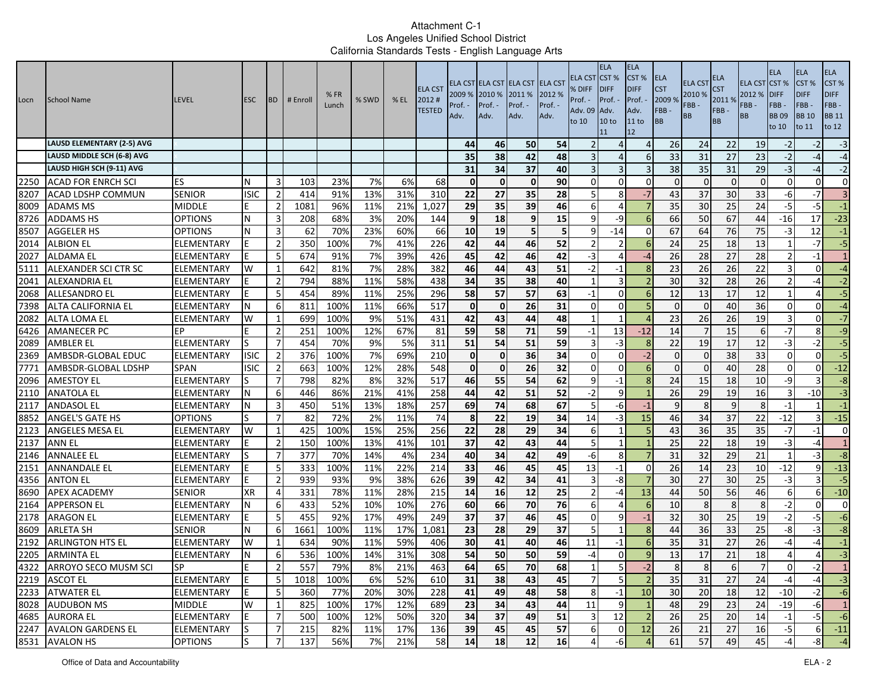Attachment C-1
Los Angeles Unified School District
California Standards Tests - English Language Arts

| Locn | School Name | LEVEL | ESC | BD | # Enroll | % FR Lunch | % SWD | % EL | ELA CST 2012 # TESTED | ELA CST 2009 % Prof. - Adv. | ELA CST 2010 % Prof. - Adv. | ELA CST 2011 % Prof. - Adv. | ELA CST 2012 % Prof. - Adv. | ELA CST % DIFF Prof. - Adv. 09 to 10 | ELA CST % DIFF Prof. - Adv. 10 to 11 | ELA CST % DIFF Prof. - Adv. 11 to 12 | ELA CST 2009 % FBB - BB | ELA CST 2010 % FBB - BB | ELA CST 2011 % FBB - BB | ELA CST 2012 % FBB - BB | ELA CST % DIFF FBB - BB 09 to 10 | ELA CST % DIFF FBB - BB 10 to 11 | ELA CST % DIFF FBB - BB 11 to 12 |
|---|---|---|---|---|---|---|---|---|---|---|---|---|---|---|---|---|---|---|---|---|---|---|---|
| | **LAUSD ELEMENTARY (2-5) AVG** | | | | | | | | | **44** | **46** | **50** | **54** | 2 | 4 | 4 | 26 | 24 | 22 | 19 | -2 | -2 | -3 |
| | **LAUSD MIDDLE SCH (6-8) AVG** | | | | | | | | | **35** | **38** | **42** | **48** | 3 | 4 | 6 | 33 | 31 | 27 | 23 | -2 | -4 | -4 |
| | **LAUSD HIGH SCH (9-11) AVG** | | | | | | | | | **31** | **34** | **37** | **40** | 3 | 3 | 3 | 38 | 35 | 31 | 29 | -3 | -4 | -2 |
| 2250 | ACAD FOR ENRCH SCI | ES | N | 3 | 103 | 23% | 7% | 6% | 68 | **0** | **0** | **0** | **90** | 0 | 0 | 0 | 0 | 0 | 0 | 0 | 0 | 0 | 0 |
| 8207 | ACAD LDSHP COMMUN | SENIOR | ISIC | 2 | 414 | 91% | 13% | 31% | 310 | **22** | **27** | **35** | **28** | 5 | 8 | -7 | 43 | 37 | 30 | 33 | -6 | -7 | 3 |
| 8009 | ADAMS MS | MIDDLE | E | 2 | 1081 | 96% | 11% | 21% | 1,027 | **29** | **35** | **39** | **46** | 6 | 4 | 7 | 35 | 30 | 25 | 24 | -5 | -5 | -1 |
| 8726 | ADDAMS HS | OPTIONS | N | 3 | 208 | 68% | 3% | 20% | 144 | **9** | **18** | **9** | **15** | 9 | -9 | 6 | 66 | 50 | 67 | 44 | -16 | 17 | -23 |
| 8507 | AGGELER HS | OPTIONS | N | 3 | 62 | 70% | 23% | 60% | 66 | **10** | **19** | **5** | **5** | 9 | -14 | 0 | 67 | 64 | 76 | 75 | -3 | 12 | -1 |
| 2014 | ALBION EL | ELEMENTARY | E | 2 | 350 | 100% | 7% | 41% | 226 | **42** | **44** | **46** | **52** | 2 | 2 | 6 | 24 | 25 | 18 | 13 | 1 | -7 | -5 |
| 2027 | ALDAMA EL | ELEMENTARY | E | 5 | 674 | 91% | 7% | 39% | 426 | **45** | **42** | **46** | **42** | -3 | 4 | -4 | 26 | 28 | 27 | 28 | 2 | -1 | 1 |
| 5111 | ALEXANDER SCI CTR SC | ELEMENTARY | W | 1 | 642 | 81% | 7% | 28% | 382 | **46** | **44** | **43** | **51** | -2 | -1 | 8 | 23 | 26 | 26 | 22 | 3 | 0 | -4 |
| 2041 | ALEXANDRIA EL | ELEMENTARY | E | 2 | 794 | 88% | 11% | 58% | 438 | **34** | **35** | **38** | **40** | 1 | 3 | 2 | 30 | 32 | 28 | 26 | 2 | -4 | -2 |
| 2068 | ALLESANDRO EL | ELEMENTARY | E | 5 | 454 | 89% | 11% | 25% | 296 | **58** | **57** | **57** | **63** | -1 | 0 | 6 | 12 | 13 | 17 | 12 | 1 | 4 | -5 |
| 7398 | ALTA CALIFORNIA EL | ELEMENTARY | N | 6 | 811 | 100% | 11% | 66% | 517 | **0** | **0** | **26** | **31** | 0 | 0 | 5 | 0 | 0 | 40 | 36 | 0 | 0 | -4 |
| 2082 | ALTA LOMA EL | ELEMENTARY | W | 1 | 699 | 100% | 9% | 51% | 431 | **42** | **43** | **44** | **48** | 1 | 1 | 4 | 23 | 26 | 26 | 19 | 3 | 0 | -7 |
| 6426 | AMANECER PC | EP | E | 2 | 251 | 100% | 12% | 67% | 81 | **59** | **58** | **71** | **59** | -1 | 13 | -12 | 14 | 7 | 15 | 6 | -7 | 8 | -9 |
| 2089 | AMBLER EL | ELEMENTARY | S | 7 | 454 | 70% | 9% | 5% | 311 | **51** | **54** | **51** | **59** | 3 | -3 | 8 | 22 | 19 | 17 | 12 | -3 | -2 | -5 |
| 2369 | AMBSDR-GLOBAL EDUC | ELEMENTARY | ISIC | 2 | 376 | 100% | 7% | 69% | 210 | **0** | **0** | **36** | **34** | 0 | 0 | -2 | 0 | 0 | 38 | 33 | 0 | 0 | -5 |
| 7771 | AMBSDR-GLOBAL LDSHP | SPAN | ISIC | 2 | 663 | 100% | 12% | 28% | 548 | **0** | **0** | **26** | **32** | 0 | 0 | 6 | 0 | 0 | 40 | 28 | 0 | 0 | -12 |
| 2096 | AMESTOY EL | ELEMENTARY | S | 7 | 798 | 82% | 8% | 32% | 517 | **46** | **55** | **54** | **62** | 9 | -1 | 8 | 24 | 15 | 18 | 10 | -9 | 3 | -8 |
| 2110 | ANATOLA EL | ELEMENTARY | N | 6 | 446 | 86% | 21% | 41% | 258 | **44** | **42** | **51** | **52** | -2 | 9 | 1 | 26 | 29 | 19 | 16 | 3 | -10 | -3 |
| 2117 | ANDASOL EL | ELEMENTARY | N | 3 | 450 | 51% | 13% | 18% | 257 | **69** | **74** | **68** | **67** | 5 | -6 | -1 | 9 | 8 | 9 | 8 | -1 | 1 | -1 |
| 8852 | ANGEL'S GATE HS | OPTIONS | S | 7 | 82 | 72% | 2% | 11% | 74 | **8** | **22** | **19** | **34** | 14 | -3 | 15 | 46 | 34 | 37 | 22 | -12 | 3 | -15 |
| 2123 | ANGELES MESA EL | ELEMENTARY | W | 1 | 425 | 100% | 15% | 25% | 256 | **22** | **28** | **29** | **34** | 6 | 1 | 5 | 43 | 36 | 35 | 35 | -7 | -1 | 0 |
| 2137 | ANN EL | ELEMENTARY | E | 2 | 150 | 100% | 13% | 41% | 101 | **37** | **42** | **43** | **44** | 5 | 1 | 1 | 25 | 22 | 18 | 19 | -3 | -4 | 1 |
| 2146 | ANNALEE EL | ELEMENTARY | S | 7 | 377 | 70% | 14% | 4% | 234 | **40** | **34** | **42** | **49** | -6 | 8 | 7 | 31 | 32 | 29 | 21 | 1 | -3 | -8 |
| 2151 | ANNANDALE EL | ELEMENTARY | E | 5 | 333 | 100% | 11% | 22% | 214 | **33** | **46** | **45** | **45** | 13 | -1 | 0 | 26 | 14 | 23 | 10 | -12 | 9 | -13 |
| 4356 | ANTON EL | ELEMENTARY | E | 2 | 939 | 93% | 9% | 38% | 626 | **39** | **42** | **34** | **41** | 3 | -8 | 7 | 30 | 27 | 30 | 25 | -3 | 3 | -5 |
| 8690 | APEX ACADEMY | SENIOR | XR | 4 | 331 | 78% | 11% | 28% | 215 | **14** | **16** | **12** | **25** | 2 | -4 | 13 | 44 | 50 | 56 | 46 | 6 | 6 | -10 |
| 2164 | APPERSON EL | ELEMENTARY | N | 6 | 433 | 52% | 10% | 10% | 276 | **60** | **66** | **70** | **76** | 6 | 4 | 6 | 10 | 8 | 8 | 8 | -2 | 0 | 0 |
| 2178 | ARAGON EL | ELEMENTARY | E | 5 | 455 | 92% | 17% | 49% | 249 | **37** | **37** | **46** | **45** | 0 | 9 | -1 | 32 | 30 | 25 | 19 | -2 | -5 | -6 |
| 8609 | ARLETA SH | SENIOR | N | 6 | 1661 | 100% | 11% | 17% | 1,081 | **23** | **28** | **29** | **37** | 5 | 1 | 8 | 44 | 36 | 33 | 25 | -8 | -3 | -8 |
| 2192 | ARLINGTON HTS EL | ELEMENTARY | W | 1 | 634 | 90% | 11% | 59% | 406 | **30** | **41** | **40** | **46** | 11 | -1 | 6 | 35 | 31 | 27 | 26 | -4 | -4 | -1 |
| 2205 | ARMINTA EL | ELEMENTARY | N | 6 | 536 | 100% | 14% | 31% | 308 | **54** | **50** | **50** | **59** | -4 | 0 | 9 | 13 | 17 | 21 | 18 | 4 | 4 | -3 |
| 4322 | ARROYO SECO MUSM SCI | SP | E | 2 | 557 | 79% | 8% | 21% | 463 | **64** | **65** | **70** | **68** | 1 | 5 | -2 | 8 | 8 | 6 | 7 | 0 | -2 | 1 |
| 2219 | ASCOT EL | ELEMENTARY | E | 5 | 1018 | 100% | 6% | 52% | 610 | **31** | **38** | **43** | **45** | 7 | 5 | 2 | 35 | 31 | 27 | 24 | -4 | -4 | -3 |
| 2233 | ATWATER EL | ELEMENTARY | E | 5 | 360 | 77% | 20% | 30% | 228 | **41** | **49** | **48** | **58** | 8 | -1 | 10 | 30 | 20 | 18 | 12 | -10 | -2 | -6 |
| 8028 | AUDUBON MS | MIDDLE | W | 1 | 825 | 100% | 17% | 12% | 689 | **23** | **34** | **43** | **44** | 11 | 9 | 1 | 48 | 29 | 23 | 24 | -19 | -6 | 1 |
| 4685 | AURORA EL | ELEMENTARY | E | 7 | 500 | 100% | 12% | 50% | 320 | **34** | **37** | **49** | **51** | 3 | 12 | 2 | 26 | 25 | 20 | 14 | -1 | -5 | -6 |
| 2247 | AVALON GARDENS EL | ELEMENTARY | S | 7 | 215 | 82% | 11% | 17% | 136 | **39** | **45** | **45** | **57** | 6 | 0 | 12 | 26 | 21 | 27 | 16 | -5 | 6 | -11 |
| 8531 | AVALON HS | OPTIONS | S | 7 | 137 | 56% | 7% | 21% | 58 | **14** | **18** | **12** | **16** | 4 | -6 | 4 | 61 | 57 | 49 | 45 | -4 | -8 | -4 |

Office of Data and Accountability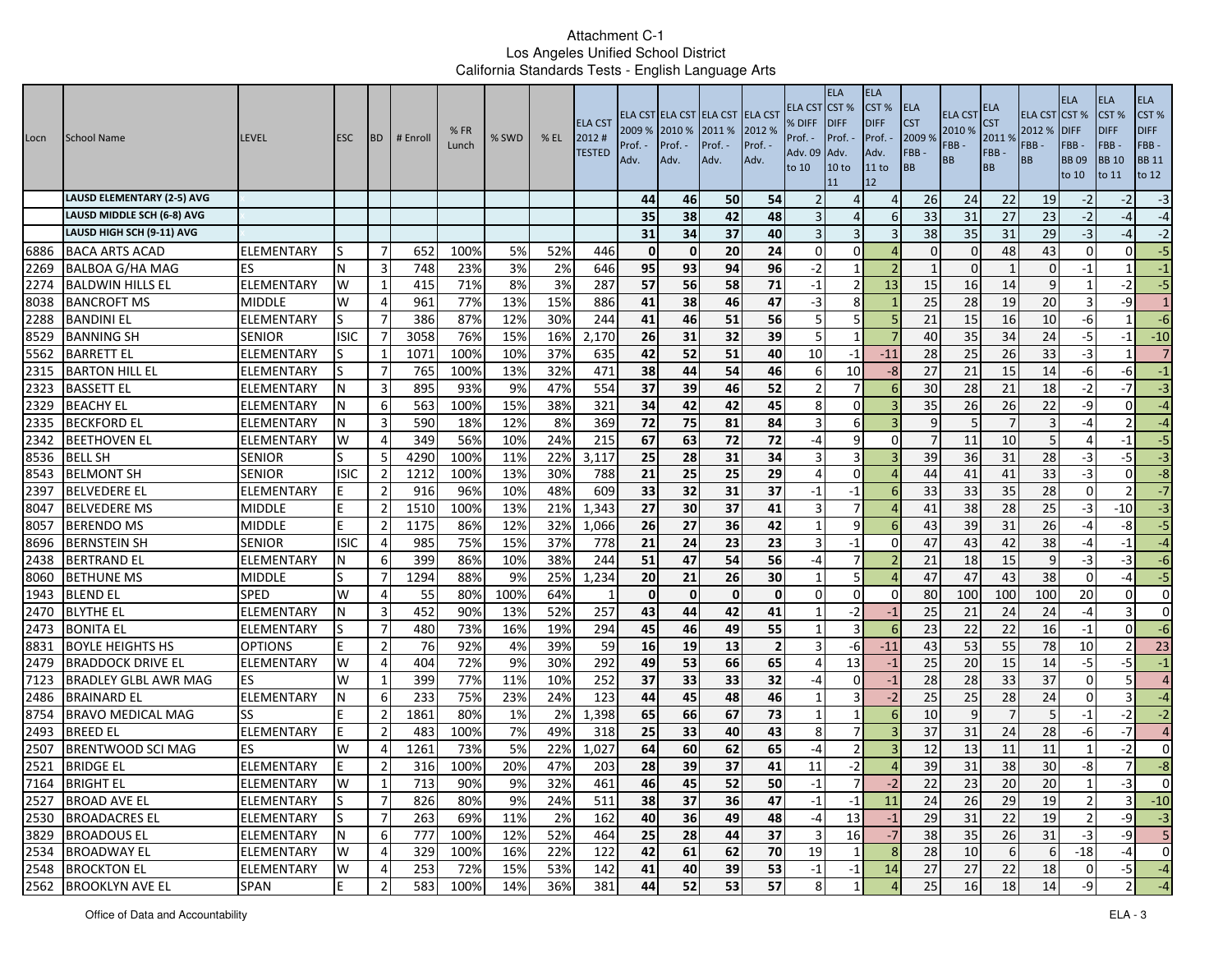Attachment C-1
Los Angeles Unified School District
California Standards Tests - English Language Arts

| Locn | School Name | LEVEL | ESC | BD | # Enroll | % FR Lunch | % SWD | % EL | ELA CST 2012 # TESTED | ELA CST 2009 % Prof. - Adv. | ELA CST 2010 % Prof. - Adv. | ELA CST 2011 % Prof. - Adv. | ELA CST 2012 % Prof. - Adv. | ELA CST % DIFF Prof. - Adv. 09 to 10 | ELA CST % DIFF Prof. - Adv. 10 to 11 | ELA CST % DIFF Prof. - Adv. 11 to 12 | ELA CST 2009 % FBB - BB | ELA CST 2010 % FBB - BB | ELA CST 2011 % FBB - BB | ELA CST 2012 % FBB - BB | ELA CST % DIFF FBB - BB 09 to 10 | ELA CST % DIFF FBB - BB 10 to 11 | ELA CST % DIFF FBB - BB 11 to 12 |
|---|---|---|---|---|---|---|---|---|---|---|---|---|---|---|---|---|---|---|---|---|---|---|---|
| | LAUSD ELEMENTARY (2-5) AVG | | | | | | | | | 44 | 46 | 50 | 54 | 2 | 4 | 4 | 26 | 24 | 22 | 19 | -2 | -2 | -3 |
| | LAUSD MIDDLE SCH (6-8) AVG | | | | | | | | | 35 | 38 | 42 | 48 | 3 | 4 | 6 | 33 | 31 | 27 | 23 | -2 | -4 | -4 |
| | LAUSD HIGH SCH (9-11) AVG | | | | | | | | | 31 | 34 | 37 | 40 | 3 | 3 | 3 | 38 | 35 | 31 | 29 | -3 | -4 | -2 |
| 6886 | BACA ARTS ACAD | ELEMENTARY | S | 7 | 652 | 100% | 5% | 52% | 446 | 0 | 0 | 20 | 24 | 0 | 0 | 4 | 0 | 0 | 48 | 43 | 0 | 0 | -5 |
| 2269 | BALBOA G/HA MAG | ES | N | 3 | 748 | 23% | 3% | 2% | 646 | 95 | 93 | 94 | 96 | -2 | 1 | 2 | 1 | 0 | 1 | 0 | -1 | 1 | -1 |
| 2274 | BALDWIN HILLS EL | ELEMENTARY | W | 1 | 415 | 71% | 8% | 3% | 287 | 57 | 56 | 58 | 71 | -1 | 2 | 13 | 15 | 16 | 14 | 9 | 1 | -2 | -5 |
| 8038 | BANCROFT MS | MIDDLE | W | 4 | 961 | 77% | 13% | 15% | 886 | 41 | 38 | 46 | 47 | -3 | 8 | 1 | 25 | 28 | 19 | 20 | 3 | -9 | 1 |
| 2288 | BANDINI EL | ELEMENTARY | S | 7 | 386 | 87% | 12% | 30% | 244 | 41 | 46 | 51 | 56 | 5 | 5 | 5 | 21 | 15 | 16 | 10 | -6 | 1 | -6 |
| 8529 | BANNING SH | SENIOR | ISIC | 7 | 3058 | 76% | 15% | 16% | 2,170 | 26 | 31 | 32 | 39 | 5 | 1 | 7 | 40 | 35 | 34 | 24 | -5 | -1 | -10 |
| 5562 | BARRETT EL | ELEMENTARY | S | 1 | 1071 | 100% | 10% | 37% | 635 | 42 | 52 | 51 | 40 | 10 | -1 | -11 | 28 | 25 | 26 | 33 | -3 | 1 | 7 |
| 2315 | BARTON HILL EL | ELEMENTARY | S | 7 | 765 | 100% | 13% | 32% | 471 | 38 | 44 | 54 | 46 | 6 | 10 | -8 | 27 | 21 | 15 | 14 | -6 | -6 | -1 |
| 2323 | BASSETT EL | ELEMENTARY | N | 3 | 895 | 93% | 9% | 47% | 554 | 37 | 39 | 46 | 52 | 2 | 7 | 6 | 30 | 28 | 21 | 18 | -2 | -7 | -3 |
| 2329 | BEACHY EL | ELEMENTARY | N | 6 | 563 | 100% | 15% | 38% | 321 | 34 | 42 | 42 | 45 | 8 | 0 | 3 | 35 | 26 | 26 | 22 | -9 | 0 | -4 |
| 2335 | BECKFORD EL | ELEMENTARY | N | 3 | 590 | 18% | 12% | 8% | 369 | 72 | 75 | 81 | 84 | 3 | 6 | 3 | 9 | 5 | 7 | 3 | -4 | 2 | -4 |
| 2342 | BEETHOVEN EL | ELEMENTARY | W | 4 | 349 | 56% | 10% | 24% | 215 | 67 | 63 | 72 | 72 | -4 | 9 | 0 | 7 | 11 | 10 | 5 | 4 | -1 | -5 |
| 8536 | BELL SH | SENIOR | S | 5 | 4290 | 100% | 11% | 22% | 3,117 | 25 | 28 | 31 | 34 | 3 | 3 | 3 | 39 | 36 | 31 | 28 | -3 | -5 | -3 |
| 8543 | BELMONT SH | SENIOR | ISIC | 2 | 1212 | 100% | 13% | 30% | 788 | 21 | 25 | 25 | 29 | 4 | 0 | 4 | 44 | 41 | 41 | 33 | -3 | 0 | -8 |
| 2397 | BELVEDERE EL | ELEMENTARY | E | 2 | 916 | 96% | 10% | 48% | 609 | 33 | 32 | 31 | 37 | -1 | -1 | 6 | 33 | 33 | 35 | 28 | 0 | 2 | -7 |
| 8047 | BELVEDERE MS | MIDDLE | E | 2 | 1510 | 100% | 13% | 21% | 1,343 | 27 | 30 | 37 | 41 | 3 | 7 | 4 | 41 | 38 | 28 | 25 | -3 | -10 | -3 |
| 8057 | BERENDO MS | MIDDLE | E | 2 | 1175 | 86% | 12% | 32% | 1,066 | 26 | 27 | 36 | 42 | 1 | 9 | 6 | 43 | 39 | 31 | 26 | -4 | -8 | -5 |
| 8696 | BERNSTEIN SH | SENIOR | ISIC | 4 | 985 | 75% | 15% | 37% | 778 | 21 | 24 | 23 | 23 | 3 | -1 | 0 | 47 | 43 | 42 | 38 | -4 | -1 | -4 |
| 2438 | BERTRAND EL | ELEMENTARY | N | 6 | 399 | 86% | 10% | 38% | 244 | 51 | 47 | 54 | 56 | -4 | 7 | 2 | 21 | 18 | 15 | 9 | -3 | -3 | -6 |
| 8060 | BETHUNE MS | MIDDLE | S | 7 | 1294 | 88% | 9% | 25% | 1,234 | 20 | 21 | 26 | 30 | 1 | 5 | 4 | 47 | 47 | 43 | 38 | 0 | -4 | -5 |
| 1943 | BLEND EL | SPED | W | 4 | 55 | 80% | 100% | 64% | 1 | 0 | 0 | 0 | 0 | 0 | 0 | 0 | 80 | 100 | 100 | 100 | 20 | 0 | 0 |
| 2470 | BLYTHE EL | ELEMENTARY | N | 3 | 452 | 90% | 13% | 52% | 257 | 43 | 44 | 42 | 41 | 1 | -2 | -1 | 25 | 21 | 24 | 24 | -4 | 3 | 0 |
| 2473 | BONITA EL | ELEMENTARY | S | 7 | 480 | 73% | 16% | 19% | 294 | 45 | 46 | 49 | 55 | 1 | 3 | 6 | 23 | 22 | 22 | 16 | -1 | 0 | -6 |
| 8831 | BOYLE HEIGHTS HS | OPTIONS | E | 2 | 76 | 92% | 4% | 39% | 59 | 16 | 19 | 13 | 2 | 3 | -6 | -11 | 43 | 53 | 55 | 78 | 10 | 2 | 23 |
| 2479 | BRADDOCK DRIVE EL | ELEMENTARY | W | 4 | 404 | 72% | 9% | 30% | 292 | 49 | 53 | 66 | 65 | 4 | 13 | -1 | 25 | 20 | 15 | 14 | -5 | -5 | -1 |
| 7123 | BRADLEY GLBL AWR MAG | ES | W | 1 | 399 | 77% | 11% | 10% | 252 | 37 | 33 | 33 | 32 | -4 | 0 | -1 | 28 | 28 | 33 | 37 | 0 | 5 | 4 |
| 2486 | BRAINARD EL | ELEMENTARY | N | 6 | 233 | 75% | 23% | 24% | 123 | 44 | 45 | 48 | 46 | 1 | 3 | -2 | 25 | 25 | 28 | 24 | 0 | 3 | -4 |
| 8754 | BRAVO MEDICAL MAG | SS | E | 2 | 1861 | 80% | 1% | 2% | 1,398 | 65 | 66 | 67 | 73 | 1 | 1 | 6 | 10 | 9 | 7 | 5 | -1 | -2 | -2 |
| 2493 | BREED EL | ELEMENTARY | E | 2 | 483 | 100% | 7% | 49% | 318 | 25 | 33 | 40 | 43 | 8 | 7 | 3 | 37 | 31 | 24 | 28 | -6 | -7 | 4 |
| 2507 | BRENTWOOD SCI MAG | ES | W | 4 | 1261 | 73% | 5% | 22% | 1,027 | 64 | 60 | 62 | 65 | -4 | 2 | 3 | 12 | 13 | 11 | 11 | 1 | -2 | 0 |
| 2521 | BRIDGE EL | ELEMENTARY | E | 2 | 316 | 100% | 20% | 47% | 203 | 28 | 39 | 37 | 41 | 11 | -2 | 4 | 39 | 31 | 38 | 30 | -8 | 7 | -8 |
| 7164 | BRIGHT EL | ELEMENTARY | W | 1 | 713 | 90% | 9% | 32% | 461 | 46 | 45 | 52 | 50 | -1 | 7 | -2 | 22 | 23 | 20 | 20 | 1 | -3 | 0 |
| 2527 | BROAD AVE EL | ELEMENTARY | S | 7 | 826 | 80% | 9% | 24% | 511 | 38 | 37 | 36 | 47 | -1 | -1 | 11 | 24 | 26 | 29 | 19 | 2 | 3 | -10 |
| 2530 | BROADACRES EL | ELEMENTARY | S | 7 | 263 | 69% | 11% | 2% | 162 | 40 | 36 | 49 | 48 | -4 | 13 | -1 | 29 | 31 | 22 | 19 | 2 | -9 | -3 |
| 3829 | BROADOUS EL | ELEMENTARY | N | 6 | 777 | 100% | 12% | 52% | 464 | 25 | 28 | 44 | 37 | 3 | 16 | -7 | 38 | 35 | 26 | 31 | -3 | -9 | 5 |
| 2534 | BROADWAY EL | ELEMENTARY | W | 4 | 329 | 100% | 16% | 22% | 122 | 42 | 61 | 62 | 70 | 19 | 1 | 8 | 28 | 10 | 6 | 6 | -18 | -4 | 0 |
| 2548 | BROCKTON EL | ELEMENTARY | W | 4 | 253 | 72% | 15% | 53% | 142 | 41 | 40 | 39 | 53 | -1 | -1 | 14 | 27 | 27 | 22 | 18 | 0 | -5 | -4 |
| 2562 | BROOKLYN AVE EL | SPAN | E | 2 | 583 | 100% | 14% | 36% | 381 | 44 | 52 | 53 | 57 | 8 | 1 | 4 | 25 | 16 | 18 | 14 | -9 | 2 | -4 |

Office of Data and Accountability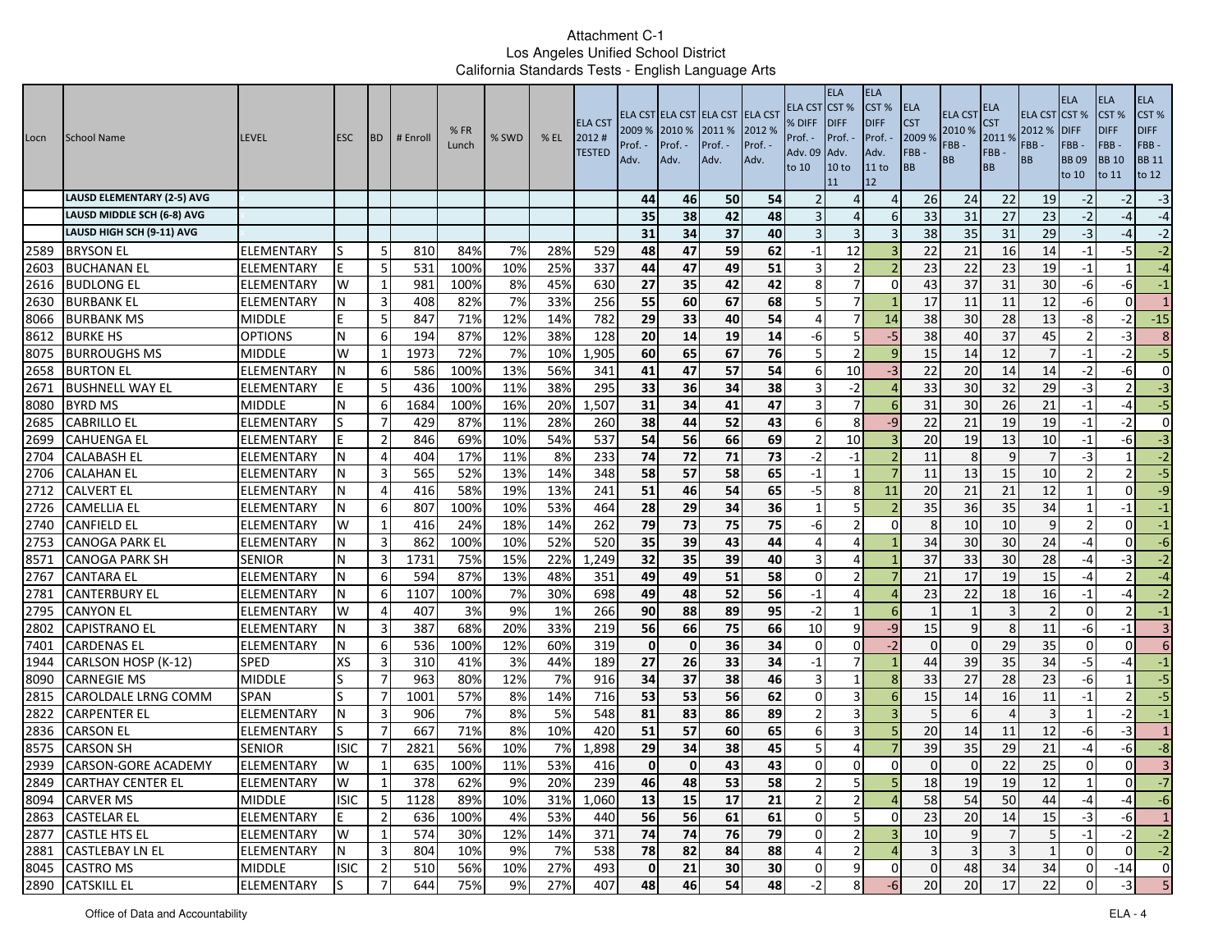Attachment C-1
Los Angeles Unified School District
California Standards Tests - English Language Arts

| Locn | School Name | LEVEL | ESC | BD | # Enroll | % FR Lunch | % SWD | % EL | ELA CST 2012 # TESTED | ELA CST 2009 % Prof. - Adv. | ELA CST 2010 % Prof. - Adv. | ELA CST 2011 % Prof. - Adv. | ELA CST 2012 % Prof. - Adv. | ELA CST % DIFF Prof. - Adv. 09 to 10 | ELA CST % DIFF Prof. - Adv. 10 to 11 | ELA CST % DIFF Prof. - Adv. 11 to 12 | ELA CST 2009 % FBB - BB | ELA CST 2010 % FBB - BB | ELA CST 2011 % FBB - BB | ELA CST 2012 % FBB - BB | ELA CST % DIFF FBB - BB 09 to 10 | ELA CST % DIFF FBB - BB 10 to 11 | ELA CST % DIFF FBB - BB 11 to 12 |
|---|---|---|---|---|---|---|---|---|---|---|---|---|---|---|---|---|---|---|---|---|---|---|---|
| | LAUSD ELEMENTARY (2-5) AVG | | | | | | | | | 44 | 46 | 50 | 54 | 2 | 4 | 4 | 26 | 24 | 22 | 19 | -2 | -2 | -3 |
| | LAUSD MIDDLE SCH (6-8) AVG | | | | | | | | | 35 | 38 | 42 | 48 | 3 | 4 | 6 | 33 | 31 | 27 | 23 | -2 | -4 | -4 |
| | LAUSD HIGH SCH (9-11) AVG | | | | | | | | | 31 | 34 | 37 | 40 | 3 | 3 | 3 | 38 | 35 | 31 | 29 | -3 | -4 | -2 |
| 2589 | BRYSON EL | ELEMENTARY | S | 5 | 810 | 84% | 7% | 28% | 529 | 48 | 47 | 59 | 62 | -1 | 12 | 3 | 22 | 21 | 16 | 14 | -1 | -5 | -2 |
| 2603 | BUCHANAN EL | ELEMENTARY | E | 5 | 531 | 100% | 10% | 25% | 337 | 44 | 47 | 49 | 51 | 3 | 2 | 2 | 23 | 22 | 23 | 19 | -1 | 1 | -4 |
| 2616 | BUDLONG EL | ELEMENTARY | W | 1 | 981 | 100% | 8% | 45% | 630 | 27 | 35 | 42 | 42 | 8 | 7 | 0 | 43 | 37 | 31 | 30 | -6 | -6 | -1 |
| 2630 | BURBANK EL | ELEMENTARY | N | 3 | 408 | 82% | 7% | 33% | 256 | 55 | 60 | 67 | 68 | 5 | 7 | 1 | 17 | 11 | 11 | 12 | -6 | 0 | 1 |
| 8066 | BURBANK MS | MIDDLE | E | 5 | 847 | 71% | 12% | 14% | 782 | 29 | 33 | 40 | 54 | 4 | 7 | 14 | 38 | 30 | 28 | 13 | -8 | -2 | -15 |
| 8612 | BURKE HS | OPTIONS | N | 6 | 194 | 87% | 12% | 38% | 128 | 20 | 14 | 19 | 14 | -6 | 5 | -5 | 38 | 40 | 37 | 45 | 2 | -3 | 8 |
| 8075 | BURROUGHS MS | MIDDLE | W | 1 | 1973 | 72% | 7% | 10% | 1,905 | 60 | 65 | 67 | 76 | 5 | 2 | 9 | 15 | 14 | 12 | 7 | -1 | -2 | -5 |
| 2658 | BURTON EL | ELEMENTARY | N | 6 | 586 | 100% | 13% | 56% | 341 | 41 | 47 | 57 | 54 | 6 | 10 | -3 | 22 | 20 | 14 | 14 | -2 | -6 | 0 |
| 2671 | BUSHNELL WAY EL | ELEMENTARY | E | 5 | 436 | 100% | 11% | 38% | 295 | 33 | 36 | 34 | 38 | 3 | -2 | 4 | 33 | 30 | 32 | 29 | -3 | 2 | -3 |
| 8080 | BYRD MS | MIDDLE | N | 6 | 1684 | 100% | 16% | 20% | 1,507 | 31 | 34 | 41 | 47 | 3 | 7 | 6 | 31 | 30 | 26 | 21 | -1 | -4 | -5 |
| 2685 | CABRILLO EL | ELEMENTARY | S | 7 | 429 | 87% | 11% | 28% | 260 | 38 | 44 | 52 | 43 | 6 | 8 | -9 | 22 | 21 | 19 | 19 | -1 | -2 | 0 |
| 2699 | CAHUENGA EL | ELEMENTARY | E | 2 | 846 | 69% | 10% | 54% | 537 | 54 | 56 | 66 | 69 | 2 | 10 | 3 | 20 | 19 | 13 | 10 | -1 | -6 | -3 |
| 2704 | CALABASH EL | ELEMENTARY | N | 4 | 404 | 17% | 11% | 8% | 233 | 74 | 72 | 71 | 73 | -2 | -1 | 2 | 11 | 8 | 9 | 7 | -3 | 1 | -2 |
| 2706 | CALAHAN EL | ELEMENTARY | N | 3 | 565 | 52% | 13% | 14% | 348 | 58 | 57 | 58 | 65 | -1 | 1 | 7 | 11 | 13 | 15 | 10 | 2 | 2 | -5 |
| 2712 | CALVERT EL | ELEMENTARY | N | 4 | 416 | 58% | 19% | 13% | 241 | 51 | 46 | 54 | 65 | -5 | 8 | 11 | 20 | 21 | 21 | 12 | 1 | 0 | -9 |
| 2726 | CAMELLIA EL | ELEMENTARY | N | 6 | 807 | 100% | 10% | 53% | 464 | 28 | 29 | 34 | 36 | 1 | 5 | 2 | 35 | 36 | 35 | 34 | 1 | -1 | -1 |
| 2740 | CANFIELD EL | ELEMENTARY | W | 1 | 416 | 24% | 18% | 14% | 262 | 79 | 73 | 75 | 75 | -6 | 2 | 0 | 8 | 10 | 10 | 9 | 2 | 0 | -1 |
| 2753 | CANOGA PARK EL | ELEMENTARY | N | 3 | 862 | 100% | 10% | 52% | 520 | 35 | 39 | 43 | 44 | 4 | 4 | 1 | 34 | 30 | 30 | 24 | -4 | 0 | -6 |
| 8571 | CANOGA PARK SH | SENIOR | N | 3 | 1731 | 75% | 15% | 22% | 1,249 | 32 | 35 | 39 | 40 | 3 | 4 | 1 | 37 | 33 | 30 | 28 | -4 | -3 | -2 |
| 2767 | CANTARA EL | ELEMENTARY | N | 6 | 594 | 87% | 13% | 48% | 351 | 49 | 49 | 51 | 58 | 0 | 2 | 7 | 21 | 17 | 19 | 15 | -4 | 2 | -4 |
| 2781 | CANTERBURY EL | ELEMENTARY | N | 6 | 1107 | 100% | 7% | 30% | 698 | 49 | 48 | 52 | 56 | -1 | 4 | 4 | 23 | 22 | 18 | 16 | -1 | -4 | -2 |
| 2795 | CANYON EL | ELEMENTARY | W | 4 | 407 | 3% | 9% | 1% | 266 | 90 | 88 | 89 | 95 | -2 | 1 | 6 | 1 | 1 | 3 | 2 | 0 | 2 | -1 |
| 2802 | CAPISTRANO EL | ELEMENTARY | N | 3 | 387 | 68% | 20% | 33% | 219 | 56 | 66 | 75 | 66 | 10 | 9 | -9 | 15 | 9 | 8 | 11 | -6 | -1 | 3 |
| 7401 | CARDENAS EL | ELEMENTARY | N | 6 | 536 | 100% | 12% | 60% | 319 | 0 | 0 | 36 | 34 | 0 | 0 | -2 | 0 | 0 | 29 | 35 | 0 | 0 | 6 |
| 1944 | CARLSON HOSP (K-12) | SPED | XS | 3 | 310 | 41% | 3% | 44% | 189 | 27 | 26 | 33 | 34 | -1 | 7 | 1 | 44 | 39 | 35 | 34 | -5 | -4 | -1 |
| 8090 | CARNEGIE MS | MIDDLE | S | 7 | 963 | 80% | 12% | 7% | 916 | 34 | 37 | 38 | 46 | 3 | 1 | 8 | 33 | 27 | 28 | 23 | -6 | 1 | -5 |
| 2815 | CAROLDALE LRNG COMM | SPAN | S | 7 | 1001 | 57% | 8% | 14% | 716 | 53 | 53 | 56 | 62 | 0 | 3 | 6 | 15 | 14 | 16 | 11 | -1 | 2 | -5 |
| 2822 | CARPENTER EL | ELEMENTARY | N | 3 | 906 | 7% | 8% | 5% | 548 | 81 | 83 | 86 | 89 | 2 | 3 | 3 | 5 | 6 | 4 | 3 | 1 | -2 | -1 |
| 2836 | CARSON EL | ELEMENTARY | S | 7 | 667 | 71% | 8% | 10% | 420 | 51 | 57 | 60 | 65 | 6 | 3 | 5 | 20 | 14 | 11 | 12 | -6 | -3 | 1 |
| 8575 | CARSON SH | SENIOR | ISIC | 7 | 2821 | 56% | 10% | 7% | 1,898 | 29 | 34 | 38 | 45 | 5 | 4 | 7 | 39 | 35 | 29 | 21 | -4 | -6 | -8 |
| 2939 | CARSON-GORE ACADEMY | ELEMENTARY | W | 1 | 635 | 100% | 11% | 53% | 416 | 0 | 0 | 43 | 43 | 0 | 0 | 0 | 0 | 0 | 22 | 25 | 0 | 0 | 3 |
| 2849 | CARTHAY CENTER EL | ELEMENTARY | W | 1 | 378 | 62% | 9% | 20% | 239 | 46 | 48 | 53 | 58 | 2 | 5 | 5 | 18 | 19 | 19 | 12 | 1 | 0 | -7 |
| 8094 | CARVER MS | MIDDLE | ISIC | 5 | 1128 | 89% | 10% | 31% | 1,060 | 13 | 15 | 17 | 21 | 2 | 2 | 4 | 58 | 54 | 50 | 44 | -4 | -4 | -6 |
| 2863 | CASTELAR EL | ELEMENTARY | E | 2 | 636 | 100% | 4% | 53% | 440 | 56 | 56 | 61 | 61 | 0 | 5 | 0 | 23 | 20 | 14 | 15 | -3 | -6 | 1 |
| 2877 | CASTLE HTS EL | ELEMENTARY | W | 1 | 574 | 30% | 12% | 14% | 371 | 74 | 74 | 76 | 79 | 0 | 2 | 3 | 10 | 9 | 7 | 5 | -1 | -2 | -2 |
| 2881 | CASTLEBAY LN EL | ELEMENTARY | N | 3 | 804 | 10% | 9% | 7% | 538 | 78 | 82 | 84 | 88 | 4 | 2 | 4 | 3 | 3 | 3 | 1 | 0 | 0 | -2 |
| 8045 | CASTRO MS | MIDDLE | ISIC | 2 | 510 | 56% | 10% | 27% | 493 | 0 | 21 | 30 | 30 | 0 | 9 | 0 | 0 | 48 | 34 | 34 | 0 | -14 | 0 |
| 2890 | CATSKILL EL | ELEMENTARY | S | 7 | 644 | 75% | 9% | 27% | 407 | 48 | 46 | 54 | 48 | -2 | 8 | -6 | 20 | 20 | 17 | 22 | 0 | -3 | 5 |

Office of Data and Accountability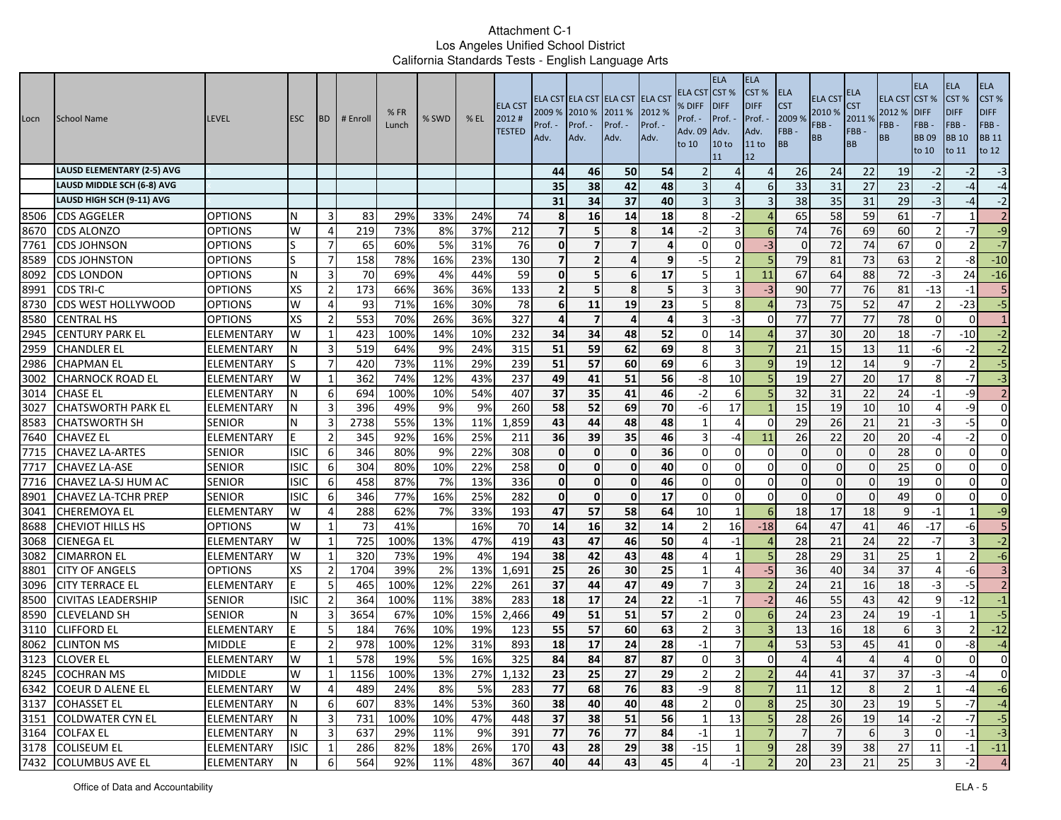# Attachment C-1
## Los Angeles Unified School District
### California Standards Tests - English Language Arts

| Locn | School Name | LEVEL | ESC | BD | # Enroll | % FR Lunch | % SWD | % EL | ELA CST 2012 # TESTED | ELA CST 2009 % Prof. - Adv. | ELA CST 2010 % Prof. - Adv. | ELA CST 2011 % Prof. - Adv. | ELA CST 2012 % Prof. - Adv. | ELA CST % DIFF Prof. - Adv. 09 to 10 | ELA CST % DIFF Prof. - Adv. 10 to 11 | ELA CST % DIFF Prof. - Adv. 11 to 12 | ELA CST 2009 % FBB - BB | ELA CST 2010 % FBB - BB | ELA CST 2011 % FBB - BB | ELA CST 2012 % FBB - BB | ELA CST % DIFF FBB - BB 09 to 10 | ELA CST % DIFF FBB - BB 10 to 11 | ELA CST % DIFF FBB - BB 11 to 12 |
|---|---|---|---|---|---|---|---|---|---|---|---|---|---|---|---|---|---|---|---|---|---|---|---|
| | **LAUSD ELEMENTARY (2-5) AVG** | | | | | | | | | **44** | **46** | **50** | **54** | 2 | 4 | 4 | 26 | 24 | 22 | 19 | -2 | -2 | -3 |
| | **LAUSD MIDDLE SCH (6-8) AVG** | | | | | | | | | **35** | **38** | **42** | **48** | 3 | 4 | 6 | 33 | 31 | 27 | 23 | -2 | -4 | -4 |
| | **LAUSD HIGH SCH (9-11) AVG** | | | | | | | | | **31** | **34** | **37** | **40** | 3 | 3 | 3 | 38 | 35 | 31 | 29 | -3 | -4 | -2 |
| 8506 | CDS AGGELER | OPTIONS | N | 3 | 83 | 29% | 33% | 24% | 74 | **8** | **16** | **14** | **18** | 8 | -2 | 4 | 65 | 58 | 59 | 61 | -7 | 1 | 2 |
| 8670 | CDS ALONZO | OPTIONS | W | 4 | 219 | 73% | 8% | 37% | 212 | **7** | **5** | **8** | **14** | -2 | 3 | 6 | 74 | 76 | 69 | 60 | 2 | -7 | -9 |
| 7761 | CDS JOHNSON | OPTIONS | S | 7 | 65 | 60% | 5% | 31% | 76 | **0** | **7** | **7** | **4** | 0 | 0 | -3 | 0 | 72 | 74 | 67 | 0 | 2 | -7 |
| 8589 | CDS JOHNSTON | OPTIONS | S | 7 | 158 | 78% | 16% | 23% | 130 | **7** | **2** | **4** | **9** | -5 | 2 | 5 | 79 | 81 | 73 | 63 | 2 | -8 | -10 |
| 8092 | CDS LONDON | OPTIONS | N | 3 | 70 | 69% | 4% | 44% | 59 | **0** | **5** | **6** | **17** | 5 | 1 | 11 | 67 | 64 | 88 | 72 | -3 | 24 | -16 |
| 8991 | CDS TRI-C | OPTIONS | XS | 2 | 173 | 66% | 36% | 36% | 133 | **2** | **5** | **8** | **5** | 3 | 3 | -3 | 90 | 77 | 76 | 81 | -13 | -1 | 5 |
| 8730 | CDS WEST HOLLYWOOD | OPTIONS | W | 4 | 93 | 71% | 16% | 30% | 78 | **6** | **11** | **19** | **23** | 5 | 8 | 4 | 73 | 75 | 52 | 47 | 2 | -23 | -5 |
| 8580 | CENTRAL HS | OPTIONS | XS | 2 | 553 | 70% | 26% | 36% | 327 | **4** | **7** | **4** | **4** | 3 | -3 | 0 | 77 | 77 | 77 | 78 | 0 | 0 | 1 |
| 2945 | CENTURY PARK EL | ELEMENTARY | W | 1 | 423 | 100% | 14% | 10% | 232 | **34** | **34** | **48** | **52** | 0 | 14 | 4 | 37 | 30 | 20 | 18 | -7 | -10 | -2 |
| 2959 | CHANDLER EL | ELEMENTARY | N | 3 | 519 | 64% | 9% | 24% | 315 | **51** | **59** | **62** | **69** | 8 | 3 | 7 | 21 | 15 | 13 | 11 | -6 | -2 | -2 |
| 2986 | CHAPMAN EL | ELEMENTARY | S | 7 | 420 | 73% | 11% | 29% | 239 | **51** | **57** | **60** | **69** | 6 | 3 | 9 | 19 | 12 | 14 | 9 | -7 | 2 | -5 |
| 3002 | CHARNOCK ROAD EL | ELEMENTARY | W | 1 | 362 | 74% | 12% | 43% | 237 | **49** | **41** | **51** | **56** | -8 | 10 | 5 | 19 | 27 | 20 | 17 | 8 | -7 | -3 |
| 3014 | CHASE EL | ELEMENTARY | N | 6 | 694 | 100% | 10% | 54% | 407 | **37** | **35** | **41** | **46** | -2 | 6 | 5 | 32 | 31 | 22 | 24 | -1 | -9 | 2 |
| 3027 | CHATSWORTH PARK EL | ELEMENTARY | N | 3 | 396 | 49% | 9% | 9% | 260 | **58** | **52** | **69** | **70** | -6 | 17 | 1 | 15 | 19 | 10 | 10 | 4 | -9 | 0 |
| 8583 | CHATSWORTH SH | SENIOR | N | 3 | 2738 | 55% | 13% | 11% | 1,859 | **43** | **44** | **48** | **48** | 1 | 4 | 0 | 29 | 26 | 21 | 21 | -3 | -5 | 0 |
| 7640 | CHAVEZ EL | ELEMENTARY | E | 2 | 345 | 92% | 16% | 25% | 211 | **36** | **39** | **35** | **46** | 3 | -4 | 11 | 26 | 22 | 20 | 20 | -4 | -2 | 0 |
| 7715 | CHAVEZ LA-ARTES | SENIOR | ISIC | 6 | 346 | 80% | 9% | 22% | 308 | **0** | **0** | **0** | **36** | 0 | 0 | 0 | 0 | 0 | 0 | 28 | 0 | 0 | 0 |
| 7717 | CHAVEZ LA-ASE | SENIOR | ISIC | 6 | 304 | 80% | 10% | 22% | 258 | **0** | **0** | **0** | **40** | 0 | 0 | 0 | 0 | 0 | 0 | 25 | 0 | 0 | 0 |
| 7716 | CHAVEZ LA-SJ HUM AC | SENIOR | ISIC | 6 | 458 | 87% | 7% | 13% | 336 | **0** | **0** | **0** | **46** | 0 | 0 | 0 | 0 | 0 | 0 | 19 | 0 | 0 | 0 |
| 8901 | CHAVEZ LA-TCHR PREP | SENIOR | ISIC | 6 | 346 | 77% | 16% | 25% | 282 | **0** | **0** | **0** | **17** | 0 | 0 | 0 | 0 | 0 | 0 | 49 | 0 | 0 | 0 |
| 3041 | CHEREMOYA EL | ELEMENTARY | W | 4 | 288 | 62% | 7% | 33% | 193 | **47** | **57** | **58** | **64** | 10 | 1 | 6 | 18 | 17 | 18 | 9 | -1 | 1 | -9 |
| 8688 | CHEVIOT HILLS HS | OPTIONS | W | 1 | 73 | 41% | | 16% | 70 | **14** | **16** | **32** | **14** | 2 | 16 | -18 | 64 | 47 | 41 | 46 | -17 | -6 | 5 |
| 3068 | CIENEGA EL | ELEMENTARY | W | 1 | 725 | 100% | 13% | 47% | 419 | **43** | **47** | **46** | **50** | 4 | -1 | 4 | 28 | 21 | 24 | 22 | -7 | 3 | -2 |
| 3082 | CIMARRON EL | ELEMENTARY | W | 1 | 320 | 73% | 19% | 4% | 194 | **38** | **42** | **43** | **48** | 4 | 1 | 5 | 28 | 29 | 31 | 25 | 1 | 2 | -6 |
| 8801 | CITY OF ANGELS | OPTIONS | XS | 2 | 1704 | 39% | 2% | 13% | 1,691 | **25** | **26** | **30** | **25** | 1 | 4 | -5 | 36 | 40 | 34 | 37 | 4 | -6 | 3 |
| 3096 | CITY TERRACE EL | ELEMENTARY | E | 5 | 465 | 100% | 12% | 22% | 261 | **37** | **44** | **47** | **49** | 7 | 3 | 2 | 24 | 21 | 16 | 18 | -3 | -5 | 2 |
| 8500 | CIVITAS LEADERSHIP | SENIOR | ISIC | 2 | 364 | 100% | 11% | 38% | 283 | **18** | **17** | **24** | **22** | -1 | 7 | -2 | 46 | 55 | 43 | 42 | 9 | -12 | -1 |
| 8590 | CLEVELAND SH | SENIOR | N | 3 | 3654 | 67% | 10% | 15% | 2,466 | **49** | **51** | **51** | **57** | 2 | 0 | 6 | 24 | 23 | 24 | 19 | -1 | 1 | -5 |
| 3110 | CLIFFORD EL | ELEMENTARY | E | 5 | 184 | 76% | 10% | 19% | 123 | **55** | **57** | **60** | **63** | 2 | 3 | 3 | 13 | 16 | 18 | 6 | 3 | 2 | -12 |
| 8062 | CLINTON MS | MIDDLE | E | 2 | 978 | 100% | 12% | 31% | 893 | **18** | **17** | **24** | **28** | -1 | 7 | 4 | 53 | 53 | 45 | 41 | 0 | -8 | -4 |
| 3123 | CLOVER EL | ELEMENTARY | W | 1 | 578 | 19% | 5% | 16% | 325 | **84** | **84** | **87** | **87** | 0 | 3 | 0 | 4 | 4 | 4 | 4 | 0 | 0 | 0 |
| 8245 | COCHRAN MS | MIDDLE | W | 1 | 1156 | 100% | 13% | 27% | 1,132 | **23** | **25** | **27** | **29** | 2 | 2 | 2 | 44 | 41 | 37 | 37 | -3 | -4 | 0 |
| 6342 | COEUR D ALENE EL | ELEMENTARY | W | 4 | 489 | 24% | 8% | 5% | 283 | **77** | **68** | **76** | **83** | -9 | 8 | 7 | 11 | 12 | 8 | 2 | 1 | -4 | -6 |
| 3137 | COHASSET EL | ELEMENTARY | N | 6 | 607 | 83% | 14% | 53% | 360 | **38** | **40** | **40** | **48** | 2 | 0 | 8 | 25 | 30 | 23 | 19 | 5 | -7 | -4 |
| 3151 | COLDWATER CYN EL | ELEMENTARY | N | 3 | 731 | 100% | 10% | 47% | 448 | **37** | **38** | **51** | **56** | 1 | 13 | 5 | 28 | 26 | 19 | 14 | -2 | -7 | -5 |
| 3164 | COLFAX EL | ELEMENTARY | N | 3 | 637 | 29% | 11% | 9% | 391 | **77** | **76** | **77** | **84** | -1 | 1 | 7 | 7 | 7 | 6 | 3 | 0 | -1 | -3 |
| 3178 | COLISEUM EL | ELEMENTARY | ISIC | 1 | 286 | 82% | 18% | 26% | 170 | **43** | **28** | **29** | **38** | -15 | 1 | 9 | 28 | 39 | 38 | 27 | 11 | -1 | -11 |
| 7432 | COLUMBUS AVE EL | ELEMENTARY | N | 6 | 564 | 92% | 11% | 48% | 367 | **40** | **44** | **43** | **45** | 4 | -1 | 2 | 20 | 23 | 21 | 25 | 3 | -2 | 4 |

Office of Data and Accountability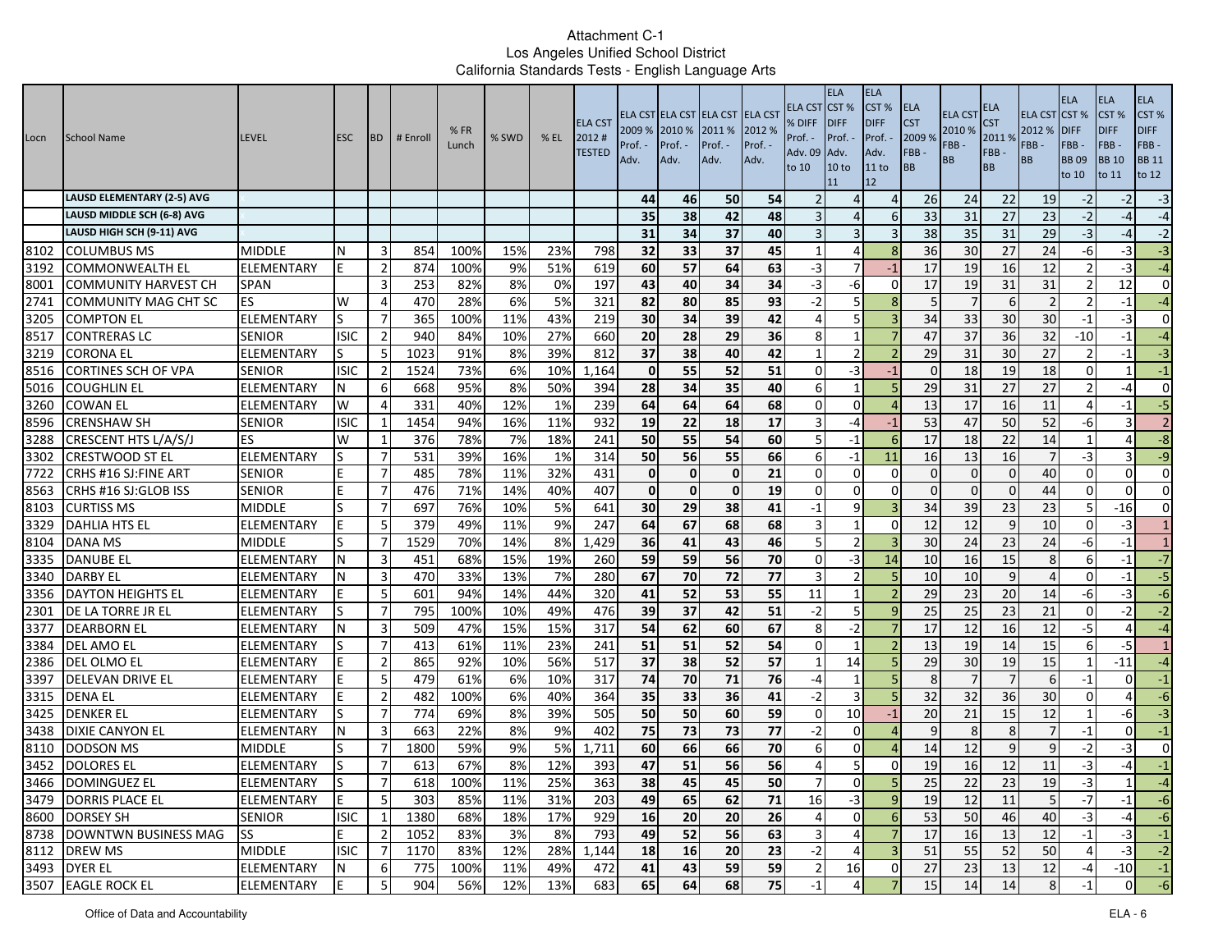Attachment C-1
Los Angeles Unified School District
California Standards Tests - English Language Arts

| Locn | School Name | LEVEL | ESC | BD | # Enroll | % FR Lunch | % SWD | % EL | ELA CST 2012 # TESTED | ELA CST 2009 % Prof. - Adv. | ELA CST 2010 % Prof. - Adv. | ELA CST 2011 % Prof. - Adv. | ELA CST 2012 % Prof. - Adv. | ELA CST % DIFF Prof. - Adv. 09 to 10 | ELA CST % DIFF Prof. - Adv. 10 to 11 | ELA CST % DIFF Prof. - Adv. 11 to 12 | ELA CST 2009 % FBB - BB | ELA CST 2010 % FBB - BB | ELA CST 2011 % FBB - BB | ELA CST 2012 % FBB - BB | ELA CST % DIFF FBB - BB 09 to 10 | ELA CST % DIFF FBB - BB 10 to 11 | ELA CST % DIFF FBB - BB 11 to 12 |
|---|---|---|---|---|---|---|---|---|---|---|---|---|---|---|---|---|---|---|---|---|---|---|---|
| | **LAUSD ELEMENTARY (2-5) AVG** | x | | | | | | | | **44** | **46** | **50** | **54** | 2 | 4 | 4 | 26 | 24 | 22 | 19 | -2 | -2 | -3 |
| | **LAUSD MIDDLE SCH (6-8) AVG** | x | | | | | | | | **35** | **38** | **42** | **48** | 3 | 4 | 6 | 33 | 31 | 27 | 23 | -2 | -4 | -4 |
| | **LAUSD HIGH SCH (9-11) AVG** | x | | | | | | | | **31** | **34** | **37** | **40** | 3 | 3 | 3 | 38 | 35 | 31 | 29 | -3 | -4 | -2 |
| 8102 | COLUMBUS MS | MIDDLE | N | 3 | 854 | 100% | 15% | 23% | 798 | **32** | **33** | **37** | **45** | 1 | 4 | 8 | 36 | 30 | 27 | 24 | -6 | -3 | -3 |
| 3192 | COMMONWEALTH EL | ELEMENTARY | E | 2 | 874 | 100% | 9% | 51% | 619 | **60** | **57** | **64** | **63** | -3 | 7 | -1 | 17 | 19 | 16 | 12 | 2 | -3 | -4 |
| 8001 | COMMUNITY HARVEST CH | SPAN | | 3 | 253 | 82% | 8% | 0% | 197 | **43** | **40** | **34** | **34** | -3 | -6 | 0 | 17 | 19 | 31 | 31 | 2 | 12 | 0 |
| 2741 | COMMUNITY MAG CHT SC | ES | W | 4 | 470 | 28% | 6% | 5% | 321 | **82** | **80** | **85** | **93** | -2 | 5 | 8 | 5 | 7 | 6 | 2 | 2 | -1 | -4 |
| 3205 | COMPTON EL | ELEMENTARY | S | 7 | 365 | 100% | 11% | 43% | 219 | **30** | **34** | **39** | **42** | 4 | 5 | 3 | 34 | 33 | 30 | 30 | -1 | -3 | 0 |
| 8517 | CONTRERAS LC | SENIOR | ISIC | 2 | 940 | 84% | 10% | 27% | 660 | **20** | **28** | **29** | **36** | 8 | 1 | 7 | 47 | 37 | 36 | 32 | -10 | -1 | -4 |
| 3219 | CORONA EL | ELEMENTARY | S | 5 | 1023 | 91% | 8% | 39% | 812 | **37** | **38** | **40** | **42** | 1 | 2 | 2 | 29 | 31 | 30 | 27 | 2 | -1 | -3 |
| 8516 | CORTINES SCH OF VPA | SENIOR | ISIC | 2 | 1524 | 73% | 6% | 10% | 1,164 | **0** | **55** | **52** | **51** | 0 | -3 | -1 | 0 | 18 | 19 | 18 | 0 | 1 | -1 |
| 5016 | COUGHLIN EL | ELEMENTARY | N | 6 | 668 | 95% | 8% | 50% | 394 | **28** | **34** | **35** | **40** | 6 | 1 | 5 | 29 | 31 | 27 | 27 | 2 | -4 | 0 |
| 3260 | COWAN EL | ELEMENTARY | W | 4 | 331 | 40% | 12% | 1% | 239 | **64** | **64** | **64** | **68** | 0 | 0 | 4 | 13 | 17 | 16 | 11 | 4 | -1 | -5 |
| 8596 | CRENSHAW SH | SENIOR | ISIC | 1 | 1454 | 94% | 16% | 11% | 932 | **19** | **22** | **18** | **17** | 3 | -4 | -1 | 53 | 47 | 50 | 52 | -6 | 3 | 2 |
| 3288 | CRESCENT HTS L/A/S/J | ES | W | 1 | 376 | 78% | 7% | 18% | 241 | **50** | **55** | **54** | **60** | 5 | -1 | 6 | 17 | 18 | 22 | 14 | 1 | 4 | -8 |
| 3302 | CRESTWOOD ST EL | ELEMENTARY | S | 7 | 531 | 39% | 16% | 1% | 314 | **50** | **56** | **55** | **66** | 6 | -1 | 11 | 16 | 13 | 16 | 7 | -3 | 3 | -9 |
| 7722 | CRHS #16 SJ:FINE ART | SENIOR | E | 7 | 485 | 78% | 11% | 32% | 431 | **0** | **0** | **0** | **21** | 0 | 0 | 0 | 0 | 0 | 0 | 40 | 0 | 0 | 0 |
| 8563 | CRHS #16 SJ:GLOB ISS | SENIOR | E | 7 | 476 | 71% | 14% | 40% | 407 | **0** | **0** | **0** | **19** | 0 | 0 | 0 | 0 | 0 | 0 | 44 | 0 | 0 | 0 |
| 8103 | CURTISS MS | MIDDLE | S | 7 | 697 | 76% | 10% | 5% | 641 | **30** | **29** | **38** | **41** | -1 | 9 | 3 | 34 | 39 | 23 | 23 | 5 | -16 | 0 |
| 3329 | DAHLIA HTS EL | ELEMENTARY | E | 5 | 379 | 49% | 11% | 9% | 247 | **64** | **67** | **68** | **68** | 3 | 1 | 0 | 12 | 12 | 9 | 10 | 0 | -3 | 1 |
| 8104 | DANA MS | MIDDLE | S | 7 | 1529 | 70% | 14% | 8% | 1,429 | **36** | **41** | **43** | **46** | 5 | 2 | 3 | 30 | 24 | 23 | 24 | -6 | -1 | 1 |
| 3335 | DANUBE EL | ELEMENTARY | N | 3 | 451 | 68% | 15% | 19% | 260 | **59** | **59** | **56** | **70** | 0 | -3 | 14 | 10 | 16 | 15 | 8 | 6 | -1 | -7 |
| 3340 | DARBY EL | ELEMENTARY | N | 3 | 470 | 33% | 13% | 7% | 280 | **67** | **70** | **72** | **77** | 3 | 2 | 5 | 10 | 10 | 9 | 4 | 0 | -1 | -5 |
| 3356 | DAYTON HEIGHTS EL | ELEMENTARY | E | 5 | 601 | 94% | 14% | 44% | 320 | **41** | **52** | **53** | **55** | 11 | 1 | 2 | 29 | 23 | 20 | 14 | -6 | -3 | -6 |
| 2301 | DE LA TORRE JR EL | ELEMENTARY | S | 7 | 795 | 100% | 10% | 49% | 476 | **39** | **37** | **42** | **51** | -2 | 5 | 9 | 25 | 25 | 23 | 21 | 0 | -2 | -2 |
| 3377 | DEARBORN EL | ELEMENTARY | N | 3 | 509 | 47% | 15% | 15% | 317 | **54** | **62** | **60** | **67** | 8 | -2 | 7 | 17 | 12 | 16 | 12 | -5 | 4 | -4 |
| 3384 | DEL AMO EL | ELEMENTARY | S | 7 | 413 | 61% | 11% | 23% | 241 | **51** | **51** | **52** | **54** | 0 | 1 | 2 | 13 | 19 | 14 | 15 | 6 | -5 | 1 |
| 2386 | DEL OLMO EL | ELEMENTARY | E | 2 | 865 | 92% | 10% | 56% | 517 | **37** | **38** | **52** | **57** | 1 | 14 | 5 | 29 | 30 | 19 | 15 | 1 | -11 | -4 |
| 3397 | DELEVAN DRIVE EL | ELEMENTARY | E | 5 | 479 | 61% | 6% | 10% | 317 | **74** | **70** | **71** | **76** | -4 | 1 | 5 | 8 | 7 | 7 | 6 | -1 | 0 | -1 |
| 3315 | DENA EL | ELEMENTARY | E | 2 | 482 | 100% | 6% | 40% | 364 | **35** | **33** | **36** | **41** | -2 | 3 | 5 | 32 | 32 | 36 | 30 | 0 | 4 | -6 |
| 3425 | DENKER EL | ELEMENTARY | S | 7 | 774 | 69% | 8% | 39% | 505 | **50** | **50** | **60** | **59** | 0 | 10 | -1 | 20 | 21 | 15 | 12 | 1 | -6 | -3 |
| 3438 | DIXIE CANYON EL | ELEMENTARY | N | 3 | 663 | 22% | 8% | 9% | 402 | **75** | **73** | **73** | **77** | -2 | 0 | 4 | 9 | 8 | 8 | 7 | -1 | 0 | -1 |
| 8110 | DODSON MS | MIDDLE | S | 7 | 1800 | 59% | 9% | 5% | 1,711 | **60** | **66** | **66** | **70** | 6 | 0 | 4 | 14 | 12 | 9 | 9 | -2 | -3 | 0 |
| 3452 | DOLORES EL | ELEMENTARY | S | 7 | 613 | 67% | 8% | 12% | 393 | **47** | **51** | **56** | **56** | 4 | 5 | 0 | 19 | 16 | 12 | 11 | -3 | -4 | -1 |
| 3466 | DOMINGUEZ EL | ELEMENTARY | S | 7 | 618 | 100% | 11% | 25% | 363 | **38** | **45** | **45** | **50** | 7 | 0 | 5 | 25 | 22 | 23 | 19 | -3 | 1 | -4 |
| 3479 | DORRIS PLACE EL | ELEMENTARY | E | 5 | 303 | 85% | 11% | 31% | 203 | **49** | **65** | **62** | **71** | 16 | -3 | 9 | 19 | 12 | 11 | 5 | -7 | -1 | -6 |
| 8600 | DORSEY SH | SENIOR | ISIC | 1 | 1380 | 68% | 18% | 17% | 929 | **16** | **20** | **20** | **26** | 4 | 0 | 6 | 53 | 50 | 46 | 40 | -3 | -4 | -6 |
| 8738 | DOWNTWN BUSINESS MAG | SS | E | 2 | 1052 | 83% | 3% | 8% | 793 | **49** | **52** | **56** | **63** | 3 | 4 | 7 | 17 | 16 | 13 | 12 | -1 | -3 | -1 |
| 8112 | DREW MS | MIDDLE | ISIC | 7 | 1170 | 83% | 12% | 28% | 1,144 | **18** | **16** | **20** | **23** | -2 | 4 | 3 | 51 | 55 | 52 | 50 | 4 | -3 | -2 |
| 3493 | DYER EL | ELEMENTARY | N | 6 | 775 | 100% | 11% | 49% | 472 | **41** | **43** | **59** | **59** | 2 | 16 | 0 | 27 | 23 | 13 | 12 | -4 | -10 | -1 |
| 3507 | EAGLE ROCK EL | ELEMENTARY | E | 5 | 904 | 56% | 12% | 13% | 683 | **65** | **64** | **68** | **75** | -1 | 4 | 7 | 15 | 14 | 14 | 8 | -1 | 0 | -6 |

Office of Data and Accountability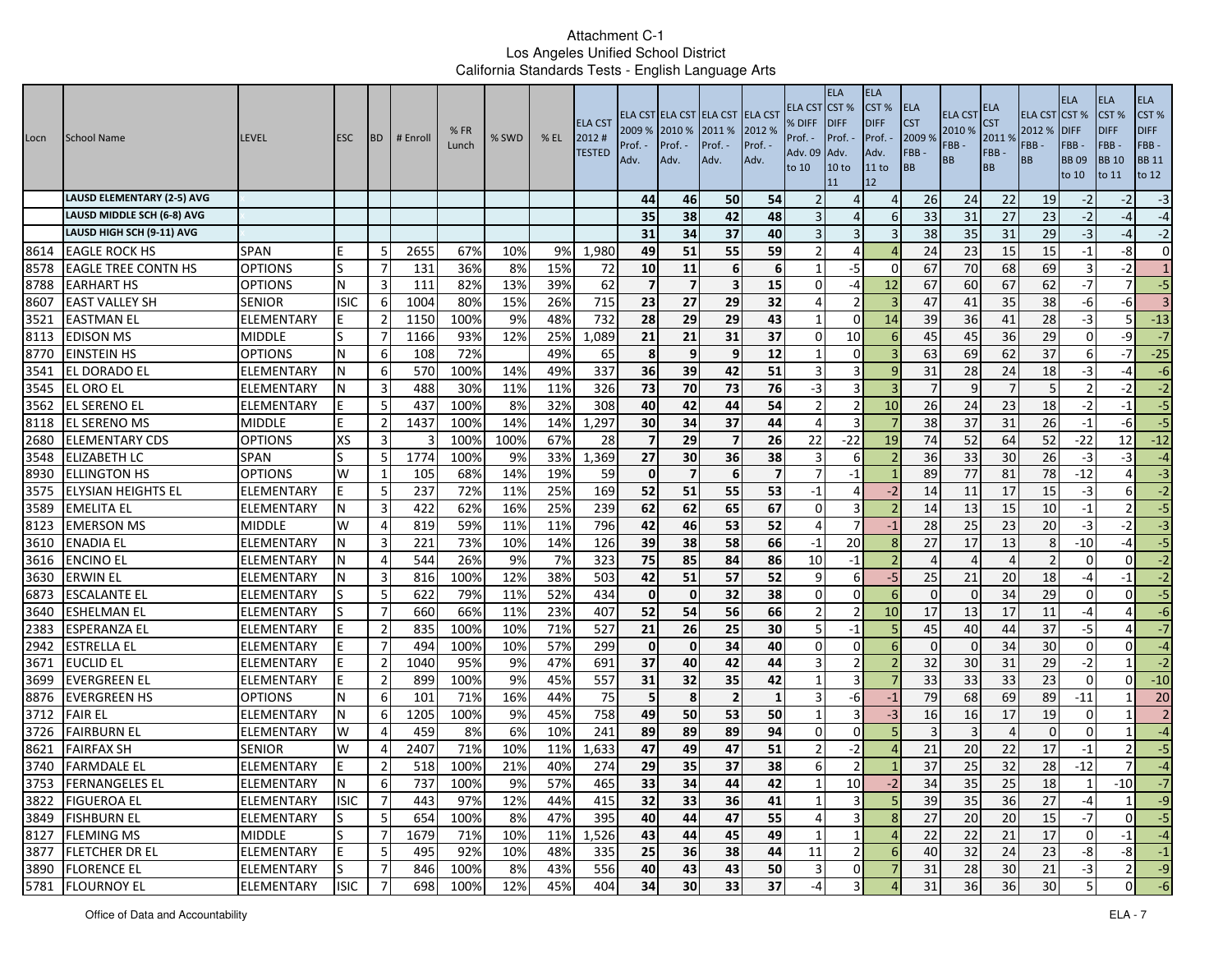Attachment C-1
Los Angeles Unified School District
California Standards Tests - English Language Arts

| Locn | School Name | LEVEL | ESC | BD | # Enroll | % FR Lunch | % SWD | % EL | ELA CST 2012 # TESTED | ELA CST 2009 % Prof. - Adv. | ELA CST 2010 % Prof. - Adv. | ELA CST 2011 % Prof. - Adv. | ELA CST 2012 % Prof. - Adv. | ELA CST % DIFF Prof. - Adv. 09 to 10 | ELA CST % DIFF Prof. - Adv. 10 to 11 | ELA CST % DIFF Prof. - Adv. 11 to 12 | ELA CST 2009 % FBB - BB | ELA CST 2010 % FBB - BB | ELA CST 2011 % FBB - BB | ELA CST 2012 % FBB - BB | ELA CST % DIFF FBB - BB 09 to 10 | ELA CST % DIFF FBB - BB 10 to 11 | ELA CST % DIFF FBB - BB 11 to 12 |
|---|---|---|---|---|---|---|---|---|---|---|---|---|---|---|---|---|---|---|---|---|---|---|---|
| | LAUSD ELEMENTARY (2-5) AVG | | | | | | | | | 44 | 46 | 50 | 54 | 2 | 4 | 4 | 26 | 24 | 22 | 19 | -2 | -2 | -3 |
| | LAUSD MIDDLE SCH (6-8) AVG | | | | | | | | | 35 | 38 | 42 | 48 | 3 | 4 | 6 | 33 | 31 | 27 | 23 | -2 | -4 | -4 |
| | LAUSD HIGH SCH (9-11) AVG | | | | | | | | | 31 | 34 | 37 | 40 | 3 | 3 | 3 | 38 | 35 | 31 | 29 | -3 | -4 | -2 |
| 8614 | EAGLE ROCK HS | SPAN | E | 5 | 2655 | 67% | 10% | 9% | 1,980 | 49 | 51 | 55 | 59 | 2 | 4 | 4 | 24 | 23 | 15 | 15 | -1 | -8 | 0 |
| 8578 | EAGLE TREE CONTN HS | OPTIONS | S | 7 | 131 | 36% | 8% | 15% | 72 | 10 | 11 | 6 | 6 | 1 | -5 | 0 | 67 | 70 | 68 | 69 | 3 | -2 | 1 |
| 8788 | EARHART HS | OPTIONS | N | 3 | 111 | 82% | 13% | 39% | 62 | 7 | 7 | 3 | 15 | 0 | -4 | 12 | 67 | 60 | 67 | 62 | -7 | 7 | -5 |
| 8607 | EAST VALLEY SH | SENIOR | ISIC | 6 | 1004 | 80% | 15% | 26% | 715 | 23 | 27 | 29 | 32 | 4 | 2 | 3 | 47 | 41 | 35 | 38 | -6 | -6 | 3 |
| 3521 | EASTMAN EL | ELEMENTARY | E | 2 | 1150 | 100% | 9% | 48% | 732 | 28 | 29 | 29 | 43 | 1 | 0 | 14 | 39 | 36 | 41 | 28 | -3 | 5 | -13 |
| 8113 | EDISON MS | MIDDLE | S | 7 | 1166 | 93% | 12% | 25% | 1,089 | 21 | 21 | 31 | 37 | 0 | 10 | 6 | 45 | 45 | 36 | 29 | 0 | -9 | -7 |
| 8770 | EINSTEIN HS | OPTIONS | N | 6 | 108 | 72% | | 49% | 65 | 8 | 9 | 9 | 12 | 1 | 0 | 3 | 63 | 69 | 62 | 37 | 6 | -7 | -25 |
| 3541 | EL DORADO EL | ELEMENTARY | N | 6 | 570 | 100% | 14% | 49% | 337 | 36 | 39 | 42 | 51 | 3 | 3 | 9 | 31 | 28 | 24 | 18 | -3 | -4 | -6 |
| 3545 | EL ORO EL | ELEMENTARY | N | 3 | 488 | 30% | 11% | 11% | 326 | 73 | 70 | 73 | 76 | -3 | 3 | 3 | 7 | 9 | 7 | 5 | 2 | -2 | -2 |
| 3562 | EL SERENO EL | ELEMENTARY | E | 5 | 437 | 100% | 8% | 32% | 308 | 40 | 42 | 44 | 54 | 2 | 2 | 10 | 26 | 24 | 23 | 18 | -2 | -1 | -5 |
| 8118 | EL SERENO MS | MIDDLE | E | 2 | 1437 | 100% | 14% | 14% | 1,297 | 30 | 34 | 37 | 44 | 4 | 3 | 7 | 38 | 37 | 31 | 26 | -1 | -6 | -5 |
| 2680 | ELEMENTARY CDS | OPTIONS | XS | 3 | 3 | 100% | 100% | 67% | 28 | 7 | 29 | 7 | 26 | 22 | -22 | 19 | 74 | 52 | 64 | 52 | -22 | 12 | -12 |
| 3548 | ELIZABETH LC | SPAN | S | 5 | 1774 | 100% | 9% | 33% | 1,369 | 27 | 30 | 36 | 38 | 3 | 6 | 2 | 36 | 33 | 30 | 26 | -3 | -3 | -4 |
| 8930 | ELLINGTON HS | OPTIONS | W | 1 | 105 | 68% | 14% | 19% | 59 | 0 | 7 | 6 | 7 | 7 | -1 | 1 | 89 | 77 | 81 | 78 | -12 | 4 | -3 |
| 3575 | ELYSIAN HEIGHTS EL | ELEMENTARY | E | 5 | 237 | 72% | 11% | 25% | 169 | 52 | 51 | 55 | 53 | -1 | 4 | -2 | 14 | 11 | 17 | 15 | -3 | 6 | -2 |
| 3589 | EMELITA EL | ELEMENTARY | N | 3 | 422 | 62% | 16% | 25% | 239 | 62 | 62 | 65 | 67 | 0 | 3 | 2 | 14 | 13 | 15 | 10 | -1 | 2 | -5 |
| 8123 | EMERSON MS | MIDDLE | W | 4 | 819 | 59% | 11% | 11% | 796 | 42 | 46 | 53 | 52 | 4 | 7 | -1 | 28 | 25 | 23 | 20 | -3 | -2 | -3 |
| 3610 | ENADIA EL | ELEMENTARY | N | 3 | 221 | 73% | 10% | 14% | 126 | 39 | 38 | 58 | 66 | -1 | 20 | 8 | 27 | 17 | 13 | 8 | -10 | -4 | -5 |
| 3616 | ENCINO EL | ELEMENTARY | N | 4 | 544 | 26% | 9% | 7% | 323 | 75 | 85 | 84 | 86 | 10 | -1 | 2 | 4 | 4 | 4 | 2 | 0 | 0 | -2 |
| 3630 | ERWIN EL | ELEMENTARY | N | 3 | 816 | 100% | 12% | 38% | 503 | 42 | 51 | 57 | 52 | 9 | 6 | -5 | 25 | 21 | 20 | 18 | -4 | -1 | -2 |
| 6873 | ESCALANTE EL | ELEMENTARY | S | 5 | 622 | 79% | 11% | 52% | 434 | 0 | 0 | 32 | 38 | 0 | 0 | 6 | 0 | 0 | 34 | 29 | 0 | 0 | -5 |
| 3640 | ESHELMAN EL | ELEMENTARY | S | 7 | 660 | 66% | 11% | 23% | 407 | 52 | 54 | 56 | 66 | 2 | 2 | 10 | 17 | 13 | 17 | 11 | -4 | 4 | -6 |
| 2383 | ESPERANZA EL | ELEMENTARY | E | 2 | 835 | 100% | 10% | 71% | 527 | 21 | 26 | 25 | 30 | 5 | -1 | 5 | 45 | 40 | 44 | 37 | -5 | 4 | -7 |
| 2942 | ESTRELLA EL | ELEMENTARY | E | 7 | 494 | 100% | 10% | 57% | 299 | 0 | 0 | 34 | 40 | 0 | 0 | 6 | 0 | 0 | 34 | 30 | 0 | 0 | -4 |
| 3671 | EUCLID EL | ELEMENTARY | E | 2 | 1040 | 95% | 9% | 47% | 691 | 37 | 40 | 42 | 44 | 3 | 2 | 2 | 32 | 30 | 31 | 29 | -2 | 1 | -2 |
| 3699 | EVERGREEN EL | ELEMENTARY | E | 2 | 899 | 100% | 9% | 45% | 557 | 31 | 32 | 35 | 42 | 1 | 3 | 7 | 33 | 33 | 33 | 23 | 0 | 0 | -10 |
| 8876 | EVERGREEN HS | OPTIONS | N | 6 | 101 | 71% | 16% | 44% | 75 | 5 | 8 | 2 | 1 | 3 | -6 | -1 | 79 | 68 | 69 | 89 | -11 | 1 | 20 |
| 3712 | FAIR EL | ELEMENTARY | N | 6 | 1205 | 100% | 9% | 45% | 758 | 49 | 50 | 53 | 50 | 1 | 3 | -3 | 16 | 16 | 17 | 19 | 0 | 1 | 2 |
| 3726 | FAIRBURN EL | ELEMENTARY | W | 4 | 459 | 8% | 6% | 10% | 241 | 89 | 89 | 89 | 94 | 0 | 0 | 5 | 3 | 3 | 4 | 0 | 0 | 1 | -4 |
| 8621 | FAIRFAX SH | SENIOR | W | 4 | 2407 | 71% | 10% | 11% | 1,633 | 47 | 49 | 47 | 51 | 2 | -2 | 4 | 21 | 20 | 22 | 17 | -1 | 2 | -5 |
| 3740 | FARMDALE EL | ELEMENTARY | E | 2 | 518 | 100% | 21% | 40% | 274 | 29 | 35 | 37 | 38 | 6 | 2 | 1 | 37 | 25 | 32 | 28 | -12 | 7 | -4 |
| 3753 | FERNANGELES EL | ELEMENTARY | N | 6 | 737 | 100% | 9% | 57% | 465 | 33 | 34 | 44 | 42 | 1 | 10 | -2 | 34 | 35 | 25 | 18 | 1 | -10 | -7 |
| 3822 | FIGUEROA EL | ELEMENTARY | ISIC | 7 | 443 | 97% | 12% | 44% | 415 | 32 | 33 | 36 | 41 | 1 | 3 | 5 | 39 | 35 | 36 | 27 | -4 | 1 | -9 |
| 3849 | FISHBURN EL | ELEMENTARY | S | 5 | 654 | 100% | 8% | 47% | 395 | 40 | 44 | 47 | 55 | 4 | 3 | 8 | 27 | 20 | 20 | 15 | -7 | 0 | -5 |
| 8127 | FLEMING MS | MIDDLE | S | 7 | 1679 | 71% | 10% | 11% | 1,526 | 43 | 44 | 45 | 49 | 1 | 1 | 4 | 22 | 22 | 21 | 17 | 0 | -1 | -4 |
| 3877 | FLETCHER DR EL | ELEMENTARY | E | 5 | 495 | 92% | 10% | 48% | 335 | 25 | 36 | 38 | 44 | 11 | 2 | 6 | 40 | 32 | 24 | 23 | -8 | -8 | -1 |
| 3890 | FLORENCE EL | ELEMENTARY | S | 7 | 846 | 100% | 8% | 43% | 556 | 40 | 43 | 43 | 50 | 3 | 0 | 7 | 31 | 28 | 30 | 21 | -3 | 2 | -9 |
| 5781 | FLOURNOY EL | ELEMENTARY | ISIC | 7 | 698 | 100% | 12% | 45% | 404 | 34 | 30 | 33 | 37 | -4 | 3 | 4 | 31 | 36 | 36 | 30 | 5 | 0 | -6 |

Office of Data and Accountability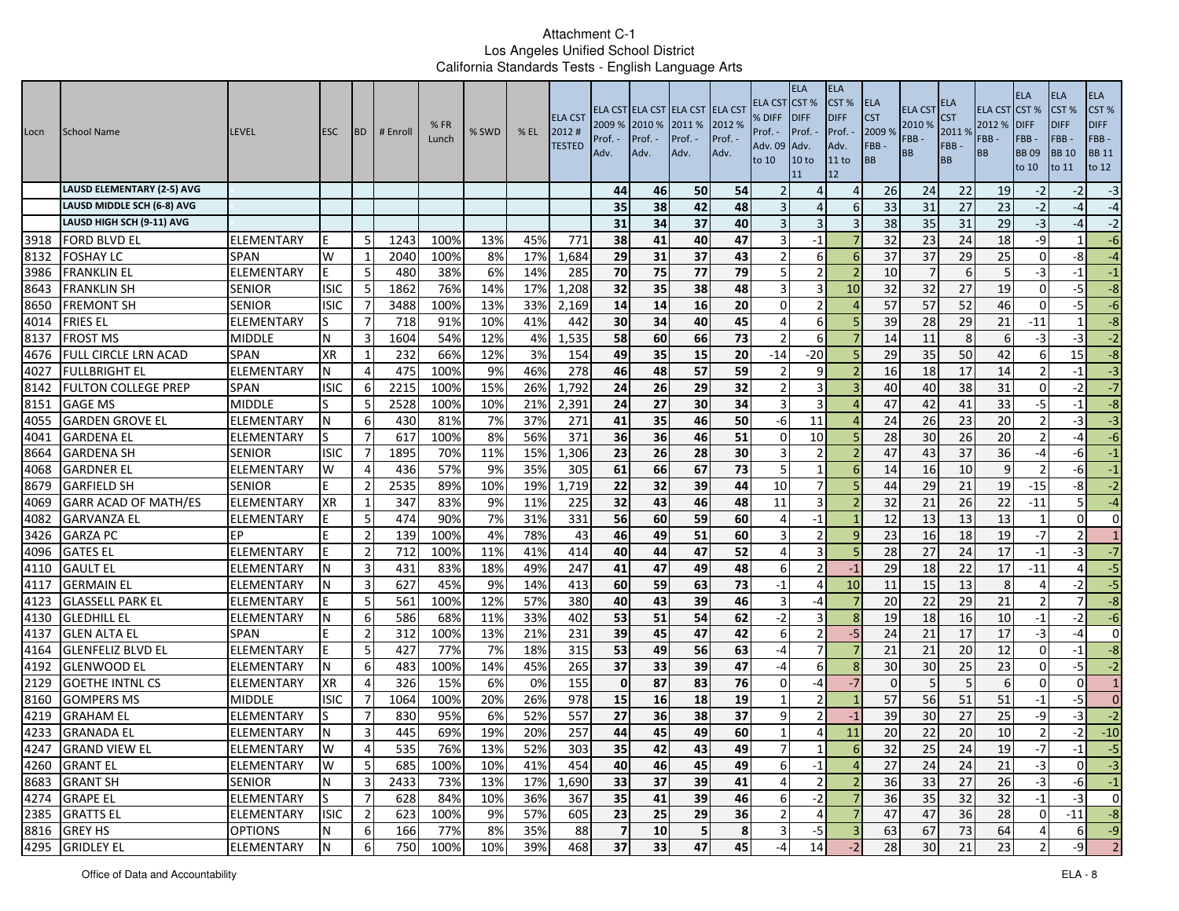Attachment C-1
Los Angeles Unified School District
California Standards Tests - English Language Arts

| Locn | School Name | LEVEL | ESC | BD | # Enroll | % FR Lunch | % SWD | % EL | ELA CST 2012 # TESTED | ELA CST 2009 % Prof. - Adv. | ELA CST 2010 % Prof. - Adv. | ELA CST 2011 % Prof. - Adv. | ELA CST 2012 % Prof. - Adv. | ELA CST % DIFF Prof. - Adv. 09 to 10 | ELA CST % DIFF Prof. - Adv. 10 to 11 | ELA CST % DIFF Prof. - Adv. 11 to 12 | ELA CST 2009 % FBB - BB | ELA CST 2010 % FBB - BB | ELA CST 2011 % FBB - BB | ELA CST 2012 % FBB - BB | ELA CST % DIFF FBB - BB 09 to 10 | ELA CST % DIFF FBB - BB 10 to 11 | ELA CST % DIFF FBB - BB 11 to 12 |
|---|---|---|---|---|---|---|---|---|---|---|---|---|---|---|---|---|---|---|---|---|---|---|---|
| | **LAUSD ELEMENTARY (2-5) AVG** | | | | | | | | | **44** | **46** | **50** | **54** | 2 | 4 | 4 | 26 | 24 | 22 | 19 | -2 | -2 | -3 |
| | **LAUSD MIDDLE SCH (6-8) AVG** | | | | | | | | | **35** | **38** | **42** | **48** | 3 | 4 | 6 | 33 | 31 | 27 | 23 | -2 | -4 | -4 |
| | **LAUSD HIGH SCH (9-11) AVG** | | | | | | | | | **31** | **34** | **37** | **40** | 3 | 3 | 3 | 38 | 35 | 31 | 29 | -3 | -4 | -2 |
| 3918 | FORD BLVD EL | ELEMENTARY | E | 5 | 1243 | 100% | 13% | 45% | 771 | **38** | **41** | **40** | **47** | 3 | -1 | 7 | 32 | 23 | 24 | 18 | -9 | 1 | -6 |
| 8132 | FOSHAY LC | SPAN | W | 1 | 2040 | 100% | 8% | 17% | 1,684 | **29** | **31** | **37** | **43** | 2 | 6 | 6 | 37 | 37 | 29 | 25 | 0 | -8 | -4 |
| 3986 | FRANKLIN EL | ELEMENTARY | E | 5 | 480 | 38% | 6% | 14% | 285 | **70** | **75** | **77** | **79** | 5 | 2 | 2 | 10 | 7 | 6 | 5 | -3 | -1 | -1 |
| 8643 | FRANKLIN SH | SENIOR | ISIC | 5 | 1862 | 76% | 14% | 17% | 1,208 | **32** | **35** | **38** | **48** | 3 | 3 | 10 | 32 | 32 | 27 | 19 | 0 | -5 | -8 |
| 8650 | FREMONT SH | SENIOR | ISIC | 7 | 3488 | 100% | 13% | 33% | 2,169 | **14** | **14** | **16** | **20** | 0 | 2 | 4 | 57 | 57 | 52 | 46 | 0 | -5 | -6 |
| 4014 | FRIES EL | ELEMENTARY | S | 7 | 718 | 91% | 10% | 41% | 442 | **30** | **34** | **40** | **45** | 4 | 6 | 5 | 39 | 28 | 29 | 21 | -11 | 1 | -8 |
| 8137 | FROST MS | MIDDLE | N | 3 | 1604 | 54% | 12% | 4% | 1,535 | **58** | **60** | **66** | **73** | 2 | 6 | 7 | 14 | 11 | 8 | 6 | -3 | -3 | -2 |
| 4676 | FULL CIRCLE LRN ACAD | SPAN | XR | 1 | 232 | 66% | 12% | 3% | 154 | **49** | **35** | **15** | **20** | -14 | -20 | 5 | 29 | 35 | 50 | 42 | 6 | 15 | -8 |
| 4027 | FULLBRIGHT EL | ELEMENTARY | N | 4 | 475 | 100% | 9% | 46% | 278 | **46** | **48** | **57** | **59** | 2 | 9 | 2 | 16 | 18 | 17 | 14 | 2 | -1 | -3 |
| 8142 | FULTON COLLEGE PREP | SPAN | ISIC | 6 | 2215 | 100% | 15% | 26% | 1,792 | **24** | **26** | **29** | **32** | 2 | 3 | 3 | 40 | 40 | 38 | 31 | 0 | -2 | -7 |
| 8151 | GAGE MS | MIDDLE | S | 5 | 2528 | 100% | 10% | 21% | 2,391 | **24** | **27** | **30** | **34** | 3 | 3 | 4 | 47 | 42 | 41 | 33 | -5 | -1 | -8 |
| 4055 | GARDEN GROVE EL | ELEMENTARY | N | 6 | 430 | 81% | 7% | 37% | 271 | **41** | **35** | **46** | **50** | -6 | 11 | 4 | 24 | 26 | 23 | 20 | 2 | -3 | -3 |
| 4041 | GARDENA EL | ELEMENTARY | S | 7 | 617 | 100% | 8% | 56% | 371 | **36** | **36** | **46** | **51** | 0 | 10 | 5 | 28 | 30 | 26 | 20 | 2 | -4 | -6 |
| 8664 | GARDENA SH | SENIOR | ISIC | 7 | 1895 | 70% | 11% | 15% | 1,306 | **23** | **26** | **28** | **30** | 3 | 2 | 2 | 47 | 43 | 37 | 36 | -4 | -6 | -1 |
| 4068 | GARDNER EL | ELEMENTARY | W | 4 | 436 | 57% | 9% | 35% | 305 | **61** | **66** | **67** | **73** | 5 | 1 | 6 | 14 | 16 | 10 | 9 | 2 | -6 | -1 |
| 8679 | GARFIELD SH | SENIOR | E | 2 | 2535 | 89% | 10% | 19% | 1,719 | **22** | **32** | **39** | **44** | 10 | 7 | 5 | 44 | 29 | 21 | 19 | -15 | -8 | -2 |
| 4069 | GARR ACAD OF MATH/ES | ELEMENTARY | XR | 1 | 347 | 83% | 9% | 11% | 225 | **32** | **43** | **46** | **48** | 11 | 3 | 2 | 32 | 21 | 26 | 22 | -11 | 5 | -4 |
| 4082 | GARVANZA EL | ELEMENTARY | E | 5 | 474 | 90% | 7% | 31% | 331 | **56** | **60** | **59** | **60** | 4 | -1 | 1 | 12 | 13 | 13 | 13 | 1 | 0 | 0 |
| 3426 | GARZA PC | EP | E | 2 | 139 | 100% | 4% | 78% | 43 | **46** | **49** | **51** | **60** | 3 | 2 | 9 | 23 | 16 | 18 | 19 | -7 | 2 | 1 |
| 4096 | GATES EL | ELEMENTARY | E | 2 | 712 | 100% | 11% | 41% | 414 | **40** | **44** | **47** | **52** | 4 | 3 | 5 | 28 | 27 | 24 | 17 | -1 | -3 | -7 |
| 4110 | GAULT EL | ELEMENTARY | N | 3 | 431 | 83% | 18% | 49% | 247 | **41** | **47** | **49** | **48** | 6 | 2 | -1 | 29 | 18 | 22 | 17 | -11 | 4 | -5 |
| 4117 | GERMAIN EL | ELEMENTARY | N | 3 | 627 | 45% | 9% | 14% | 413 | **60** | **59** | **63** | **73** | -1 | 4 | 10 | 11 | 15 | 13 | 8 | 4 | -2 | -5 |
| 4123 | GLASSELL PARK EL | ELEMENTARY | E | 5 | 561 | 100% | 12% | 57% | 380 | **40** | **43** | **39** | **46** | 3 | -4 | 7 | 20 | 22 | 29 | 21 | 2 | 7 | -8 |
| 4130 | GLEDHILL EL | ELEMENTARY | N | 6 | 586 | 68% | 11% | 33% | 402 | **53** | **51** | **54** | **62** | -2 | 3 | 8 | 19 | 18 | 16 | 10 | -1 | -2 | -6 |
| 4137 | GLEN ALTA EL | SPAN | E | 2 | 312 | 100% | 13% | 21% | 231 | **39** | **45** | **47** | **42** | 6 | 2 | -5 | 24 | 21 | 17 | 17 | -3 | -4 | 0 |
| 4164 | GLENFELIZ BLVD EL | ELEMENTARY | E | 5 | 427 | 77% | 7% | 18% | 315 | **53** | **49** | **56** | **63** | -4 | 7 | 7 | 21 | 21 | 20 | 12 | 0 | -1 | -8 |
| 4192 | GLENWOOD EL | ELEMENTARY | N | 6 | 483 | 100% | 14% | 45% | 265 | **37** | **33** | **39** | **47** | -4 | 6 | 8 | 30 | 30 | 25 | 23 | 0 | -5 | -2 |
| 2129 | GOETHE INTNL CS | ELEMENTARY | XR | 4 | 326 | 15% | 6% | 0% | 155 | **0** | **87** | **83** | **76** | 0 | -4 | -7 | 0 | 5 | 5 | 6 | 0 | 0 | 1 |
| 8160 | GOMPERS MS | MIDDLE | ISIC | 7 | 1064 | 100% | 20% | 26% | 978 | **15** | **16** | **18** | **19** | 1 | 2 | 1 | 57 | 56 | 51 | 51 | -1 | -5 | 0 |
| 4219 | GRAHAM EL | ELEMENTARY | S | 7 | 830 | 95% | 6% | 52% | 557 | **27** | **36** | **38** | **37** | 9 | 2 | -1 | 39 | 30 | 27 | 25 | -9 | -3 | -2 |
| 4233 | GRANADA EL | ELEMENTARY | N | 3 | 445 | 69% | 19% | 20% | 257 | **44** | **45** | **49** | **60** | 1 | 4 | 11 | 20 | 22 | 20 | 10 | 2 | -2 | -10 |
| 4247 | GRAND VIEW EL | ELEMENTARY | W | 4 | 535 | 76% | 13% | 52% | 303 | **35** | **42** | **43** | **49** | 7 | 1 | 6 | 32 | 25 | 24 | 19 | -7 | -1 | -5 |
| 4260 | GRANT EL | ELEMENTARY | W | 5 | 685 | 100% | 10% | 41% | 454 | **40** | **46** | **45** | **49** | 6 | -1 | 4 | 27 | 24 | 24 | 21 | -3 | 0 | -3 |
| 8683 | GRANT SH | SENIOR | N | 3 | 2433 | 73% | 13% | 17% | 1,690 | **33** | **37** | **39** | **41** | 4 | 2 | 2 | 36 | 33 | 27 | 26 | -3 | -6 | -1 |
| 4274 | GRAPE EL | ELEMENTARY | S | 7 | 628 | 84% | 10% | 36% | 367 | **35** | **41** | **39** | **46** | 6 | -2 | 7 | 36 | 35 | 32 | 32 | -1 | -3 | 0 |
| 2385 | GRATTS EL | ELEMENTARY | ISIC | 2 | 623 | 100% | 9% | 57% | 605 | **23** | **25** | **29** | **36** | 2 | 4 | 7 | 47 | 47 | 36 | 28 | 0 | -11 | -8 |
| 8816 | GREY HS | OPTIONS | N | 6 | 166 | 77% | 8% | 35% | 88 | **7** | **10** | **5** | **8** | 3 | -5 | 3 | 63 | 67 | 73 | 64 | 4 | 6 | -9 |
| 4295 | GRIDLEY EL | ELEMENTARY | N | 6 | 750 | 100% | 10% | 39% | 468 | **37** | **33** | **47** | **45** | -4 | 14 | -2 | 28 | 30 | 21 | 23 | 2 | -9 | 2 |

Office of Data and Accountability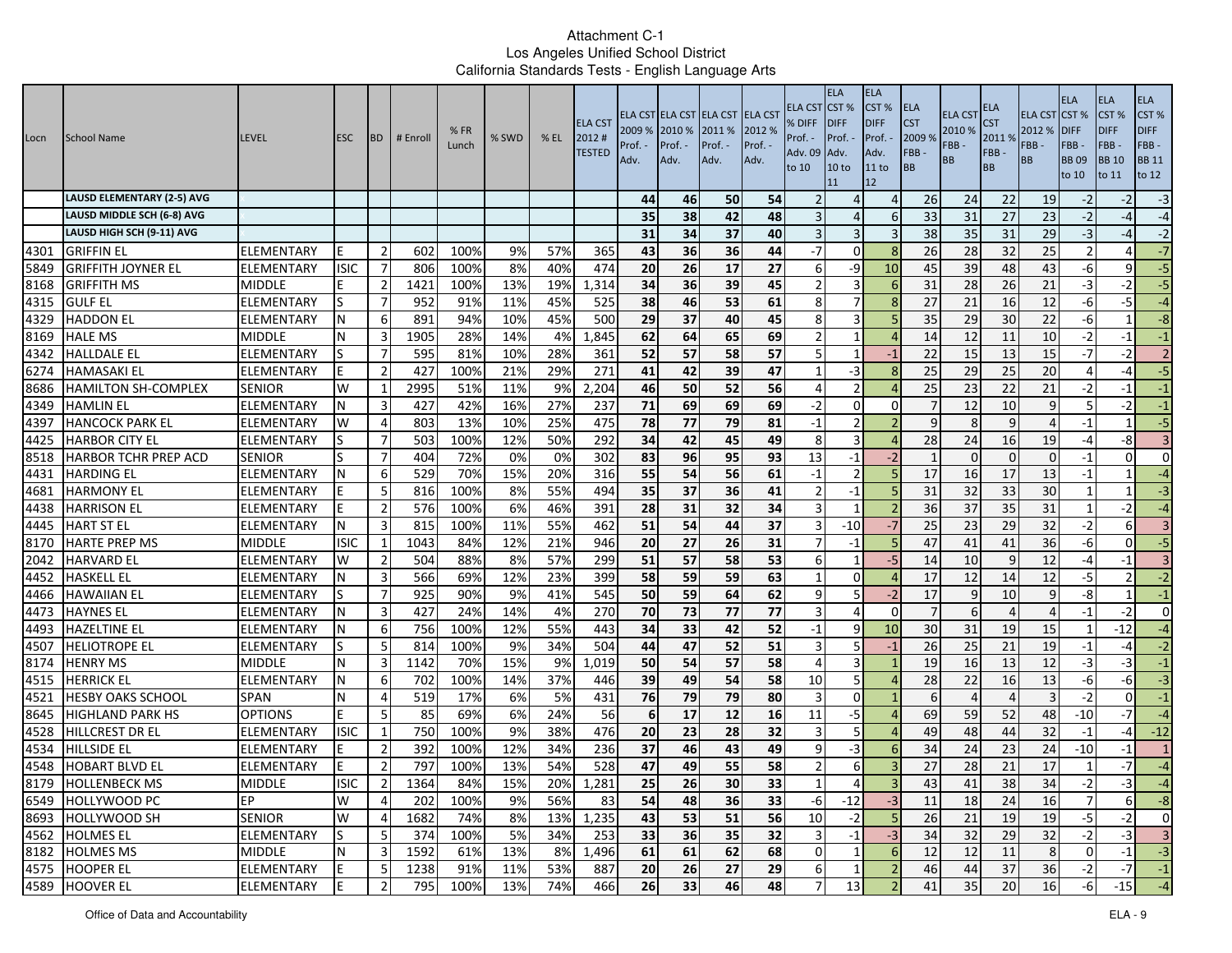Attachment C-1
Los Angeles Unified School District
California Standards Tests - English Language Arts

| Locn | School Name | LEVEL | ESC | BD | # Enroll | % FR Lunch | % SWD | % EL | ELA CST 2012 # TESTED | ELA CST 2009 % Prof. - Adv. | ELA CST 2010 % Prof. - Adv. | ELA CST 2011 % Prof. - Adv. | ELA CST 2012 % Prof. - Adv. | ELA CST % DIFF Prof. - Adv. 09 to 10 | ELA CST % DIFF Prof. - Adv. 10 to 11 | ELA CST % DIFF Prof. - Adv. 11 to 12 | ELA CST 2009 % FBB - BB | ELA CST 2010 % FBB - BB | ELA CST 2011 % FBB - BB | ELA CST 2012 % FBB - BB | ELA CST % DIFF FBB - BB 09 to 10 | ELA CST % DIFF FBB - BB 10 to 11 | ELA CST % DIFF FBB - BB 11 to 12 |
|---|---|---|---|---|---|---|---|---|---|---|---|---|---|---|---|---|---|---|---|---|---|---|---|
| | LAUSD ELEMENTARY (2-5) AVG | | | | | | | | | 44 | 46 | 50 | 54 | 2 | 4 | 4 | 26 | 24 | 22 | 19 | -2 | -2 | -3 |
| | LAUSD MIDDLE SCH (6-8) AVG | | | | | | | | | 35 | 38 | 42 | 48 | 3 | 4 | 6 | 33 | 31 | 27 | 23 | -2 | -4 | -4 |
| | LAUSD HIGH SCH (9-11) AVG | | | | | | | | | 31 | 34 | 37 | 40 | 3 | 3 | 3 | 38 | 35 | 31 | 29 | -3 | -4 | -2 |
| 4301 | GRIFFIN EL | ELEMENTARY | E | 2 | 602 | 100% | 9% | 57% | 365 | 43 | 36 | 36 | 44 | -7 | 0 | 8 | 26 | 28 | 32 | 25 | 2 | 4 | -7 |
| 5849 | GRIFFITH JOYNER EL | ELEMENTARY | ISIC | 7 | 806 | 100% | 8% | 40% | 474 | 20 | 26 | 17 | 27 | 6 | -9 | 10 | 45 | 39 | 48 | 43 | -6 | 9 | -5 |
| 8168 | GRIFFITH MS | MIDDLE | E | 2 | 1421 | 100% | 13% | 19% | 1,314 | 34 | 36 | 39 | 45 | 2 | 3 | 6 | 31 | 28 | 26 | 21 | -3 | -2 | -5 |
| 4315 | GULF EL | ELEMENTARY | S | 7 | 952 | 91% | 11% | 45% | 525 | 38 | 46 | 53 | 61 | 8 | 7 | 8 | 27 | 21 | 16 | 12 | -6 | -5 | -4 |
| 4329 | HADDON EL | ELEMENTARY | N | 6 | 891 | 94% | 10% | 45% | 500 | 29 | 37 | 40 | 45 | 8 | 3 | 5 | 35 | 29 | 30 | 22 | -6 | 1 | -8 |
| 8169 | HALE MS | MIDDLE | N | 3 | 1905 | 28% | 14% | 4% | 1,845 | 62 | 64 | 65 | 69 | 2 | 1 | 4 | 14 | 12 | 11 | 10 | -2 | -1 | -1 |
| 4342 | HALLDALE EL | ELEMENTARY | S | 7 | 595 | 81% | 10% | 28% | 361 | 52 | 57 | 58 | 57 | 5 | 1 | -1 | 22 | 15 | 13 | 15 | -7 | -2 | 2 |
| 6274 | HAMASAKI EL | ELEMENTARY | E | 2 | 427 | 100% | 21% | 29% | 271 | 41 | 42 | 39 | 47 | 1 | -3 | 8 | 25 | 29 | 25 | 20 | 4 | -4 | -5 |
| 8686 | HAMILTON SH-COMPLEX | SENIOR | W | 1 | 2995 | 51% | 11% | 9% | 2,204 | 46 | 50 | 52 | 56 | 4 | 2 | 4 | 25 | 23 | 22 | 21 | -2 | -1 | -1 |
| 4349 | HAMLIN EL | ELEMENTARY | N | 3 | 427 | 42% | 16% | 27% | 237 | 71 | 69 | 69 | 69 | -2 | 0 | 0 | 7 | 12 | 10 | 9 | 5 | -2 | -1 |
| 4397 | HANCOCK PARK EL | ELEMENTARY | W | 4 | 803 | 13% | 10% | 25% | 475 | 78 | 77 | 79 | 81 | -1 | 2 | 2 | 9 | 8 | 9 | 4 | -1 | 1 | -5 |
| 4425 | HARBOR CITY EL | ELEMENTARY | S | 7 | 503 | 100% | 12% | 50% | 292 | 34 | 42 | 45 | 49 | 8 | 3 | 4 | 28 | 24 | 16 | 19 | -4 | -8 | 3 |
| 8518 | HARBOR TCHR PREP ACD | SENIOR | S | 7 | 404 | 72% | 0% | 0% | 302 | 83 | 96 | 95 | 93 | 13 | -1 | -2 | 1 | 0 | 0 | 0 | -1 | 0 | 0 |
| 4431 | HARDING EL | ELEMENTARY | N | 6 | 529 | 70% | 15% | 20% | 316 | 55 | 54 | 56 | 61 | -1 | 2 | 5 | 17 | 16 | 17 | 13 | -1 | 1 | -4 |
| 4681 | HARMONY EL | ELEMENTARY | E | 5 | 816 | 100% | 8% | 55% | 494 | 35 | 37 | 36 | 41 | 2 | -1 | 5 | 31 | 32 | 33 | 30 | 1 | 1 | -3 |
| 4438 | HARRISON EL | ELEMENTARY | E | 2 | 576 | 100% | 6% | 46% | 391 | 28 | 31 | 32 | 34 | 3 | 1 | 2 | 36 | 37 | 35 | 31 | 1 | -2 | -4 |
| 4445 | HART ST EL | ELEMENTARY | N | 3 | 815 | 100% | 11% | 55% | 462 | 51 | 54 | 44 | 37 | 3 | -10 | -7 | 25 | 23 | 29 | 32 | -2 | 6 | 3 |
| 8170 | HARTE PREP MS | MIDDLE | ISIC | 1 | 1043 | 84% | 12% | 21% | 946 | 20 | 27 | 26 | 31 | 7 | -1 | 5 | 47 | 41 | 41 | 36 | -6 | 0 | -5 |
| 2042 | HARVARD EL | ELEMENTARY | W | 2 | 504 | 88% | 8% | 57% | 299 | 51 | 57 | 58 | 53 | 6 | 1 | -5 | 14 | 10 | 9 | 12 | -4 | -1 | 3 |
| 4452 | HASKELL EL | ELEMENTARY | N | 3 | 566 | 69% | 12% | 23% | 399 | 58 | 59 | 59 | 63 | 1 | 0 | 4 | 17 | 12 | 14 | 12 | -5 | 2 | -2 |
| 4466 | HAWAIIAN EL | ELEMENTARY | S | 7 | 925 | 90% | 9% | 41% | 545 | 50 | 59 | 64 | 62 | 9 | 5 | -2 | 17 | 9 | 10 | 9 | -8 | 1 | -1 |
| 4473 | HAYNES EL | ELEMENTARY | N | 3 | 427 | 24% | 14% | 4% | 270 | 70 | 73 | 77 | 77 | 3 | 4 | 0 | 7 | 6 | 4 | 4 | -1 | -2 | 0 |
| 4493 | HAZELTINE EL | ELEMENTARY | N | 6 | 756 | 100% | 12% | 55% | 443 | 34 | 33 | 42 | 52 | -1 | 9 | 10 | 30 | 31 | 19 | 15 | 1 | -12 | -4 |
| 4507 | HELIOTROPE EL | ELEMENTARY | S | 5 | 814 | 100% | 9% | 34% | 504 | 44 | 47 | 52 | 51 | 3 | 5 | -1 | 26 | 25 | 21 | 19 | -1 | -4 | -2 |
| 8174 | HENRY MS | MIDDLE | N | 3 | 1142 | 70% | 15% | 9% | 1,019 | 50 | 54 | 57 | 58 | 4 | 3 | 1 | 19 | 16 | 13 | 12 | -3 | -3 | -1 |
| 4515 | HERRICK EL | ELEMENTARY | N | 6 | 702 | 100% | 14% | 37% | 446 | 39 | 49 | 54 | 58 | 10 | 5 | 4 | 28 | 22 | 16 | 13 | -6 | -6 | -3 |
| 4521 | HESBY OAKS SCHOOL | SPAN | N | 4 | 519 | 17% | 6% | 5% | 431 | 76 | 79 | 79 | 80 | 3 | 0 | 1 | 6 | 4 | 4 | 3 | -2 | 0 | -1 |
| 8645 | HIGHLAND PARK HS | OPTIONS | E | 5 | 85 | 69% | 6% | 24% | 56 | 6 | 17 | 12 | 16 | 11 | -5 | 4 | 69 | 59 | 52 | 48 | -10 | -7 | -4 |
| 4528 | HILLCREST DR EL | ELEMENTARY | ISIC | 1 | 750 | 100% | 9% | 38% | 476 | 20 | 23 | 28 | 32 | 3 | 5 | 4 | 49 | 48 | 44 | 32 | -1 | -4 | -12 |
| 4534 | HILLSIDE EL | ELEMENTARY | E | 2 | 392 | 100% | 12% | 34% | 236 | 37 | 46 | 43 | 49 | 9 | -3 | 6 | 34 | 24 | 23 | 24 | -10 | -1 | 1 |
| 4548 | HOBART BLVD EL | ELEMENTARY | E | 2 | 797 | 100% | 13% | 54% | 528 | 47 | 49 | 55 | 58 | 2 | 6 | 3 | 27 | 28 | 21 | 17 | 1 | -7 | -4 |
| 8179 | HOLLENBECK MS | MIDDLE | ISIC | 2 | 1364 | 84% | 15% | 20% | 1,281 | 25 | 26 | 30 | 33 | 1 | 4 | 3 | 43 | 41 | 38 | 34 | -2 | -3 | -4 |
| 6549 | HOLLYWOOD PC | EP | W | 4 | 202 | 100% | 9% | 56% | 83 | 54 | 48 | 36 | 33 | -6 | -12 | -3 | 11 | 18 | 24 | 16 | 7 | 6 | -8 |
| 8693 | HOLLYWOOD SH | SENIOR | W | 4 | 1682 | 74% | 8% | 13% | 1,235 | 43 | 53 | 51 | 56 | 10 | -2 | 5 | 26 | 21 | 19 | 19 | -5 | -2 | 0 |
| 4562 | HOLMES EL | ELEMENTARY | S | 5 | 374 | 100% | 5% | 34% | 253 | 33 | 36 | 35 | 32 | 3 | -1 | -3 | 34 | 32 | 29 | 32 | -2 | -3 | 3 |
| 8182 | HOLMES MS | MIDDLE | N | 3 | 1592 | 61% | 13% | 8% | 1,496 | 61 | 61 | 62 | 68 | 0 | 1 | 6 | 12 | 12 | 11 | 8 | 0 | -1 | -3 |
| 4575 | HOOPER EL | ELEMENTARY | E | 5 | 1238 | 91% | 11% | 53% | 887 | 20 | 26 | 27 | 29 | 6 | 1 | 2 | 46 | 44 | 37 | 36 | -2 | -7 | -1 |
| 4589 | HOOVER EL | ELEMENTARY | E | 2 | 795 | 100% | 13% | 74% | 466 | 26 | 33 | 46 | 48 | 7 | 13 | 2 | 41 | 35 | 20 | 16 | -6 | -15 | -4 |

Office of Data and Accountability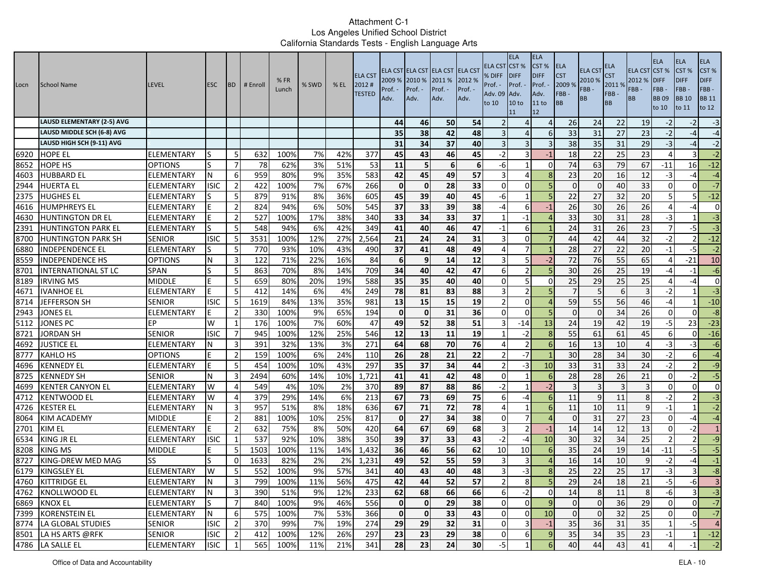Attachment C-1
Los Angeles Unified School District
California Standards Tests - English Language Arts

| Locn | School Name | LEVEL | ESC | BD | # Enroll | % FR Lunch | % SWD | % EL | ELA CST 2012 # TESTED | ELA CST 2009 % Prof. - Adv. | ELA CST 2010 % Prof. - Adv. | ELA CST 2011 % Prof. - Adv. | ELA CST 2012 % Prof. - Adv. | ELA CST % DIFF Prof. - Adv. 09 to 10 | ELA CST % DIFF Prof. - Adv. 10 to 11 | ELA CST % DIFF Prof. - Adv. 11 to 12 | ELA CST 2009 % FBB - BB | ELA CST 2010 % FBB - BB | ELA CST 2011 % FBB - BB | ELA CST 2012 % FBB - BB | ELA CST % DIFF FBB - BB 09 to 10 | ELA CST % DIFF FBB - BB 10 to 11 | ELA CST % DIFF FBB - BB 11 to 12 |
|---|---|---|---|---|---|---|---|---|---|---|---|---|---|---|---|---|---|---|---|---|---|---|---|
| | LAUSD ELEMENTARY (2-5) AVG | | | | | | | | | 44 | 46 | 50 | 54 | 2 | 4 | 4 | 26 | 24 | 22 | 19 | -2 | -2 | -3 |
| | LAUSD MIDDLE SCH (6-8) AVG | | | | | | | | | 35 | 38 | 42 | 48 | 3 | 4 | 6 | 33 | 31 | 27 | 23 | -2 | -4 | -4 |
| | LAUSD HIGH SCH (9-11) AVG | | | | | | | | | 31 | 34 | 37 | 40 | 3 | 3 | 3 | 38 | 35 | 31 | 29 | -3 | -4 | -2 |
| 6920 | HOPE EL | ELEMENTARY | S | 5 | 632 | 100% | 7% | 42% | 377 | 45 | 43 | 46 | 45 | -2 | 3 | -1 | 18 | 22 | 25 | 23 | 4 | 3 | -2 |
| 8652 | HOPE HS | OPTIONS | S | 7 | 78 | 62% | 3% | 51% | 53 | 11 | 5 | 6 | 6 | -6 | 1 | 0 | 74 | 63 | 79 | 67 | -11 | 16 | -12 |
| 4603 | HUBBARD EL | ELEMENTARY | N | 6 | 959 | 80% | 9% | 35% | 583 | 42 | 45 | 49 | 57 | 3 | 4 | 8 | 23 | 20 | 16 | 12 | -3 | -4 | -4 |
| 2944 | HUERTA EL | ELEMENTARY | ISIC | 2 | 422 | 100% | 7% | 67% | 266 | 0 | 0 | 28 | 33 | 0 | 0 | 5 | 0 | 0 | 40 | 33 | 0 | 0 | -7 |
| 2375 | HUGHES EL | ELEMENTARY | S | 5 | 879 | 91% | 8% | 36% | 605 | 45 | 39 | 40 | 45 | -6 | 1 | 5 | 22 | 27 | 32 | 20 | 5 | 5 | -12 |
| 4616 | HUMPHREYS EL | ELEMENTARY | E | 2 | 824 | 94% | 6% | 50% | 545 | 37 | 33 | 39 | 38 | -4 | 6 | -1 | 26 | 30 | 26 | 26 | 4 | -4 | 0 |
| 4630 | HUNTINGTON DR EL | ELEMENTARY | E | 2 | 527 | 100% | 17% | 38% | 340 | 33 | 34 | 33 | 37 | 1 | -1 | 4 | 33 | 30 | 31 | 28 | -3 | 1 | -3 |
| 2391 | HUNTINGTON PARK EL | ELEMENTARY | S | 5 | 548 | 94% | 6% | 42% | 349 | 41 | 40 | 46 | 47 | -1 | 6 | 1 | 24 | 31 | 26 | 23 | 7 | -5 | -3 |
| 8700 | HUNTINGTON PARK SH | SENIOR | ISIC | 5 | 3531 | 100% | 12% | 27% | 2,564 | 21 | 24 | 24 | 31 | 3 | 0 | 7 | 44 | 42 | 44 | 32 | -2 | 2 | -12 |
| 6880 | INDEPENDENCE EL | ELEMENTARY | S | 5 | 770 | 93% | 10% | 43% | 490 | 37 | 41 | 48 | 49 | 4 | 7 | 1 | 28 | 27 | 22 | 20 | -1 | -5 | -2 |
| 8559 | INDEPENDENCE HS | OPTIONS | N | 3 | 122 | 71% | 22% | 16% | 84 | 6 | 9 | 14 | 12 | 3 | 5 | -2 | 72 | 76 | 55 | 65 | 4 | -21 | 10 |
| 8701 | INTERNATIONAL ST LC | SPAN | S | 5 | 863 | 70% | 8% | 14% | 709 | 34 | 40 | 42 | 47 | 6 | 2 | 5 | 30 | 26 | 25 | 19 | -4 | -1 | -6 |
| 8189 | IRVING MS | MIDDLE | E | 5 | 659 | 80% | 20% | 19% | 588 | 35 | 35 | 40 | 40 | 0 | 5 | 0 | 25 | 29 | 25 | 25 | 4 | -4 | 0 |
| 4671 | IVANHOE EL | ELEMENTARY | E | 5 | 412 | 14% | 6% | 4% | 249 | 78 | 81 | 83 | 88 | 3 | 2 | 5 | 7 | 5 | 6 | 3 | -2 | 1 | -3 |
| 8714 | JEFFERSON SH | SENIOR | ISIC | 5 | 1619 | 84% | 13% | 35% | 981 | 13 | 15 | 15 | 19 | 2 | 0 | 4 | 59 | 55 | 56 | 46 | -4 | 1 | -10 |
| 2943 | JONES EL | ELEMENTARY | E | 2 | 330 | 100% | 9% | 65% | 194 | 0 | 0 | 31 | 36 | 0 | 0 | 5 | 0 | 0 | 34 | 26 | 0 | 0 | -8 |
| 5112 | JONES PC | EP | W | 1 | 176 | 100% | 7% | 60% | 47 | 49 | 52 | 38 | 51 | 3 | -14 | 13 | 24 | 19 | 42 | 19 | -5 | 23 | -23 |
| 8721 | JORDAN SH | SENIOR | ISIC | 7 | 945 | 100% | 12% | 25% | 546 | 12 | 13 | 11 | 19 | 1 | -2 | 8 | 55 | 61 | 61 | 45 | 6 | 0 | -16 |
| 4692 | JUSTICE EL | ELEMENTARY | N | 3 | 391 | 32% | 13% | 3% | 271 | 64 | 68 | 70 | 76 | 4 | 2 | 6 | 16 | 13 | 10 | 4 | -3 | -3 | -6 |
| 8777 | KAHLO HS | OPTIONS | E | 2 | 159 | 100% | 6% | 24% | 110 | 26 | 28 | 21 | 22 | 2 | -7 | 1 | 30 | 28 | 34 | 30 | -2 | 6 | -4 |
| 4696 | KENNEDY EL | ELEMENTARY | E | 5 | 454 | 100% | 10% | 43% | 297 | 35 | 37 | 34 | 44 | 2 | -3 | 10 | 33 | 31 | 33 | 24 | -2 | 2 | -9 |
| 8725 | KENNEDY SH | SENIOR | N | 3 | 2494 | 60% | 14% | 10% | 1,721 | 41 | 41 | 42 | 48 | 0 | 1 | 6 | 28 | 28 | 26 | 21 | 0 | -2 | -5 |
| 4699 | KENTER CANYON EL | ELEMENTARY | W | 4 | 549 | 4% | 10% | 2% | 370 | 89 | 87 | 88 | 86 | -2 | 1 | -2 | 3 | 3 | 3 | 3 | 0 | 0 | 0 |
| 4712 | KENTWOOD EL | ELEMENTARY | W | 4 | 379 | 29% | 14% | 6% | 213 | 67 | 73 | 69 | 75 | 6 | -4 | 6 | 11 | 9 | 11 | 8 | -2 | 2 | -3 |
| 4726 | KESTER EL | ELEMENTARY | N | 3 | 957 | 51% | 8% | 18% | 636 | 67 | 71 | 72 | 78 | 4 | 1 | 6 | 11 | 10 | 11 | 9 | -1 | 1 | -2 |
| 8064 | KIM ACADEMY | MIDDLE | E | 2 | 881 | 100% | 10% | 25% | 817 | 0 | 27 | 34 | 38 | 0 | 7 | 4 | 0 | 31 | 27 | 23 | 0 | -4 | -4 |
| 2701 | KIM EL | ELEMENTARY | E | 2 | 632 | 75% | 8% | 50% | 420 | 64 | 67 | 69 | 68 | 3 | 2 | -1 | 14 | 14 | 12 | 13 | 0 | -2 | 1 |
| 6534 | KING JR EL | ELEMENTARY | ISIC | 1 | 537 | 92% | 10% | 38% | 350 | 39 | 37 | 33 | 43 | -2 | -4 | 10 | 30 | 32 | 34 | 25 | 2 | 2 | -9 |
| 8208 | KING MS | MIDDLE | E | 5 | 1503 | 100% | 11% | 14% | 1,432 | 36 | 46 | 56 | 62 | 10 | 10 | 6 | 35 | 24 | 19 | 14 | -11 | -5 | -5 |
| 8727 | KING-DREW MED MAG | SS | S | 0 | 1633 | 82% | 2% | 2% | 1,231 | 49 | 52 | 55 | 59 | 3 | 3 | 4 | 16 | 14 | 10 | 9 | -2 | -4 | -1 |
| 6179 | KINGSLEY EL | ELEMENTARY | W | 5 | 552 | 100% | 9% | 57% | 341 | 40 | 43 | 40 | 48 | 3 | -3 | 8 | 25 | 22 | 25 | 17 | -3 | 3 | -8 |
| 4760 | KITTRIDGE EL | ELEMENTARY | N | 3 | 799 | 100% | 11% | 56% | 475 | 42 | 44 | 52 | 57 | 2 | 8 | 5 | 29 | 24 | 18 | 21 | -5 | -6 | 3 |
| 4762 | KNOLLWOOD EL | ELEMENTARY | N | 3 | 390 | 51% | 9% | 12% | 233 | 62 | 68 | 66 | 66 | 6 | -2 | 0 | 14 | 8 | 11 | 8 | -6 | 3 | -3 |
| 6869 | KNOX EL | ELEMENTARY | S | 7 | 840 | 100% | 9% | 46% | 556 | 0 | 0 | 29 | 38 | 0 | 0 | 9 | 0 | 0 | 36 | 29 | 0 | 0 | -7 |
| 7399 | KORENSTEIN EL | ELEMENTARY | N | 6 | 575 | 100% | 7% | 53% | 366 | 0 | 0 | 33 | 43 | 0 | 0 | 10 | 0 | 0 | 32 | 25 | 0 | 0 | -7 |
| 8774 | LA GLOBAL STUDIES | SENIOR | ISIC | 2 | 370 | 99% | 7% | 19% | 274 | 29 | 29 | 32 | 31 | 0 | 3 | -1 | 35 | 36 | 31 | 35 | 1 | -5 | 4 |
| 8501 | LA HS ARTS @RFK | SENIOR | ISIC | 2 | 412 | 100% | 12% | 26% | 297 | 23 | 23 | 29 | 38 | 0 | 6 | 9 | 35 | 34 | 35 | 23 | -1 | 1 | -12 |
| 4786 | LA SALLE EL | ELEMENTARY | ISIC | 1 | 565 | 100% | 11% | 21% | 341 | 28 | 23 | 24 | 30 | -5 | 1 | 6 | 40 | 44 | 43 | 41 | 4 | -1 | -2 |

Office of Data and Accountability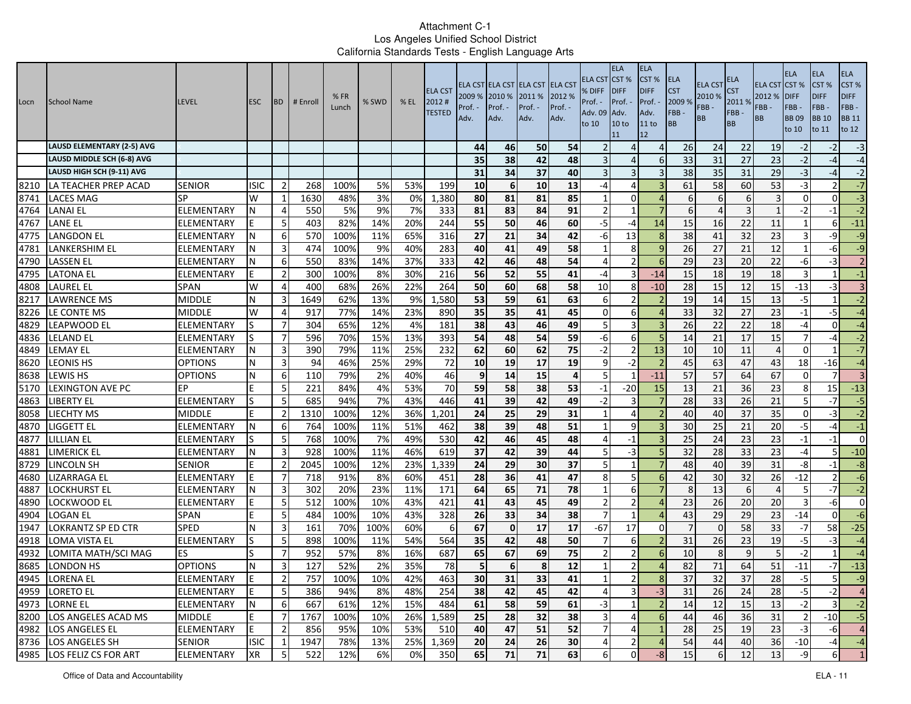Attachment C-1
Los Angeles Unified School District
California Standards Tests - English Language Arts

| Locn | School Name | LEVEL | ESC | BD | # Enroll | % FR Lunch | % SWD | % EL | ELA CST 2012 # TESTED | ELA CST 2009 % Prof. - Adv. | ELA CST 2010 % Prof. - Adv. | ELA CST 2011 % Prof. - Adv. | ELA CST 2012 % Prof. - Adv. | ELA CST % DIFF Prof. - Adv. 09 to 10 | ELA CST % DIFF Prof. - Adv. 10 to 11 | ELA CST % DIFF Prof. - Adv. 11 to 12 | ELA CST 2009 % FBB - BB | ELA CST 2010 % FBB - BB | ELA CST 2011 % FBB - BB | ELA CST 2012 % FBB - BB | ELA CST % DIFF FBB - BB 09 to 10 | ELA CST % DIFF FBB - BB 10 to 11 | ELA CST % DIFF FBB - BB 11 to 12 |
|---|---|---|---|---|---|---|---|---|---|---|---|---|---|---|---|---|---|---|---|---|---|---|---|
| | LAUSD ELEMENTARY (2-5) AVG | x | | | | | | | | 44 | 46 | 50 | 54 | 2 | 4 | 4 | 26 | 24 | 22 | 19 | -2 | -2 | -3 |
| | LAUSD MIDDLE SCH (6-8) AVG | x | | | | | | | | 35 | 38 | 42 | 48 | 3 | 4 | 6 | 33 | 31 | 27 | 23 | -2 | -4 | -4 |
| | LAUSD HIGH SCH (9-11) AVG | x | | | | | | | | 31 | 34 | 37 | 40 | 3 | 3 | 3 | 38 | 35 | 31 | 29 | -3 | -4 | -2 |
| 8210 | LA TEACHER PREP ACAD | SENIOR | ISIC | 2 | 268 | 100% | 5% | 53% | 199 | 10 | 6 | 10 | 13 | -4 | 4 | 3 | 61 | 58 | 60 | 53 | -3 | 2 | -7 |
| 8741 | LACES MAG | SP | W | 1 | 1630 | 48% | 3% | 0% | 1,380 | 80 | 81 | 81 | 85 | 1 | 0 | 4 | 6 | 6 | 6 | 3 | 0 | 0 | -3 |
| 4764 | LANAI EL | ELEMENTARY | N | 4 | 550 | 5% | 9% | 7% | 333 | 81 | 83 | 84 | 91 | 2 | 1 | 7 | 6 | 4 | 3 | 1 | -2 | -1 | -2 |
| 4767 | LANE EL | ELEMENTARY | E | 5 | 403 | 82% | 14% | 20% | 244 | 55 | 50 | 46 | 60 | -5 | -4 | 14 | 15 | 16 | 22 | 11 | 1 | 6 | -11 |
| 4775 | LANGDON EL | ELEMENTARY | N | 6 | 570 | 100% | 11% | 65% | 316 | 27 | 21 | 34 | 42 | -6 | 13 | 8 | 38 | 41 | 32 | 23 | 3 | -9 | -9 |
| 4781 | LANKERSHIM EL | ELEMENTARY | N | 3 | 474 | 100% | 9% | 40% | 283 | 40 | 41 | 49 | 58 | 1 | 8 | 9 | 26 | 27 | 21 | 12 | 1 | -6 | -9 |
| 4790 | LASSEN EL | ELEMENTARY | N | 6 | 550 | 83% | 14% | 37% | 333 | 42 | 46 | 48 | 54 | 4 | 2 | 6 | 29 | 23 | 20 | 22 | -6 | -3 | 2 |
| 4795 | LATONA EL | ELEMENTARY | E | 2 | 300 | 100% | 8% | 30% | 216 | 56 | 52 | 55 | 41 | -4 | 3 | -14 | 15 | 18 | 19 | 18 | 3 | 1 | -1 |
| 4808 | LAUREL EL | SPAN | W | 4 | 400 | 68% | 26% | 22% | 264 | 50 | 60 | 68 | 58 | 10 | 8 | -10 | 28 | 15 | 12 | 15 | -13 | -3 | 3 |
| 8217 | LAWRENCE MS | MIDDLE | N | 3 | 1649 | 62% | 13% | 9% | 1,580 | 53 | 59 | 61 | 63 | 6 | 2 | 2 | 19 | 14 | 15 | 13 | -5 | 1 | -2 |
| 8226 | LE CONTE MS | MIDDLE | W | 4 | 917 | 77% | 14% | 23% | 890 | 35 | 35 | 41 | 45 | 0 | 6 | 4 | 33 | 32 | 27 | 23 | -1 | -5 | -4 |
| 4829 | LEAPWOOD EL | ELEMENTARY | S | 7 | 304 | 65% | 12% | 4% | 181 | 38 | 43 | 46 | 49 | 5 | 3 | 3 | 26 | 22 | 22 | 18 | -4 | 0 | -4 |
| 4836 | LELAND EL | ELEMENTARY | S | 7 | 596 | 70% | 15% | 13% | 393 | 54 | 48 | 54 | 59 | -6 | 6 | 5 | 14 | 21 | 17 | 15 | 7 | -4 | -2 |
| 4849 | LEMAY EL | ELEMENTARY | N | 3 | 390 | 79% | 11% | 25% | 232 | 62 | 60 | 62 | 75 | -2 | 2 | 13 | 10 | 10 | 11 | 4 | 0 | 1 | -7 |
| 8620 | LEONIS HS | OPTIONS | N | 3 | 94 | 46% | 25% | 29% | 72 | 10 | 19 | 17 | 19 | 9 | -2 | 2 | 45 | 63 | 47 | 43 | 18 | -16 | -4 |
| 8638 | LEWIS HS | OPTIONS | N | 6 | 110 | 79% | 2% | 40% | 46 | 9 | 14 | 15 | 4 | 5 | 1 | -11 | 57 | 57 | 64 | 67 | 0 | 7 | 3 |
| 5170 | LEXINGTON AVE PC | EP | E | 5 | 221 | 84% | 4% | 53% | 70 | 59 | 58 | 38 | 53 | -1 | -20 | 15 | 13 | 21 | 36 | 23 | 8 | 15 | -13 |
| 4863 | LIBERTY EL | ELEMENTARY | S | 5 | 685 | 94% | 7% | 43% | 446 | 41 | 39 | 42 | 49 | -2 | 3 | 7 | 28 | 33 | 26 | 21 | 5 | -7 | -5 |
| 8058 | LIECHTY MS | MIDDLE | E | 2 | 1310 | 100% | 12% | 36% | 1,201 | 24 | 25 | 29 | 31 | 1 | 4 | 2 | 40 | 40 | 37 | 35 | 0 | -3 | -2 |
| 4870 | LIGGETT EL | ELEMENTARY | N | 6 | 764 | 100% | 11% | 51% | 462 | 38 | 39 | 48 | 51 | 1 | 9 | 3 | 30 | 25 | 21 | 20 | -5 | -4 | -1 |
| 4877 | LILLIAN EL | ELEMENTARY | S | 5 | 768 | 100% | 7% | 49% | 530 | 42 | 46 | 45 | 48 | 4 | -1 | 3 | 25 | 24 | 23 | 23 | -1 | -1 | 0 |
| 4881 | LIMERICK EL | ELEMENTARY | N | 3 | 928 | 100% | 11% | 46% | 619 | 37 | 42 | 39 | 44 | 5 | -3 | 5 | 32 | 28 | 33 | 23 | -4 | 5 | -10 |
| 8729 | LINCOLN SH | SENIOR | E | 2 | 2045 | 100% | 12% | 23% | 1,339 | 24 | 29 | 30 | 37 | 5 | 1 | 7 | 48 | 40 | 39 | 31 | -8 | -1 | -8 |
| 4680 | LIZARRAGA EL | ELEMENTARY | E | 7 | 718 | 91% | 8% | 60% | 451 | 28 | 36 | 41 | 47 | 8 | 5 | 6 | 42 | 30 | 32 | 26 | -12 | 2 | -6 |
| 4887 | LOCKHURST EL | ELEMENTARY | N | 3 | 302 | 20% | 23% | 11% | 171 | 64 | 65 | 71 | 78 | 1 | 6 | 7 | 8 | 13 | 6 | 4 | 5 | -7 | -2 |
| 4890 | LOCKWOOD EL | ELEMENTARY | E | 5 | 512 | 100% | 10% | 43% | 421 | 41 | 43 | 45 | 49 | 2 | 2 | 4 | 23 | 26 | 20 | 20 | 3 | -6 | 0 |
| 4904 | LOGAN EL | SPAN | E | 5 | 484 | 100% | 10% | 43% | 328 | 26 | 33 | 34 | 38 | 7 | 1 | 4 | 43 | 29 | 29 | 23 | -14 | 0 | -6 |
| 1947 | LOKRANTZ SP ED CTR | SPED | N | 3 | 161 | 70% | 100% | 60% | 6 | 67 | 0 | 17 | 17 | -67 | 17 | 0 | 7 | 0 | 58 | 33 | -7 | 58 | -25 |
| 4918 | LOMA VISTA EL | ELEMENTARY | S | 5 | 898 | 100% | 11% | 54% | 564 | 35 | 42 | 48 | 50 | 7 | 6 | 2 | 31 | 26 | 23 | 19 | -5 | -3 | -4 |
| 4932 | LOMITA MATH/SCI MAG | ES | S | 7 | 952 | 57% | 8% | 16% | 687 | 65 | 67 | 69 | 75 | 2 | 2 | 6 | 10 | 8 | 9 | 5 | -2 | 1 | -4 |
| 8685 | LONDON HS | OPTIONS | N | 3 | 127 | 52% | 2% | 35% | 78 | 5 | 6 | 8 | 12 | 1 | 2 | 4 | 82 | 71 | 64 | 51 | -11 | -7 | -13 |
| 4945 | LORENA EL | ELEMENTARY | E | 2 | 757 | 100% | 10% | 42% | 463 | 30 | 31 | 33 | 41 | 1 | 2 | 8 | 37 | 32 | 37 | 28 | -5 | 5 | -9 |
| 4959 | LORETO EL | ELEMENTARY | E | 5 | 386 | 94% | 8% | 48% | 254 | 38 | 42 | 45 | 42 | 4 | 3 | -3 | 31 | 26 | 24 | 28 | -5 | -2 | 4 |
| 4973 | LORNE EL | ELEMENTARY | N | 6 | 667 | 61% | 12% | 15% | 484 | 61 | 58 | 59 | 61 | -3 | 1 | 2 | 14 | 12 | 15 | 13 | -2 | 3 | -2 |
| 8200 | LOS ANGELES ACAD MS | MIDDLE | E | 7 | 1767 | 100% | 10% | 26% | 1,589 | 25 | 28 | 32 | 38 | 3 | 4 | 6 | 44 | 46 | 36 | 31 | 2 | -10 | -5 |
| 4982 | LOS ANGELES EL | ELEMENTARY | E | 2 | 856 | 95% | 10% | 53% | 510 | 40 | 47 | 51 | 52 | 7 | 4 | 1 | 28 | 25 | 19 | 23 | -3 | -6 | 4 |
| 8736 | LOS ANGELES SH | SENIOR | ISIC | 1 | 1947 | 78% | 13% | 25% | 1,369 | 20 | 24 | 26 | 30 | 4 | 2 | 4 | 54 | 44 | 40 | 36 | -10 | -4 | -4 |
| 4985 | LOS FELIZ CS FOR ART | ELEMENTARY | XR | 5 | 522 | 12% | 6% | 0% | 350 | 65 | 71 | 71 | 63 | 6 | 0 | -8 | 15 | 6 | 12 | 13 | -9 | 6 | 1 |

Office of Data and Accountability

ELA - 11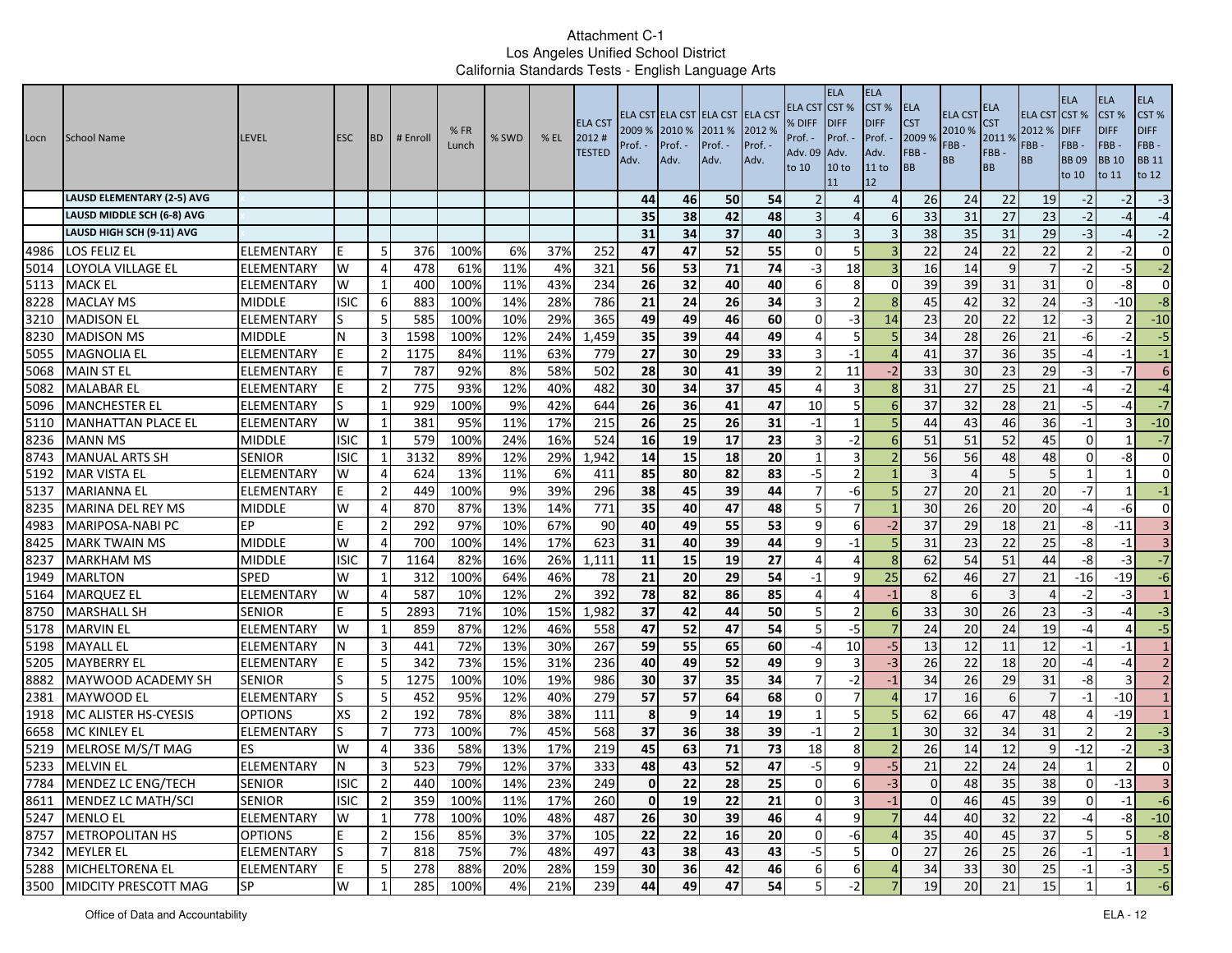Attachment C-1
Los Angeles Unified School District
California Standards Tests - English Language Arts

| Locn | School Name | LEVEL | ESC | BD | # Enroll | % FR Lunch | % SWD | % EL | ELA CST 2012 # TESTED | ELA CST 2009 % Prof. - Adv. | ELA CST 2010 % Prof. - Adv. | ELA CST 2011 % Prof. - Adv. | ELA CST 2012 % Prof. - Adv. | ELA CST % DIFF Prof. - Adv. 09 to 10 | ELA CST % DIFF Prof. - Adv. 10 to 11 | ELA CST % DIFF Prof. - Adv. 11 to 12 | ELA CST 2009 % FBB - BB | ELA CST 2010 % FBB - BB | ELA CST 2011 % FBB - BB | ELA CST 2012 % FBB - BB | ELA CST % DIFF FBB - BB 09 to 10 | ELA CST % DIFF FBB - BB 10 to 11 | ELA CST % DIFF FBB - BB 11 to 12 |
|---|---|---|---|---|---|---|---|---|---|---|---|---|---|---|---|---|---|---|---|---|---|---|---|
| | LAUSD ELEMENTARY (2-5) AVG | | | | | | | | | 44 | 46 | 50 | 54 | 2 | 4 | 4 | 26 | 24 | 22 | 19 | -2 | -2 | -3 |
| | LAUSD MIDDLE SCH (6-8) AVG | | | | | | | | | 35 | 38 | 42 | 48 | 3 | 4 | 6 | 33 | 31 | 27 | 23 | -2 | -4 | -4 |
| | LAUSD HIGH SCH (9-11) AVG | | | | | | | | | 31 | 34 | 37 | 40 | 3 | 3 | 3 | 38 | 35 | 31 | 29 | -3 | -4 | -2 |
| 4986 | LOS FELIZ EL | ELEMENTARY | E | 5 | 376 | 100% | 6% | 37% | 252 | 47 | 47 | 52 | 55 | 0 | 5 | 3 | 22 | 24 | 22 | 22 | 2 | -2 | 0 |
| 5014 | LOYOLA VILLAGE EL | ELEMENTARY | W | 4 | 478 | 61% | 11% | 4% | 321 | 56 | 53 | 71 | 74 | -3 | 18 | 3 | 16 | 14 | 9 | 7 | -2 | -5 | -2 |
| 5113 | MACK EL | ELEMENTARY | W | 1 | 400 | 100% | 11% | 43% | 234 | 26 | 32 | 40 | 40 | 6 | 8 | 0 | 39 | 39 | 31 | 31 | 0 | -8 | 0 |
| 8228 | MACLAY MS | MIDDLE | ISIC | 6 | 883 | 100% | 14% | 28% | 786 | 21 | 24 | 26 | 34 | 3 | 2 | 8 | 45 | 42 | 32 | 24 | -3 | -10 | -8 |
| 3210 | MADISON EL | ELEMENTARY | S | 5 | 585 | 100% | 10% | 29% | 365 | 49 | 49 | 46 | 60 | 0 | -3 | 14 | 23 | 20 | 22 | 12 | -3 | 2 | -10 |
| 8230 | MADISON MS | MIDDLE | N | 3 | 1598 | 100% | 12% | 24% | 1,459 | 35 | 39 | 44 | 49 | 4 | 5 | 5 | 34 | 28 | 26 | 21 | -6 | -2 | -5 |
| 5055 | MAGNOLIA EL | ELEMENTARY | E | 2 | 1175 | 84% | 11% | 63% | 779 | 27 | 30 | 29 | 33 | 3 | -1 | 4 | 41 | 37 | 36 | 35 | -4 | -1 | -1 |
| 5068 | MAIN ST EL | ELEMENTARY | E | 7 | 787 | 92% | 8% | 58% | 502 | 28 | 30 | 41 | 39 | 2 | 11 | -2 | 33 | 30 | 23 | 29 | -3 | -7 | 6 |
| 5082 | MALABAR EL | ELEMENTARY | E | 2 | 775 | 93% | 12% | 40% | 482 | 30 | 34 | 37 | 45 | 4 | 3 | 8 | 31 | 27 | 25 | 21 | -4 | -2 | -4 |
| 5096 | MANCHESTER EL | ELEMENTARY | S | 1 | 929 | 100% | 9% | 42% | 644 | 26 | 36 | 41 | 47 | 10 | 5 | 6 | 37 | 32 | 28 | 21 | -5 | -4 | -7 |
| 5110 | MANHATTAN PLACE EL | ELEMENTARY | W | 1 | 381 | 95% | 11% | 17% | 215 | 26 | 25 | 26 | 31 | -1 | 1 | 5 | 44 | 43 | 46 | 36 | -1 | 3 | -10 |
| 8236 | MANN MS | MIDDLE | ISIC | 1 | 579 | 100% | 24% | 16% | 524 | 16 | 19 | 17 | 23 | 3 | -2 | 6 | 51 | 51 | 52 | 45 | 0 | 1 | -7 |
| 8743 | MANUAL ARTS SH | SENIOR | ISIC | 1 | 3132 | 89% | 12% | 29% | 1,942 | 14 | 15 | 18 | 20 | 1 | 3 | 2 | 56 | 56 | 48 | 48 | 0 | -8 | 0 |
| 5192 | MAR VISTA EL | ELEMENTARY | W | 4 | 624 | 13% | 11% | 6% | 411 | 85 | 80 | 82 | 83 | -5 | 2 | 1 | 3 | 4 | 5 | 5 | 1 | 1 | 0 |
| 5137 | MARIANNA EL | ELEMENTARY | E | 2 | 449 | 100% | 9% | 39% | 296 | 38 | 45 | 39 | 44 | 7 | -6 | 5 | 27 | 20 | 21 | 20 | -7 | 1 | -1 |
| 8235 | MARINA DEL REY MS | MIDDLE | W | 4 | 870 | 87% | 13% | 14% | 771 | 35 | 40 | 47 | 48 | 5 | 7 | 1 | 30 | 26 | 20 | 20 | -4 | -6 | 0 |
| 4983 | MARIPOSA-NABI PC | EP | E | 2 | 292 | 97% | 10% | 67% | 90 | 40 | 49 | 55 | 53 | 9 | 6 | -2 | 37 | 29 | 18 | 21 | -8 | -11 | 3 |
| 8425 | MARK TWAIN MS | MIDDLE | W | 4 | 700 | 100% | 14% | 17% | 623 | 31 | 40 | 39 | 44 | 9 | -1 | 5 | 31 | 23 | 22 | 25 | -8 | -1 | 3 |
| 8237 | MARKHAM MS | MIDDLE | ISIC | 7 | 1164 | 82% | 16% | 26% | 1,111 | 11 | 15 | 19 | 27 | 4 | 4 | 8 | 62 | 54 | 51 | 44 | -8 | -3 | -7 |
| 1949 | MARLTON | SPED | W | 1 | 312 | 100% | 64% | 46% | 78 | 21 | 20 | 29 | 54 | -1 | 9 | 25 | 62 | 46 | 27 | 21 | -16 | -19 | -6 |
| 5164 | MARQUEZ EL | ELEMENTARY | W | 4 | 587 | 10% | 12% | 2% | 392 | 78 | 82 | 86 | 85 | 4 | 4 | -1 | 8 | 6 | 3 | 4 | -2 | -3 | 1 |
| 8750 | MARSHALL SH | SENIOR | E | 5 | 2893 | 71% | 10% | 15% | 1,982 | 37 | 42 | 44 | 50 | 5 | 2 | 6 | 33 | 30 | 26 | 23 | -3 | -4 | -3 |
| 5178 | MARVIN EL | ELEMENTARY | W | 1 | 859 | 87% | 12% | 46% | 558 | 47 | 52 | 47 | 54 | 5 | -5 | 7 | 24 | 20 | 24 | 19 | -4 | 4 | -5 |
| 5198 | MAYALL EL | ELEMENTARY | N | 3 | 441 | 72% | 13% | 30% | 267 | 59 | 55 | 65 | 60 | -4 | 10 | -5 | 13 | 12 | 11 | 12 | -1 | -1 | 1 |
| 5205 | MAYBERRY EL | ELEMENTARY | E | 5 | 342 | 73% | 15% | 31% | 236 | 40 | 49 | 52 | 49 | 9 | 3 | -3 | 26 | 22 | 18 | 20 | -4 | -4 | 2 |
| 8882 | MAYWOOD ACADEMY SH | SENIOR | S | 5 | 1275 | 100% | 10% | 19% | 986 | 30 | 37 | 35 | 34 | 7 | -2 | -1 | 34 | 26 | 29 | 31 | -8 | 3 | 2 |
| 2381 | MAYWOOD EL | ELEMENTARY | S | 5 | 452 | 95% | 12% | 40% | 279 | 57 | 57 | 64 | 68 | 0 | 7 | 4 | 17 | 16 | 6 | 7 | -1 | -10 | 1 |
| 1918 | MC ALISTER HS-CYESIS | OPTIONS | XS | 2 | 192 | 78% | 8% | 38% | 111 | 8 | 9 | 14 | 19 | 1 | 5 | 5 | 62 | 66 | 47 | 48 | 4 | -19 | 1 |
| 6658 | MC KINLEY EL | ELEMENTARY | S | 7 | 773 | 100% | 7% | 45% | 568 | 37 | 36 | 38 | 39 | -1 | 2 | 1 | 30 | 32 | 34 | 31 | 2 | 2 | -3 |
| 5219 | MELROSE M/S/T MAG | ES | W | 4 | 336 | 58% | 13% | 17% | 219 | 45 | 63 | 71 | 73 | 18 | 8 | 2 | 26 | 14 | 12 | 9 | -12 | -2 | -3 |
| 5233 | MELVIN EL | ELEMENTARY | N | 3 | 523 | 79% | 12% | 37% | 333 | 48 | 43 | 52 | 47 | -5 | 9 | -5 | 21 | 22 | 24 | 24 | 1 | 2 | 0 |
| 7784 | MENDEZ LC ENG/TECH | SENIOR | ISIC | 2 | 440 | 100% | 14% | 23% | 249 | 0 | 22 | 28 | 25 | 0 | 6 | -3 | 0 | 48 | 35 | 38 | 0 | -13 | 3 |
| 8611 | MENDEZ LC MATH/SCI | SENIOR | ISIC | 2 | 359 | 100% | 11% | 17% | 260 | 0 | 19 | 22 | 21 | 0 | 3 | -1 | 0 | 46 | 45 | 39 | 0 | -1 | -6 |
| 5247 | MENLO EL | ELEMENTARY | W | 1 | 778 | 100% | 10% | 48% | 487 | 26 | 30 | 39 | 46 | 4 | 9 | 7 | 44 | 40 | 32 | 22 | -4 | -8 | -10 |
| 8757 | METROPOLITAN HS | OPTIONS | E | 2 | 156 | 85% | 3% | 37% | 105 | 22 | 22 | 16 | 20 | 0 | -6 | 4 | 35 | 40 | 45 | 37 | 5 | 5 | -8 |
| 7342 | MEYLER EL | ELEMENTARY | S | 7 | 818 | 75% | 7% | 48% | 497 | 43 | 38 | 43 | 43 | -5 | 5 | 0 | 27 | 26 | 25 | 26 | -1 | -1 | 1 |
| 5288 | MICHELTORENA EL | ELEMENTARY | E | 5 | 278 | 88% | 20% | 28% | 159 | 30 | 36 | 42 | 46 | 6 | 6 | 4 | 34 | 33 | 30 | 25 | -1 | -3 | -5 |
| 3500 | MIDCITY PRESCOTT MAG | SP | W | 1 | 285 | 100% | 4% | 21% | 239 | 44 | 49 | 47 | 54 | 5 | -2 | 7 | 19 | 20 | 21 | 15 | 1 | 1 | -6 |

Office of Data and Accountability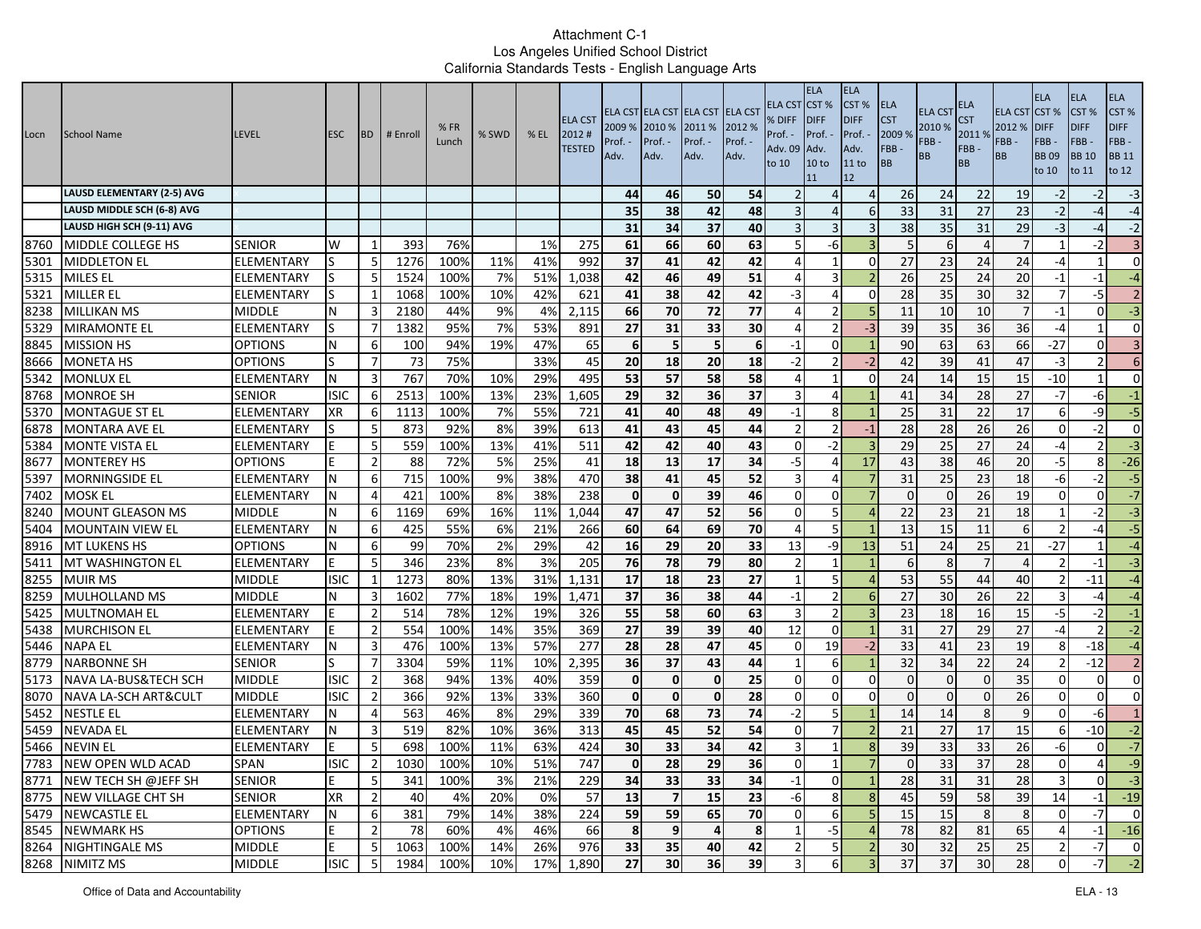Attachment C-1
Los Angeles Unified School District
California Standards Tests - English Language Arts

| Locn | School Name | LEVEL | ESC | BD | # Enroll | % FR Lunch | % SWD | % EL | ELA CST 2012 # TESTED | ELA CST 2009 % Prof. - Adv. | ELA CST 2010 % Prof. - Adv. | ELA CST 2011 % Prof. - Adv. | ELA CST 2012 % Prof. - Adv. | ELA CST % DIFF Prof. - Adv. 09 to 10 | ELA CST % DIFF Prof. - Adv. 10 to 11 | ELA CST % DIFF Prof. - Adv. 11 to 12 | ELA CST 2009 % FBB - BB | ELA CST 2010 % FBB - BB | ELA CST 2011 % FBB - BB | ELA CST 2012 % FBB - BB | ELA CST % DIFF FBB - BB 09 to 10 | ELA CST % DIFF FBB - BB 10 to 11 | ELA CST % DIFF FBB - BB 11 to 12 |
|---|---|---|---|---|---|---|---|---|---|---|---|---|---|---|---|---|---|---|---|---|---|---|---|
| | LAUSD ELEMENTARY (2-5) AVG | | | | | | | | | 44 | 46 | 50 | 54 | 2 | 4 | 4 | 26 | 24 | 22 | 19 | -2 | -2 | -3 |
| | LAUSD MIDDLE SCH (6-8) AVG | | | | | | | | | 35 | 38 | 42 | 48 | 3 | 4 | 6 | 33 | 31 | 27 | 23 | -2 | -4 | -4 |
| | LAUSD HIGH SCH (9-11) AVG | | | | | | | | | 31 | 34 | 37 | 40 | 3 | 3 | 3 | 38 | 35 | 31 | 29 | -3 | -4 | -2 |
| 8760 | MIDDLE COLLEGE HS | SENIOR | W | 1 | 393 | 76% | | 1% | 275 | 61 | 66 | 60 | 63 | 5 | -6 | 3 | 5 | 6 | 4 | 7 | 1 | -2 | 3 |
| 5301 | MIDDLETON EL | ELEMENTARY | S | 5 | 1276 | 100% | 11% | 41% | 992 | 37 | 41 | 42 | 42 | 4 | 1 | 0 | 27 | 23 | 24 | 24 | -4 | 1 | 0 |
| 5315 | MILES EL | ELEMENTARY | S | 5 | 1524 | 100% | 7% | 51% | 1,038 | 42 | 46 | 49 | 51 | 4 | 3 | 2 | 26 | 25 | 24 | 20 | -1 | -1 | -4 |
| 5321 | MILLER EL | ELEMENTARY | S | 1 | 1068 | 100% | 10% | 42% | 621 | 41 | 38 | 42 | 42 | -3 | 4 | 0 | 28 | 35 | 30 | 32 | 7 | -5 | 2 |
| 8238 | MILLIKAN MS | MIDDLE | N | 3 | 2180 | 44% | 9% | 4% | 2,115 | 66 | 70 | 72 | 77 | 4 | 2 | 5 | 11 | 10 | 10 | 7 | -1 | 0 | -3 |
| 5329 | MIRAMONTE EL | ELEMENTARY | S | 7 | 1382 | 95% | 7% | 53% | 891 | 27 | 31 | 33 | 30 | 4 | 2 | -3 | 39 | 35 | 36 | 36 | -4 | 1 | 0 |
| 8845 | MISSION HS | OPTIONS | N | 6 | 100 | 94% | 19% | 47% | 65 | 6 | 5 | 5 | 6 | -1 | 0 | 1 | 90 | 63 | 63 | 66 | -27 | 0 | 3 |
| 8666 | MONETA HS | OPTIONS | S | 7 | 73 | 75% | | 33% | 45 | 20 | 18 | 20 | 18 | -2 | 2 | -2 | 42 | 39 | 41 | 47 | -3 | 2 | 6 |
| 5342 | MONLUX EL | ELEMENTARY | N | 3 | 767 | 70% | 10% | 29% | 495 | 53 | 57 | 58 | 58 | 4 | 1 | 0 | 24 | 14 | 15 | 15 | -10 | 1 | 0 |
| 8768 | MONROE SH | SENIOR | ISIC | 6 | 2513 | 100% | 13% | 23% | 1,605 | 29 | 32 | 36 | 37 | 3 | 4 | 1 | 41 | 34 | 28 | 27 | -7 | -6 | -1 |
| 5370 | MONTAGUE ST EL | ELEMENTARY | XR | 6 | 1113 | 100% | 7% | 55% | 721 | 41 | 40 | 48 | 49 | -1 | 8 | 1 | 25 | 31 | 22 | 17 | 6 | -9 | -5 |
| 6878 | MONTARA AVE EL | ELEMENTARY | S | 5 | 873 | 92% | 8% | 39% | 613 | 41 | 43 | 45 | 44 | 2 | 2 | -1 | 28 | 28 | 26 | 26 | 0 | -2 | 0 |
| 5384 | MONTE VISTA EL | ELEMENTARY | E | 5 | 559 | 100% | 13% | 41% | 511 | 42 | 42 | 40 | 43 | 0 | -2 | 3 | 29 | 25 | 27 | 24 | -4 | 2 | -3 |
| 8677 | MONTEREY HS | OPTIONS | E | 2 | 88 | 72% | 5% | 25% | 41 | 18 | 13 | 17 | 34 | -5 | 4 | 17 | 43 | 38 | 46 | 20 | -5 | 8 | -26 |
| 5397 | MORNINGSIDE EL | ELEMENTARY | N | 6 | 715 | 100% | 9% | 38% | 470 | 38 | 41 | 45 | 52 | 3 | 4 | 7 | 31 | 25 | 23 | 18 | -6 | -2 | -5 |
| 7402 | MOSK EL | ELEMENTARY | N | 4 | 421 | 100% | 8% | 38% | 238 | 0 | 0 | 39 | 46 | 0 | 0 | 7 | 0 | 0 | 26 | 19 | 0 | 0 | -7 |
| 8240 | MOUNT GLEASON MS | MIDDLE | N | 6 | 1169 | 69% | 16% | 11% | 1,044 | 47 | 47 | 52 | 56 | 0 | 5 | 4 | 22 | 23 | 21 | 18 | 1 | -2 | -3 |
| 5404 | MOUNTAIN VIEW EL | ELEMENTARY | N | 6 | 425 | 55% | 6% | 21% | 266 | 60 | 64 | 69 | 70 | 4 | 5 | 1 | 13 | 15 | 11 | 6 | 2 | -4 | -5 |
| 8916 | MT LUKENS HS | OPTIONS | N | 6 | 99 | 70% | 2% | 29% | 42 | 16 | 29 | 20 | 33 | 13 | -9 | 13 | 51 | 24 | 25 | 21 | -27 | 1 | -4 |
| 5411 | MT WASHINGTON EL | ELEMENTARY | E | 5 | 346 | 23% | 8% | 3% | 205 | 76 | 78 | 79 | 80 | 2 | 1 | 1 | 6 | 8 | 7 | 4 | 2 | -1 | -3 |
| 8255 | MUIR MS | MIDDLE | ISIC | 1 | 1273 | 80% | 13% | 31% | 1,131 | 17 | 18 | 23 | 27 | 1 | 5 | 4 | 53 | 55 | 44 | 40 | 2 | -11 | -4 |
| 8259 | MULHOLLAND MS | MIDDLE | N | 3 | 1602 | 77% | 18% | 19% | 1,471 | 37 | 36 | 38 | 44 | -1 | 2 | 6 | 27 | 30 | 26 | 22 | 3 | -4 | -4 |
| 5425 | MULTNOMAH EL | ELEMENTARY | E | 2 | 514 | 78% | 12% | 19% | 326 | 55 | 58 | 60 | 63 | 3 | 2 | 3 | 23 | 18 | 16 | 15 | -5 | -2 | -1 |
| 5438 | MURCHISON EL | ELEMENTARY | E | 2 | 554 | 100% | 14% | 35% | 369 | 27 | 39 | 39 | 40 | 12 | 0 | 1 | 31 | 27 | 29 | 27 | -4 | 2 | -2 |
| 5446 | NAPA EL | ELEMENTARY | N | 3 | 476 | 100% | 13% | 57% | 277 | 28 | 28 | 47 | 45 | 0 | 19 | -2 | 33 | 41 | 23 | 19 | 8 | -18 | -4 |
| 8779 | NARBONNE SH | SENIOR | S | 7 | 3304 | 59% | 11% | 10% | 2,395 | 36 | 37 | 43 | 44 | 1 | 6 | 1 | 32 | 34 | 22 | 24 | 2 | -12 | 2 |
| 5173 | NAVA LA-BUS&TECH SCH | MIDDLE | ISIC | 2 | 368 | 94% | 13% | 40% | 359 | 0 | 0 | 0 | 25 | 0 | 0 | 0 | 0 | 0 | 0 | 35 | 0 | 0 | 0 |
| 8070 | NAVA LA-SCH ART&CULT | MIDDLE | ISIC | 2 | 366 | 92% | 13% | 33% | 360 | 0 | 0 | 0 | 28 | 0 | 0 | 0 | 0 | 0 | 0 | 26 | 0 | 0 | 0 |
| 5452 | NESTLE EL | ELEMENTARY | N | 4 | 563 | 46% | 8% | 29% | 339 | 70 | 68 | 73 | 74 | -2 | 5 | 1 | 14 | 14 | 8 | 9 | 0 | -6 | 1 |
| 5459 | NEVADA EL | ELEMENTARY | N | 3 | 519 | 82% | 10% | 36% | 313 | 45 | 45 | 52 | 54 | 0 | 7 | 2 | 21 | 27 | 17 | 15 | 6 | -10 | -2 |
| 5466 | NEVIN EL | ELEMENTARY | E | 5 | 698 | 100% | 11% | 63% | 424 | 30 | 33 | 34 | 42 | 3 | 1 | 8 | 39 | 33 | 33 | 26 | -6 | 0 | -7 |
| 7783 | NEW OPEN WLD ACAD | SPAN | ISIC | 2 | 1030 | 100% | 10% | 51% | 747 | 0 | 28 | 29 | 36 | 0 | 1 | 7 | 0 | 33 | 37 | 28 | 0 | 4 | -9 |
| 8771 | NEW TECH SH @JEFF SH | SENIOR | E | 5 | 341 | 100% | 3% | 21% | 229 | 34 | 33 | 33 | 34 | -1 | 0 | 1 | 28 | 31 | 31 | 28 | 3 | 0 | -3 |
| 8775 | NEW VILLAGE CHT SH | SENIOR | XR | 2 | 40 | 4% | 20% | 0% | 57 | 13 | 7 | 15 | 23 | -6 | 8 | 8 | 45 | 59 | 58 | 39 | 14 | -1 | -19 |
| 5479 | NEWCASTLE EL | ELEMENTARY | N | 6 | 381 | 79% | 14% | 38% | 224 | 59 | 59 | 65 | 70 | 0 | 6 | 5 | 15 | 15 | 8 | 8 | 0 | -7 | 0 |
| 8545 | NEWMARK HS | OPTIONS | E | 2 | 78 | 60% | 4% | 46% | 66 | 8 | 9 | 4 | 8 | 1 | -5 | 4 | 78 | 82 | 81 | 65 | 4 | -1 | -16 |
| 8264 | NIGHTINGALE MS | MIDDLE | E | 5 | 1063 | 100% | 14% | 26% | 976 | 33 | 35 | 40 | 42 | 2 | 5 | 2 | 30 | 32 | 25 | 25 | 2 | -7 | 0 |
| 8268 | NIMITZ MS | MIDDLE | ISIC | 5 | 1984 | 100% | 10% | 17% | 1,890 | 27 | 30 | 36 | 39 | 3 | 6 | 3 | 37 | 37 | 30 | 28 | 0 | -7 | -2 |

Office of Data and Accountability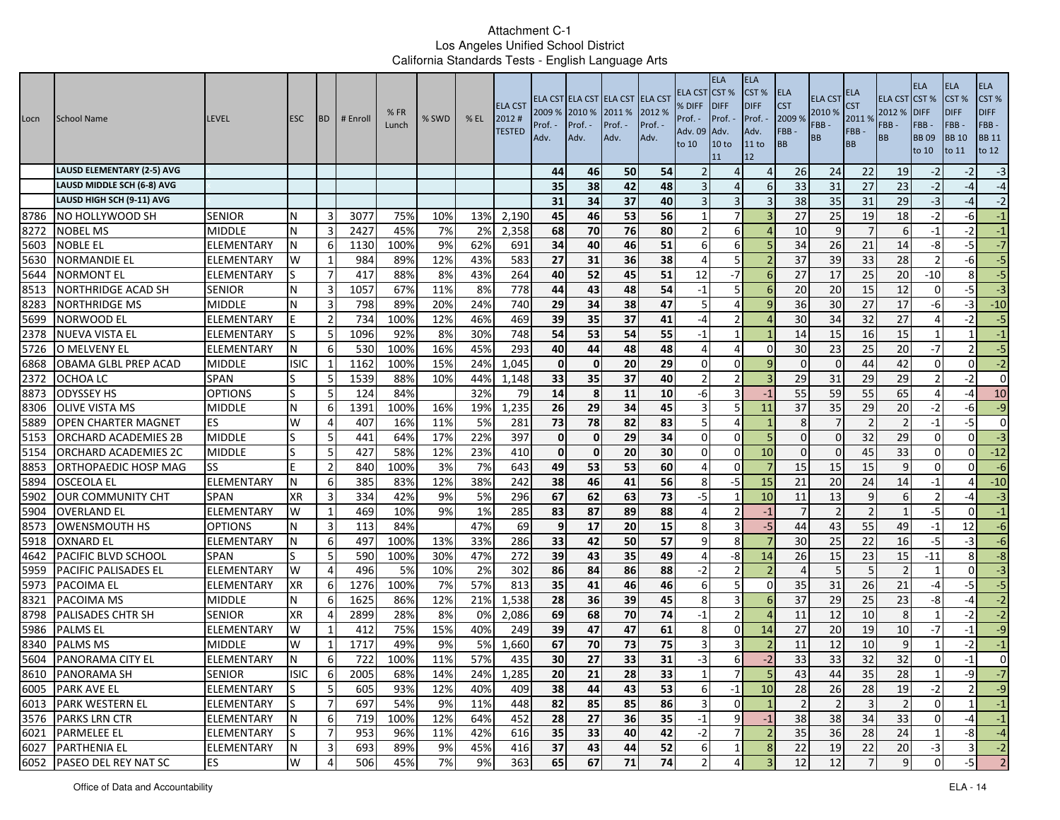Attachment C-1
Los Angeles Unified School District
California Standards Tests - English Language Arts

| Locn | School Name | LEVEL | ESC | BD | # Enroll | % FR Lunch | % SWD | % EL | ELA CST 2012 # TESTED | ELA CST 2009 % Prof. - Adv. | ELA CST 2010 % Prof. - Adv. | ELA CST 2011 % Prof. - Adv. | ELA CST 2012 % Prof. - Adv. | ELA CST % DIFF Prof. - Adv. 09 to 10 | ELA CST % DIFF Prof. - Adv. 10 to 11 | ELA CST % DIFF Prof. - Adv. 11 to 12 | ELA CST 2009 % FBB - BB | ELA CST 2010 % FBB - BB | ELA CST 2011 % FBB - BB | ELA CST 2012 % FBB - BB | ELA CST % DIFF FBB - BB 09 to 10 | ELA CST % DIFF FBB - BB 10 to 11 | ELA CST % DIFF FBB - BB 11 to 12 |
|---|---|---|---|---|---|---|---|---|---|---|---|---|---|---|---|---|---|---|---|---|---|---|---|
| | LAUSD ELEMENTARY (2-5) AVG | | | | | | | | | 44 | 46 | 50 | 54 | 2 | 4 | 4 | 26 | 24 | 22 | 19 | -2 | -2 | -3 |
| | LAUSD MIDDLE SCH (6-8) AVG | | | | | | | | | 35 | 38 | 42 | 48 | 3 | 4 | 6 | 33 | 31 | 27 | 23 | -2 | -4 | -4 |
| | LAUSD HIGH SCH (9-11) AVG | | | | | | | | | 31 | 34 | 37 | 40 | 3 | 3 | 3 | 38 | 35 | 31 | 29 | -3 | -4 | -2 |
| 8786 | NO HOLLYWOOD SH | SENIOR | N | 3 | 3077 | 75% | 10% | 13% | 2,190 | 45 | 46 | 53 | 56 | 1 | 7 | 3 | 27 | 25 | 19 | 18 | -2 | -6 | -1 |
| 8272 | NOBEL MS | MIDDLE | N | 3 | 2427 | 45% | 7% | 2% | 2,358 | 68 | 70 | 76 | 80 | 2 | 6 | 4 | 10 | 9 | 7 | 6 | -1 | -2 | -1 |
| 5603 | NOBLE EL | ELEMENTARY | N | 6 | 1130 | 100% | 9% | 62% | 691 | 34 | 40 | 46 | 51 | 6 | 6 | 5 | 34 | 26 | 21 | 14 | -8 | -5 | -7 |
| 5630 | NORMANDIE EL | ELEMENTARY | W | 1 | 984 | 89% | 12% | 43% | 583 | 27 | 31 | 36 | 38 | 4 | 5 | 2 | 37 | 39 | 33 | 28 | 2 | -6 | -5 |
| 5644 | NORMONT EL | ELEMENTARY | S | 7 | 417 | 88% | 8% | 43% | 264 | 40 | 52 | 45 | 51 | 12 | -7 | 6 | 27 | 17 | 25 | 20 | -10 | 8 | -5 |
| 8513 | NORTHRIDGE ACAD SH | SENIOR | N | 3 | 1057 | 67% | 11% | 8% | 778 | 44 | 43 | 48 | 54 | -1 | 5 | 6 | 20 | 20 | 15 | 12 | 0 | -5 | -3 |
| 8283 | NORTHRIDGE MS | MIDDLE | N | 3 | 798 | 89% | 20% | 24% | 740 | 29 | 34 | 38 | 47 | 5 | 4 | 9 | 36 | 30 | 27 | 17 | -6 | -3 | -10 |
| 5699 | NORWOOD EL | ELEMENTARY | E | 2 | 734 | 100% | 12% | 46% | 469 | 39 | 35 | 37 | 41 | -4 | 2 | 4 | 30 | 34 | 32 | 27 | 4 | -2 | -5 |
| 2378 | NUEVA VISTA EL | ELEMENTARY | S | 5 | 1096 | 92% | 8% | 30% | 748 | 54 | 53 | 54 | 55 | -1 | 1 | 1 | 14 | 15 | 16 | 15 | 1 | 1 | -1 |
| 5726 | O MELVENY EL | ELEMENTARY | N | 6 | 530 | 100% | 16% | 45% | 293 | 40 | 44 | 48 | 48 | 4 | 4 | 0 | 30 | 23 | 25 | 20 | -7 | 2 | -5 |
| 6868 | OBAMA GLBL PREP ACAD | MIDDLE | ISIC | 1 | 1162 | 100% | 15% | 24% | 1,045 | 0 | 0 | 20 | 29 | 0 | 0 | 9 | 0 | 0 | 44 | 42 | 0 | 0 | -2 |
| 2372 | OCHOA LC | SPAN | S | 5 | 1539 | 88% | 10% | 44% | 1,148 | 33 | 35 | 37 | 40 | 2 | 2 | 3 | 29 | 31 | 29 | 29 | 2 | -2 | 0 |
| 8873 | ODYSSEY HS | OPTIONS | S | 5 | 124 | 84% | | 32% | 79 | 14 | 8 | 11 | 10 | -6 | 3 | -1 | 55 | 59 | 55 | 65 | 4 | -4 | 10 |
| 8306 | OLIVE VISTA MS | MIDDLE | N | 6 | 1391 | 100% | 16% | 19% | 1,235 | 26 | 29 | 34 | 45 | 3 | 5 | 11 | 37 | 35 | 29 | 20 | -2 | -6 | -9 |
| 5889 | OPEN CHARTER MAGNET | ES | W | 4 | 407 | 16% | 11% | 5% | 281 | 73 | 78 | 82 | 83 | 5 | 4 | 1 | 8 | 7 | 2 | 2 | -1 | -5 | 0 |
| 5153 | ORCHARD ACADEMIES 2B | MIDDLE | S | 5 | 441 | 64% | 17% | 22% | 397 | 0 | 0 | 29 | 34 | 0 | 0 | 5 | 0 | 0 | 32 | 29 | 0 | 0 | -3 |
| 5154 | ORCHARD ACADEMIES 2C | MIDDLE | S | 5 | 427 | 58% | 12% | 23% | 410 | 0 | 0 | 20 | 30 | 0 | 0 | 10 | 0 | 0 | 45 | 33 | 0 | 0 | -12 |
| 8853 | ORTHOPAEDIC HOSP MAG | SS | E | 2 | 840 | 100% | 3% | 7% | 643 | 49 | 53 | 53 | 60 | 4 | 0 | 7 | 15 | 15 | 15 | 9 | 0 | 0 | -6 |
| 5894 | OSCEOLA EL | ELEMENTARY | N | 6 | 385 | 83% | 12% | 38% | 242 | 38 | 46 | 41 | 56 | 8 | -5 | 15 | 21 | 20 | 24 | 14 | -1 | 4 | -10 |
| 5902 | OUR COMMUNITY CHT | SPAN | XR | 3 | 334 | 42% | 9% | 5% | 296 | 67 | 62 | 63 | 73 | -5 | 1 | 10 | 11 | 13 | 9 | 6 | 2 | -4 | -3 |
| 5904 | OVERLAND EL | ELEMENTARY | W | 1 | 469 | 10% | 9% | 1% | 285 | 83 | 87 | 89 | 88 | 4 | 2 | -1 | 7 | 2 | 2 | 1 | -5 | 0 | -1 |
| 8573 | OWENSMOUTH HS | OPTIONS | N | 3 | 113 | 84% | | 47% | 69 | 9 | 17 | 20 | 15 | 8 | 3 | -5 | 44 | 43 | 55 | 49 | -1 | 12 | -6 |
| 5918 | OXNARD EL | ELEMENTARY | N | 6 | 497 | 100% | 13% | 33% | 286 | 33 | 42 | 50 | 57 | 9 | 8 | 7 | 30 | 25 | 22 | 16 | -5 | -3 | -6 |
| 4642 | PACIFIC BLVD SCHOOL | SPAN | S | 5 | 590 | 100% | 30% | 47% | 272 | 39 | 43 | 35 | 49 | 4 | -8 | 14 | 26 | 15 | 23 | 15 | -11 | 8 | -8 |
| 5959 | PACIFIC PALISADES EL | ELEMENTARY | W | 4 | 496 | 5% | 10% | 2% | 302 | 86 | 84 | 86 | 88 | -2 | 2 | 2 | 4 | 5 | 5 | 2 | 1 | 0 | -3 |
| 5973 | PACOIMA EL | ELEMENTARY | XR | 6 | 1276 | 100% | 7% | 57% | 813 | 35 | 41 | 46 | 46 | 6 | 5 | 0 | 35 | 31 | 26 | 21 | -4 | -5 | -5 |
| 8321 | PACOIMA MS | MIDDLE | N | 6 | 1625 | 86% | 12% | 21% | 1,538 | 28 | 36 | 39 | 45 | 8 | 3 | 6 | 37 | 29 | 25 | 23 | -8 | -4 | -2 |
| 8798 | PALISADES CHTR SH | SENIOR | XR | 4 | 2899 | 28% | 8% | 0% | 2,086 | 69 | 68 | 70 | 74 | -1 | 2 | 4 | 11 | 12 | 10 | 8 | 1 | -2 | -2 |
| 5986 | PALMS EL | ELEMENTARY | W | 1 | 412 | 75% | 15% | 40% | 249 | 39 | 47 | 47 | 61 | 8 | 0 | 14 | 27 | 20 | 19 | 10 | -7 | -1 | -9 |
| 8340 | PALMS MS | MIDDLE | W | 1 | 1717 | 49% | 9% | 5% | 1,660 | 67 | 70 | 73 | 75 | 3 | 3 | 2 | 11 | 12 | 10 | 9 | 1 | -2 | -1 |
| 5604 | PANORAMA CITY EL | ELEMENTARY | N | 6 | 722 | 100% | 11% | 57% | 435 | 30 | 27 | 33 | 31 | -3 | 6 | -2 | 33 | 33 | 32 | 32 | 0 | -1 | 0 |
| 8610 | PANORAMA SH | SENIOR | ISIC | 6 | 2005 | 68% | 14% | 24% | 1,285 | 20 | 21 | 28 | 33 | 1 | 7 | 5 | 43 | 44 | 35 | 28 | 1 | -9 | -7 |
| 6005 | PARK AVE EL | ELEMENTARY | S | 5 | 605 | 93% | 12% | 40% | 409 | 38 | 44 | 43 | 53 | 6 | -1 | 10 | 28 | 26 | 28 | 19 | -2 | 2 | -9 |
| 6013 | PARK WESTERN EL | ELEMENTARY | S | 7 | 697 | 54% | 9% | 11% | 448 | 82 | 85 | 85 | 86 | 3 | 0 | 1 | 2 | 2 | 3 | 2 | 0 | 1 | -1 |
| 3576 | PARKS LRN CTR | ELEMENTARY | N | 6 | 719 | 100% | 12% | 64% | 452 | 28 | 27 | 36 | 35 | -1 | 9 | -1 | 38 | 38 | 34 | 33 | 0 | -4 | -1 |
| 6021 | PARMELEE EL | ELEMENTARY | S | 7 | 953 | 96% | 11% | 42% | 616 | 35 | 33 | 40 | 42 | -2 | 7 | 2 | 35 | 36 | 28 | 24 | 1 | -8 | -4 |
| 6027 | PARTHENIA EL | ELEMENTARY | N | 3 | 693 | 89% | 9% | 45% | 416 | 37 | 43 | 44 | 52 | 6 | 1 | 8 | 22 | 19 | 22 | 20 | -3 | 3 | -2 |
| 6052 | PASEO DEL REY NAT SC | ES | W | 4 | 506 | 45% | 7% | 9% | 363 | 65 | 67 | 71 | 74 | 2 | 4 | 3 | 12 | 12 | 7 | 9 | 0 | -5 | 2 |

Office of Data and Accountability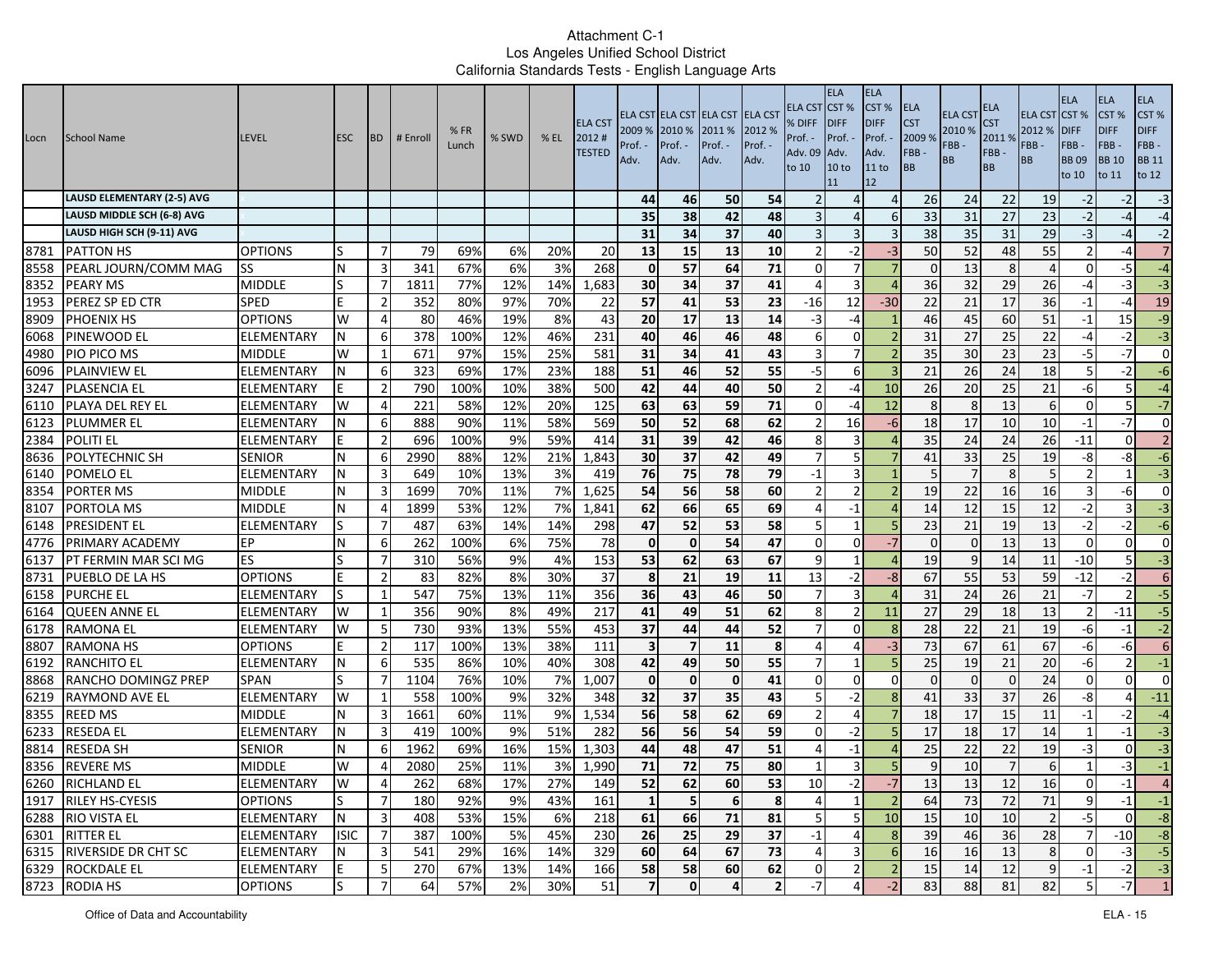Attachment C-1
Los Angeles Unified School District
California Standards Tests - English Language Arts

| Locn | School Name | LEVEL | ESC | BD | # Enroll | % FR Lunch | % SWD | % EL | ELA CST 2012 # TESTED | ELA CST 2009 % Prof. - Adv. | ELA CST 2010 % Prof. - Adv. | ELA CST 2011 % Prof. - Adv. | ELA CST 2012 % Prof. - Adv. | ELA CST % DIFF Prof. - Adv. 09 to 10 | ELA CST % DIFF Prof. - Adv. 10 to 11 | ELA CST % DIFF Prof. - Adv. 11 to 12 | ELA CST 2009 % FBB - BB | ELA CST 2010 % FBB - BB | ELA CST 2011 % FBB - BB | ELA CST 2012 % FBB - BB | ELA CST % DIFF FBB - BB 09 to 10 | ELA CST % DIFF FBB - BB 10 to 11 | ELA CST % DIFF FBB - BB 11 to 12 |
|---|---|---|---|---|---|---|---|---|---|---|---|---|---|---|---|---|---|---|---|---|---|---|---|
| | LAUSD ELEMENTARY (2-5) AVG | | | | | | | | | 44 | 46 | 50 | 54 | 2 | 4 | 4 | 26 | 24 | 22 | 19 | -2 | -2 | -3 |
| | LAUSD MIDDLE SCH (6-8) AVG | | | | | | | | | 35 | 38 | 42 | 48 | 3 | 4 | 6 | 33 | 31 | 27 | 23 | -2 | -4 | -4 |
| | LAUSD HIGH SCH (9-11) AVG | | | | | | | | | 31 | 34 | 37 | 40 | 3 | 3 | 3 | 38 | 35 | 31 | 29 | -3 | -4 | -2 |
| 8781 | PATTON HS | OPTIONS | S | 7 | 79 | 69% | 6% | 20% | 20 | 13 | 15 | 13 | 10 | 2 | -2 | -3 | 50 | 52 | 48 | 55 | 2 | -4 | 7 |
| 8558 | PEARL JOURN/COMM MAG | SS | N | 3 | 341 | 67% | 6% | 3% | 268 | 0 | 57 | 64 | 71 | 0 | 7 | 7 | 0 | 13 | 8 | 4 | 0 | -5 | -4 |
| 8352 | PEARY MS | MIDDLE | S | 7 | 1811 | 77% | 12% | 14% | 1,683 | 30 | 34 | 37 | 41 | 4 | 3 | 4 | 36 | 32 | 29 | 26 | -4 | -3 | -3 |
| 1953 | PEREZ SP ED CTR | SPED | E | 2 | 352 | 80% | 97% | 70% | 22 | 57 | 41 | 53 | 23 | -16 | 12 | -30 | 22 | 21 | 17 | 36 | -1 | -4 | 19 |
| 8909 | PHOENIX HS | OPTIONS | W | 4 | 80 | 46% | 19% | 8% | 43 | 20 | 17 | 13 | 14 | -3 | -4 | 1 | 46 | 45 | 60 | 51 | -1 | 15 | -9 |
| 6068 | PINEWOOD EL | ELEMENTARY | N | 6 | 378 | 100% | 12% | 46% | 231 | 40 | 46 | 46 | 48 | 6 | 0 | 2 | 31 | 27 | 25 | 22 | -4 | -2 | -3 |
| 4980 | PIO PICO MS | MIDDLE | W | 1 | 671 | 97% | 15% | 25% | 581 | 31 | 34 | 41 | 43 | 3 | 7 | 2 | 35 | 30 | 23 | 23 | -5 | -7 | 0 |
| 6096 | PLAINVIEW EL | ELEMENTARY | N | 6 | 323 | 69% | 17% | 23% | 188 | 51 | 46 | 52 | 55 | -5 | 6 | 3 | 21 | 26 | 24 | 18 | 5 | -2 | -6 |
| 3247 | PLASENCIA EL | ELEMENTARY | E | 2 | 790 | 100% | 10% | 38% | 500 | 42 | 44 | 40 | 50 | 2 | -4 | 10 | 26 | 20 | 25 | 21 | -6 | 5 | -4 |
| 6110 | PLAYA DEL REY EL | ELEMENTARY | W | 4 | 221 | 58% | 12% | 20% | 125 | 63 | 63 | 59 | 71 | 0 | -4 | 12 | 8 | 8 | 13 | 6 | 0 | 5 | -7 |
| 6123 | PLUMMER EL | ELEMENTARY | N | 6 | 888 | 90% | 11% | 58% | 569 | 50 | 52 | 68 | 62 | 2 | 16 | -6 | 18 | 17 | 10 | 10 | -1 | -7 | 0 |
| 2384 | POLITI EL | ELEMENTARY | E | 2 | 696 | 100% | 9% | 59% | 414 | 31 | 39 | 42 | 46 | 8 | 3 | 4 | 35 | 24 | 24 | 26 | -11 | 0 | 2 |
| 8636 | POLYTECHNIC SH | SENIOR | N | 6 | 2990 | 88% | 12% | 21% | 1,843 | 30 | 37 | 42 | 49 | 7 | 5 | 7 | 41 | 33 | 25 | 19 | -8 | -8 | -6 |
| 6140 | POMELO EL | ELEMENTARY | N | 3 | 649 | 10% | 13% | 3% | 419 | 76 | 75 | 78 | 79 | -1 | 3 | 1 | 5 | 7 | 8 | 5 | 2 | 1 | -3 |
| 8354 | PORTER MS | MIDDLE | N | 3 | 1699 | 70% | 11% | 7% | 1,625 | 54 | 56 | 58 | 60 | 2 | 2 | 2 | 19 | 22 | 16 | 16 | 3 | -6 | 0 |
| 8107 | PORTOLA MS | MIDDLE | N | 4 | 1899 | 53% | 12% | 7% | 1,841 | 62 | 66 | 65 | 69 | 4 | -1 | 4 | 14 | 12 | 15 | 12 | -2 | 3 | -3 |
| 6148 | PRESIDENT EL | ELEMENTARY | S | 7 | 487 | 63% | 14% | 14% | 298 | 47 | 52 | 53 | 58 | 5 | 1 | 5 | 23 | 21 | 19 | 13 | -2 | -2 | -6 |
| 4776 | PRIMARY ACADEMY | EP | N | 6 | 262 | 100% | 6% | 75% | 78 | 0 | 0 | 54 | 47 | 0 | 0 | -7 | 0 | 0 | 13 | 13 | 0 | 0 | 0 |
| 6137 | PT FERMIN MAR SCI MG | ES | S | 7 | 310 | 56% | 9% | 4% | 153 | 53 | 62 | 63 | 67 | 9 | 1 | 4 | 19 | 9 | 14 | 11 | -10 | 5 | -3 |
| 8731 | PUEBLO DE LA HS | OPTIONS | E | 2 | 83 | 82% | 8% | 30% | 37 | 8 | 21 | 19 | 11 | 13 | -2 | -8 | 67 | 55 | 53 | 59 | -12 | -2 | 6 |
| 6158 | PURCHE EL | ELEMENTARY | S | 1 | 547 | 75% | 13% | 11% | 356 | 36 | 43 | 46 | 50 | 7 | 3 | 4 | 31 | 24 | 26 | 21 | -7 | 2 | -5 |
| 6164 | QUEEN ANNE EL | ELEMENTARY | W | 1 | 356 | 90% | 8% | 49% | 217 | 41 | 49 | 51 | 62 | 8 | 2 | 11 | 27 | 29 | 18 | 13 | 2 | -11 | -5 |
| 6178 | RAMONA EL | ELEMENTARY | W | 5 | 730 | 93% | 13% | 55% | 453 | 37 | 44 | 44 | 52 | 7 | 0 | 8 | 28 | 22 | 21 | 19 | -6 | -1 | -2 |
| 8807 | RAMONA HS | OPTIONS | E | 2 | 117 | 100% | 13% | 38% | 111 | 3 | 7 | 11 | 8 | 4 | 4 | -3 | 73 | 67 | 61 | 67 | -6 | -6 | 6 |
| 6192 | RANCHITO EL | ELEMENTARY | N | 6 | 535 | 86% | 10% | 40% | 308 | 42 | 49 | 50 | 55 | 7 | 1 | 5 | 25 | 19 | 21 | 20 | -6 | 2 | -1 |
| 8868 | RANCHO DOMINGZ PREP | SPAN | S | 7 | 1104 | 76% | 10% | 7% | 1,007 | 0 | 0 | 0 | 41 | 0 | 0 | 0 | 0 | 0 | 0 | 24 | 0 | 0 | 0 |
| 6219 | RAYMOND AVE EL | ELEMENTARY | W | 1 | 558 | 100% | 9% | 32% | 348 | 32 | 37 | 35 | 43 | 5 | -2 | 8 | 41 | 33 | 37 | 26 | -8 | 4 | -11 |
| 8355 | REED MS | MIDDLE | N | 3 | 1661 | 60% | 11% | 9% | 1,534 | 56 | 58 | 62 | 69 | 2 | 4 | 7 | 18 | 17 | 15 | 11 | -1 | -2 | -4 |
| 6233 | RESEDA EL | ELEMENTARY | N | 3 | 419 | 100% | 9% | 51% | 282 | 56 | 56 | 54 | 59 | 0 | -2 | 5 | 17 | 18 | 17 | 14 | 1 | -1 | -3 |
| 8814 | RESEDA SH | SENIOR | N | 6 | 1962 | 69% | 16% | 15% | 1,303 | 44 | 48 | 47 | 51 | 4 | -1 | 4 | 25 | 22 | 22 | 19 | -3 | 0 | -3 |
| 8356 | REVERE MS | MIDDLE | W | 4 | 2080 | 25% | 11% | 3% | 1,990 | 71 | 72 | 75 | 80 | 1 | 3 | 5 | 9 | 10 | 7 | 6 | 1 | -3 | -1 |
| 6260 | RICHLAND EL | ELEMENTARY | W | 4 | 262 | 68% | 17% | 27% | 149 | 52 | 62 | 60 | 53 | 10 | -2 | -7 | 13 | 13 | 12 | 16 | 0 | -1 | 4 |
| 1917 | RILEY HS-CYESIS | OPTIONS | S | 7 | 180 | 92% | 9% | 43% | 161 | 1 | 5 | 6 | 8 | 4 | 1 | 2 | 64 | 73 | 72 | 71 | 9 | -1 | -1 |
| 6288 | RIO VISTA EL | ELEMENTARY | N | 3 | 408 | 53% | 15% | 6% | 218 | 61 | 66 | 71 | 81 | 5 | 5 | 10 | 15 | 10 | 10 | 2 | -5 | 0 | -8 |
| 6301 | RITTER EL | ELEMENTARY | ISIC | 7 | 387 | 100% | 5% | 45% | 230 | 26 | 25 | 29 | 37 | -1 | 4 | 8 | 39 | 46 | 36 | 28 | 7 | -10 | -8 |
| 6315 | RIVERSIDE DR CHT SC | ELEMENTARY | N | 3 | 541 | 29% | 16% | 14% | 329 | 60 | 64 | 67 | 73 | 4 | 3 | 6 | 16 | 16 | 13 | 8 | 0 | -3 | -5 |
| 6329 | ROCKDALE EL | ELEMENTARY | E | 5 | 270 | 67% | 13% | 14% | 166 | 58 | 58 | 60 | 62 | 0 | 2 | 2 | 15 | 14 | 12 | 9 | -1 | -2 | -3 |
| 8723 | RODIA HS | OPTIONS | S | 7 | 64 | 57% | 2% | 30% | 51 | 7 | 0 | 4 | 2 | -7 | 4 | -2 | 83 | 88 | 81 | 82 | 5 | -7 | 1 |

Office of Data and Accountability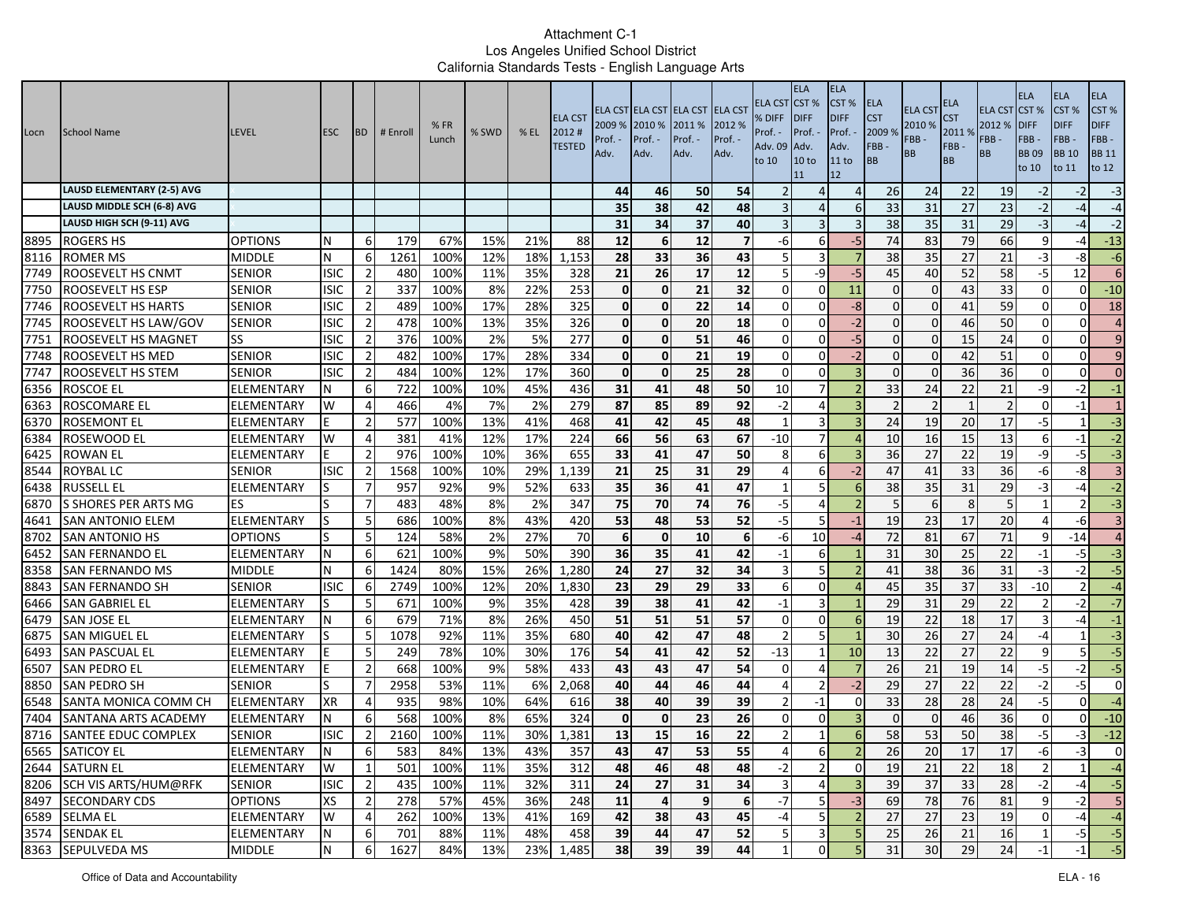Attachment C-1
Los Angeles Unified School District
California Standards Tests - English Language Arts

| Locn | School Name | LEVEL | ESC | BD | # Enroll | % FR Lunch | % SWD | % EL | ELA CST 2012 # TESTED | ELA CST 2009 % Prof. - Adv. | ELA CST 2010 % Prof. - Adv. | ELA CST 2011 % Prof. - Adv. | ELA CST 2012 % Prof. - Adv. | ELA CST % DIFF Prof. - Adv. 09 to 10 | ELA CST % DIFF Prof. - Adv. 10 to 11 | ELA CST % DIFF Prof. - Adv. 11 to 12 | ELA CST 2009 % FBB - BB | ELA CST 2010 % FBB - BB | ELA CST 2011 % FBB - BB | ELA CST 2012 % FBB - BB | ELA CST % DIFF FBB - BB 09 to 10 | ELA CST % DIFF FBB - BB 10 to 11 | ELA CST % DIFF FBB - BB 11 to 12 |
|---|---|---|---|---|---|---|---|---|---|---|---|---|---|---|---|---|---|---|---|---|---|---|---|
| | LAUSD ELEMENTARY (2-5) AVG | x | | | | | | | | 44 | 46 | 50 | 54 | 2 | 4 | 4 | 26 | 24 | 22 | 19 | -2 | -2 | -3 |
| | LAUSD MIDDLE SCH (6-8) AVG | x | | | | | | | | 35 | 38 | 42 | 48 | 3 | 4 | 6 | 33 | 31 | 27 | 23 | -2 | -4 | -4 |
| | LAUSD HIGH SCH (9-11) AVG | x | | | | | | | | 31 | 34 | 37 | 40 | 3 | 3 | 3 | 38 | 35 | 31 | 29 | -3 | -4 | -2 |
| 8895 | ROGERS HS | OPTIONS | N | 6 | 179 | 67% | 15% | 21% | 88 | 12 | 6 | 12 | 7 | -6 | 6 | -5 | 74 | 83 | 79 | 66 | 9 | -4 | -13 |
| 8116 | ROMER MS | MIDDLE | N | 6 | 1261 | 100% | 12% | 18% | 1,153 | 28 | 33 | 36 | 43 | 5 | 3 | 7 | 38 | 35 | 27 | 21 | -3 | -8 | -6 |
| 7749 | ROOSEVELT HS CNMT | SENIOR | ISIC | 2 | 480 | 100% | 11% | 35% | 328 | 21 | 26 | 17 | 12 | 5 | -9 | -5 | 45 | 40 | 52 | 58 | -5 | 12 | 6 |
| 7750 | ROOSEVELT HS ESP | SENIOR | ISIC | 2 | 337 | 100% | 8% | 22% | 253 | 0 | 0 | 21 | 32 | 0 | 0 | 11 | 0 | 0 | 43 | 33 | 0 | 0 | -10 |
| 7746 | ROOSEVELT HS HARTS | SENIOR | ISIC | 2 | 489 | 100% | 17% | 28% | 325 | 0 | 0 | 22 | 14 | 0 | 0 | -8 | 0 | 0 | 41 | 59 | 0 | 0 | 18 |
| 7745 | ROOSEVELT HS LAW/GOV | SENIOR | ISIC | 2 | 478 | 100% | 13% | 35% | 326 | 0 | 0 | 20 | 18 | 0 | 0 | -2 | 0 | 0 | 46 | 50 | 0 | 0 | 4 |
| 7751 | ROOSEVELT HS MAGNET | SS | ISIC | 2 | 376 | 100% | 2% | 5% | 277 | 0 | 0 | 51 | 46 | 0 | 0 | -5 | 0 | 0 | 15 | 24 | 0 | 0 | 9 |
| 7748 | ROOSEVELT HS MED | SENIOR | ISIC | 2 | 482 | 100% | 17% | 28% | 334 | 0 | 0 | 21 | 19 | 0 | 0 | -2 | 0 | 0 | 42 | 51 | 0 | 0 | 9 |
| 7747 | ROOSEVELT HS STEM | SENIOR | ISIC | 2 | 484 | 100% | 12% | 17% | 360 | 0 | 0 | 25 | 28 | 0 | 0 | 3 | 0 | 0 | 36 | 36 | 0 | 0 | 0 |
| 6356 | ROSCOE EL | ELEMENTARY | N | 6 | 722 | 100% | 10% | 45% | 436 | 31 | 41 | 48 | 50 | 10 | 7 | 2 | 33 | 24 | 22 | 21 | -9 | -2 | -1 |
| 6363 | ROSCOMARE EL | ELEMENTARY | W | 4 | 466 | 4% | 7% | 2% | 279 | 87 | 85 | 89 | 92 | -2 | 4 | 3 | 2 | 2 | 1 | 2 | 0 | -1 | 1 |
| 6370 | ROSEMONT EL | ELEMENTARY | E | 2 | 577 | 100% | 13% | 41% | 468 | 41 | 42 | 45 | 48 | 1 | 3 | 3 | 24 | 19 | 20 | 17 | -5 | 1 | -3 |
| 6384 | ROSEWOOD EL | ELEMENTARY | W | 4 | 381 | 41% | 12% | 17% | 224 | 66 | 56 | 63 | 67 | -10 | 7 | 4 | 10 | 16 | 15 | 13 | 6 | -1 | -2 |
| 6425 | ROWAN EL | ELEMENTARY | E | 2 | 976 | 100% | 10% | 36% | 655 | 33 | 41 | 47 | 50 | 8 | 6 | 3 | 36 | 27 | 22 | 19 | -9 | -5 | -3 |
| 8544 | ROYBAL LC | SENIOR | ISIC | 2 | 1568 | 100% | 10% | 29% | 1,139 | 21 | 25 | 31 | 29 | 4 | 6 | -2 | 47 | 41 | 33 | 36 | -6 | -8 | 3 |
| 6438 | RUSSELL EL | ELEMENTARY | S | 7 | 957 | 92% | 9% | 52% | 633 | 35 | 36 | 41 | 47 | 1 | 5 | 6 | 38 | 35 | 31 | 29 | -3 | -4 | -2 |
| 6870 | S SHORES PER ARTS MG | ES | S | 7 | 483 | 48% | 8% | 2% | 347 | 75 | 70 | 74 | 76 | -5 | 4 | 2 | 5 | 6 | 8 | 5 | 1 | 2 | -3 |
| 4641 | SAN ANTONIO ELEM | ELEMENTARY | S | 5 | 686 | 100% | 8% | 43% | 420 | 53 | 48 | 53 | 52 | -5 | 5 | -1 | 19 | 23 | 17 | 20 | 4 | -6 | 3 |
| 8702 | SAN ANTONIO HS | OPTIONS | S | 5 | 124 | 58% | 2% | 27% | 70 | 6 | 0 | 10 | 6 | -6 | 10 | -4 | 72 | 81 | 67 | 71 | 9 | -14 | 4 |
| 6452 | SAN FERNANDO EL | ELEMENTARY | N | 6 | 621 | 100% | 9% | 50% | 390 | 36 | 35 | 41 | 42 | -1 | 6 | 1 | 31 | 30 | 25 | 22 | -1 | -5 | -3 |
| 8358 | SAN FERNANDO MS | MIDDLE | N | 6 | 1424 | 80% | 15% | 26% | 1,280 | 24 | 27 | 32 | 34 | 3 | 5 | 2 | 41 | 38 | 36 | 31 | -3 | -2 | -5 |
| 8843 | SAN FERNANDO SH | SENIOR | ISIC | 6 | 2749 | 100% | 12% | 20% | 1,830 | 23 | 29 | 29 | 33 | 6 | 0 | 4 | 45 | 35 | 37 | 33 | -10 | 2 | -4 |
| 6466 | SAN GABRIEL EL | ELEMENTARY | S | 5 | 671 | 100% | 9% | 35% | 428 | 39 | 38 | 41 | 42 | -1 | 3 | 1 | 29 | 31 | 29 | 22 | 2 | -2 | -7 |
| 6479 | SAN JOSE EL | ELEMENTARY | N | 6 | 679 | 71% | 8% | 26% | 450 | 51 | 51 | 51 | 57 | 0 | 0 | 6 | 19 | 22 | 18 | 17 | 3 | -4 | -1 |
| 6875 | SAN MIGUEL EL | ELEMENTARY | S | 5 | 1078 | 92% | 11% | 35% | 680 | 40 | 42 | 47 | 48 | 2 | 5 | 1 | 30 | 26 | 27 | 24 | -4 | 1 | -3 |
| 6493 | SAN PASCUAL EL | ELEMENTARY | E | 5 | 249 | 78% | 10% | 30% | 176 | 54 | 41 | 42 | 52 | -13 | 1 | 10 | 13 | 22 | 27 | 22 | 9 | 5 | -5 |
| 6507 | SAN PEDRO EL | ELEMENTARY | E | 2 | 668 | 100% | 9% | 58% | 433 | 43 | 43 | 47 | 54 | 0 | 4 | 7 | 26 | 21 | 19 | 14 | -5 | -2 | -5 |
| 8850 | SAN PEDRO SH | SENIOR | S | 7 | 2958 | 53% | 11% | 6% | 2,068 | 40 | 44 | 46 | 44 | 4 | 2 | -2 | 29 | 27 | 22 | 22 | -2 | -5 | 0 |
| 6548 | SANTA MONICA COMM CH | ELEMENTARY | XR | 4 | 935 | 98% | 10% | 64% | 616 | 38 | 40 | 39 | 39 | 2 | -1 | 0 | 33 | 28 | 28 | 24 | -5 | 0 | -4 |
| 7404 | SANTANA ARTS ACADEMY | ELEMENTARY | N | 6 | 568 | 100% | 8% | 65% | 324 | 0 | 0 | 23 | 26 | 0 | 0 | 3 | 0 | 0 | 46 | 36 | 0 | 0 | -10 |
| 8716 | SANTEE EDUC COMPLEX | SENIOR | ISIC | 2 | 2160 | 100% | 11% | 30% | 1,381 | 13 | 15 | 16 | 22 | 2 | 1 | 6 | 58 | 53 | 50 | 38 | -5 | -3 | -12 |
| 6565 | SATICOY EL | ELEMENTARY | N | 6 | 583 | 84% | 13% | 43% | 357 | 43 | 47 | 53 | 55 | 4 | 6 | 2 | 26 | 20 | 17 | 17 | -6 | -3 | 0 |
| 2644 | SATURN EL | ELEMENTARY | W | 1 | 501 | 100% | 11% | 35% | 312 | 48 | 46 | 48 | 48 | -2 | 2 | 0 | 19 | 21 | 22 | 18 | 2 | 1 | -4 |
| 8206 | SCH VIS ARTS/HUM@RFK | SENIOR | ISIC | 2 | 435 | 100% | 11% | 32% | 311 | 24 | 27 | 31 | 34 | 3 | 4 | 3 | 39 | 37 | 33 | 28 | -2 | -4 | -5 |
| 8497 | SECONDARY CDS | OPTIONS | XS | 2 | 278 | 57% | 45% | 36% | 248 | 11 | 4 | 9 | 6 | -7 | 5 | -3 | 69 | 78 | 76 | 81 | 9 | -2 | 5 |
| 6589 | SELMA EL | ELEMENTARY | W | 4 | 262 | 100% | 13% | 41% | 169 | 42 | 38 | 43 | 45 | -4 | 5 | 2 | 27 | 27 | 23 | 19 | 0 | -4 | -4 |
| 3574 | SENDAK EL | ELEMENTARY | N | 6 | 701 | 88% | 11% | 48% | 458 | 39 | 44 | 47 | 52 | 5 | 3 | 5 | 25 | 26 | 21 | 16 | 1 | -5 | -5 |
| 8363 | SEPULVEDA MS | MIDDLE | N | 6 | 1627 | 84% | 13% | 23% | 1,485 | 38 | 39 | 39 | 44 | 1 | 0 | 5 | 31 | 30 | 29 | 24 | -1 | -1 | -5 |

Office of Data and Accountability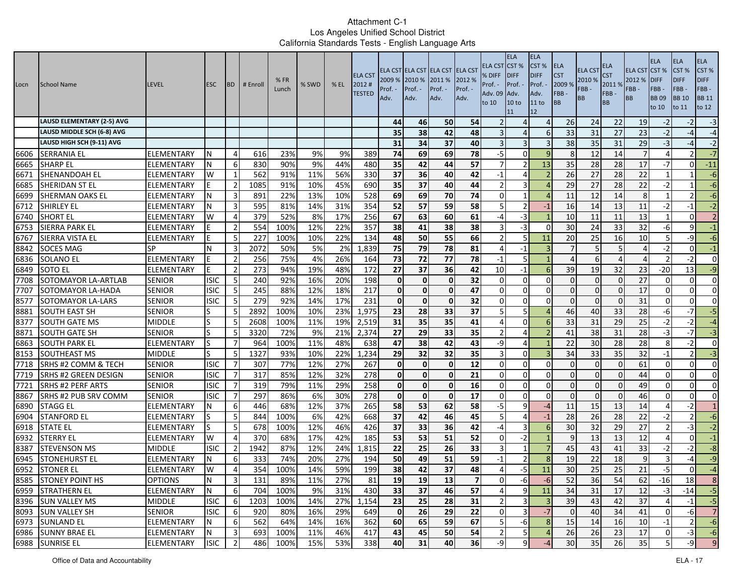# Attachment C-1
## Los Angeles Unified School District
### California Standards Tests - English Language Arts

| Locn | School Name | LEVEL | ESC | BD | # Enroll | % FR Lunch | % SWD | % EL | ELA CST 2012 # TESTED | ELA CST 2009 % Prof. - Adv. | ELA CST 2010 % Prof. - Adv. | ELA CST 2011 % Prof. - Adv. | ELA CST 2012 % Prof. - Adv. | ELA CST % DIFF Prof. - Adv. 09 to 10 | ELA CST % DIFF Prof. - Adv. 10 to 11 | ELA CST % DIFF Prof. - Adv. 11 to 12 | ELA CST 2009 % FBB - BB | ELA CST 2010 % FBB - BB | ELA CST 2011 % FBB - BB | ELA CST 2012 % FBB - BB | ELA CST % DIFF FBB - BB 09 to 10 | ELA CST % DIFF FBB - BB 10 to 11 | ELA CST % DIFF FBB - BB 11 to 12 |
|---|---|---|---|---|---|---|---|---|---|---|---|---|---|---|---|---|---|---|---|---|---|---|---|
| | **LAUSD ELEMENTARY (2-5) AVG** | | | | | | | | | **44** | **46** | **50** | **54** | 2 | 4 | 4 | 26 | 24 | 22 | 19 | -2 | -2 | -3 |
| | **LAUSD MIDDLE SCH (6-8) AVG** | | | | | | | | | **35** | **38** | **42** | **48** | 3 | 4 | 6 | 33 | 31 | 27 | 23 | -2 | -4 | -4 |
| | **LAUSD HIGH SCH (9-11) AVG** | | | | | | | | | **31** | **34** | **37** | **40** | 3 | 3 | 3 | 38 | 35 | 31 | 29 | -3 | -4 | -2 |
| 6606 | SERRANIA EL | ELEMENTARY | N | 4 | 616 | 23% | 9% | 9% | 389 | **74** | **69** | **69** | **78** | -5 | 0 | 9 | 8 | 12 | 14 | 7 | 4 | 2 | -7 |
| 6665 | SHARP EL | ELEMENTARY | N | 6 | 830 | 90% | 9% | 44% | 480 | **35** | **42** | **44** | **57** | 7 | 2 | 13 | 35 | 28 | 28 | 17 | -7 | 0 | -11 |
| 6671 | SHENANDOAH EL | ELEMENTARY | W | 1 | 562 | 91% | 11% | 56% | 330 | **37** | **36** | **40** | **42** | -1 | 4 | 2 | 26 | 27 | 28 | 22 | 1 | 1 | -6 |
| 6685 | SHERIDAN ST EL | ELEMENTARY | E | 2 | 1085 | 91% | 10% | 45% | 690 | **35** | **37** | **40** | **44** | 2 | 3 | 4 | 29 | 27 | 28 | 22 | -2 | 1 | -6 |
| 6699 | SHERMAN OAKS EL | ELEMENTARY | N | 3 | 891 | 22% | 13% | 10% | 528 | **69** | **69** | **70** | **74** | 0 | 1 | 4 | 11 | 12 | 14 | 8 | 1 | 2 | -6 |
| 6712 | SHIRLEY EL | ELEMENTARY | N | 3 | 595 | 81% | 14% | 31% | 354 | **52** | **57** | **59** | **58** | 5 | 2 | -1 | 16 | 14 | 13 | 11 | -2 | -1 | -2 |
| 6740 | SHORT EL | ELEMENTARY | W | 4 | 379 | 52% | 8% | 17% | 256 | **67** | **63** | **60** | **61** | -4 | -3 | 1 | 10 | 11 | 11 | 13 | 1 | 0 | 2 |
| 6753 | SIERRA PARK EL | ELEMENTARY | E | 2 | 554 | 100% | 12% | 22% | 357 | **38** | **41** | **38** | **38** | 3 | -3 | 0 | 30 | 24 | 33 | 32 | -6 | 9 | -1 |
| 6767 | SIERRA VISTA EL | ELEMENTARY | E | 5 | 227 | 100% | 10% | 22% | 134 | **48** | **50** | **55** | **66** | 2 | 5 | 11 | 20 | 25 | 16 | 10 | 5 | -9 | -6 |
| 8842 | SOCES MAG | SP | N | 3 | 2072 | 50% | 5% | 2% | 1,839 | **75** | **79** | **78** | **81** | 4 | -1 | 3 | 7 | 5 | 5 | 4 | -2 | 0 | -1 |
| 6836 | SOLANO EL | ELEMENTARY | E | 2 | 256 | 75% | 4% | 26% | 164 | **73** | **72** | **77** | **78** | -1 | 5 | 1 | 4 | 6 | 4 | 4 | 2 | -2 | 0 |
| 6849 | SOTO EL | ELEMENTARY | E | 2 | 273 | 94% | 19% | 48% | 172 | **27** | **37** | **36** | **42** | 10 | -1 | 6 | 39 | 19 | 32 | 23 | -20 | 13 | -9 |
| 7708 | SOTOMAYOR LA-ARTLAB | SENIOR | ISIC | 5 | 240 | 92% | 16% | 20% | 198 | **0** | **0** | **0** | **32** | 0 | 0 | 0 | 0 | 0 | 0 | 27 | 0 | 0 | 0 |
| 7707 | SOTOMAYOR LA-HADA | SENIOR | ISIC | 5 | 245 | 88% | 12% | 18% | 217 | **0** | **0** | **0** | **47** | 0 | 0 | 0 | 0 | 0 | 0 | 17 | 0 | 0 | 0 |
| 8577 | SOTOMAYOR LA-LARS | SENIOR | ISIC | 5 | 279 | 92% | 14% | 17% | 231 | **0** | **0** | **0** | **32** | 0 | 0 | 0 | 0 | 0 | 0 | 31 | 0 | 0 | 0 |
| 8881 | SOUTH EAST SH | SENIOR | S | 5 | 2892 | 100% | 10% | 23% | 1,975 | **23** | **28** | **33** | **37** | 5 | 5 | 4 | 46 | 40 | 33 | 28 | -6 | -7 | -5 |
| 8377 | SOUTH GATE MS | MIDDLE | S | 5 | 2608 | 100% | 11% | 19% | 2,519 | **31** | **35** | **35** | **41** | 4 | 0 | 6 | 33 | 31 | 29 | 25 | -2 | -2 | -4 |
| 8871 | SOUTH GATE SH | SENIOR | S | 5 | 3320 | 72% | 9% | 21% | 2,374 | **27** | **29** | **33** | **35** | 2 | 4 | 2 | 41 | 38 | 31 | 28 | -3 | -7 | -3 |
| 6863 | SOUTH PARK EL | ELEMENTARY | S | 7 | 964 | 100% | 11% | 48% | 638 | **47** | **38** | **42** | **43** | -9 | 4 | 1 | 22 | 30 | 28 | 28 | 8 | -2 | 0 |
| 8153 | SOUTHEAST MS | MIDDLE | S | 5 | 1327 | 93% | 10% | 22% | 1,234 | **29** | **32** | **32** | **35** | 3 | 0 | 3 | 34 | 33 | 35 | 32 | -1 | 2 | -3 |
| 7718 | SRHS #2 COMM & TECH | SENIOR | ISIC | 7 | 307 | 77% | 12% | 27% | 267 | **0** | **0** | **0** | **12** | 0 | 0 | 0 | 0 | 0 | 0 | 61 | 0 | 0 | 0 |
| 7719 | SRHS #2 GREEN DESIGN | SENIOR | ISIC | 7 | 317 | 85% | 12% | 32% | 278 | **0** | **0** | **0** | **21** | 0 | 0 | 0 | 0 | 0 | 0 | 44 | 0 | 0 | 0 |
| 7721 | SRHS #2 PERF ARTS | SENIOR | ISIC | 7 | 319 | 79% | 11% | 29% | 258 | **0** | **0** | **0** | **16** | 0 | 0 | 0 | 0 | 0 | 0 | 49 | 0 | 0 | 0 |
| 8867 | SRHS #2 PUB SRV COMM | SENIOR | ISIC | 7 | 297 | 86% | 6% | 30% | 278 | **0** | **0** | **0** | **17** | 0 | 0 | 0 | 0 | 0 | 0 | 46 | 0 | 0 | 0 |
| 6890 | STAGG EL | ELEMENTARY | N | 6 | 446 | 68% | 12% | 37% | 265 | **58** | **53** | **62** | **58** | -5 | 9 | -4 | 11 | 15 | 13 | 14 | 4 | -2 | 1 |
| 6904 | STANFORD EL | ELEMENTARY | S | 5 | 844 | 100% | 6% | 42% | 668 | **37** | **42** | **46** | **45** | 5 | 4 | -1 | 28 | 26 | 28 | 22 | -2 | 2 | -6 |
| 6918 | STATE EL | ELEMENTARY | S | 5 | 678 | 100% | 12% | 46% | 426 | **37** | **33** | **36** | **42** | -4 | 3 | 6 | 30 | 32 | 29 | 27 | 2 | -3 | -2 |
| 6932 | STERRY EL | ELEMENTARY | W | 4 | 370 | 68% | 17% | 42% | 185 | **53** | **53** | **51** | **52** | 0 | -2 | 1 | 9 | 13 | 13 | 12 | 4 | 0 | -1 |
| 8387 | STEVENSON MS | MIDDLE | ISIC | 2 | 1942 | 87% | 12% | 24% | 1,815 | **22** | **25** | **26** | **33** | 3 | 1 | 7 | 45 | 43 | 41 | 33 | -2 | -2 | -8 |
| 6945 | STONEHURST EL | ELEMENTARY | N | 6 | 333 | 74% | 20% | 27% | 194 | **50** | **49** | **51** | **59** | -1 | 2 | 8 | 19 | 22 | 18 | 9 | 3 | -4 | -9 |
| 6952 | STONER EL | ELEMENTARY | W | 4 | 354 | 100% | 14% | 59% | 199 | **38** | **42** | **37** | **48** | 4 | -5 | 11 | 30 | 25 | 25 | 21 | -5 | 0 | -4 |
| 8585 | STONEY POINT HS | OPTIONS | N | 3 | 131 | 89% | 11% | 27% | 81 | **19** | **19** | **13** | **7** | 0 | -6 | -6 | 52 | 36 | 54 | 62 | -16 | 18 | 8 |
| 6959 | STRATHERN EL | ELEMENTARY | N | 6 | 704 | 100% | 9% | 31% | 430 | **33** | **37** | **46** | **57** | 4 | 9 | 11 | 34 | 31 | 17 | 12 | -3 | -14 | -5 |
| 8396 | SUN VALLEY MS | MIDDLE | ISIC | 6 | 1203 | 100% | 14% | 27% | 1,154 | **23** | **25** | **28** | **31** | 2 | 3 | 3 | 39 | 43 | 42 | 37 | 4 | -1 | -5 |
| 8093 | SUN VALLEY SH | SENIOR | ISIC | 6 | 920 | 80% | 16% | 29% | 649 | **0** | **26** | **29** | **22** | 0 | 3 | -7 | 0 | 40 | 34 | 41 | 0 | -6 | 7 |
| 6973 | SUNLAND EL | ELEMENTARY | N | 6 | 562 | 64% | 14% | 16% | 362 | **60** | **65** | **59** | **67** | 5 | -6 | 8 | 15 | 14 | 16 | 10 | -1 | 2 | -6 |
| 6986 | SUNNY BRAE EL | ELEMENTARY | N | 3 | 693 | 100% | 11% | 46% | 417 | **43** | **45** | **50** | **54** | 2 | 5 | 4 | 26 | 26 | 23 | 17 | 0 | -3 | -6 |
| 6988 | SUNRISE EL | ELEMENTARY | ISIC | 2 | 486 | 100% | 15% | 53% | 338 | **40** | **31** | **40** | **36** | -9 | 9 | -4 | 30 | 35 | 26 | 35 | 5 | -9 | 9 |

Office of Data and Accountability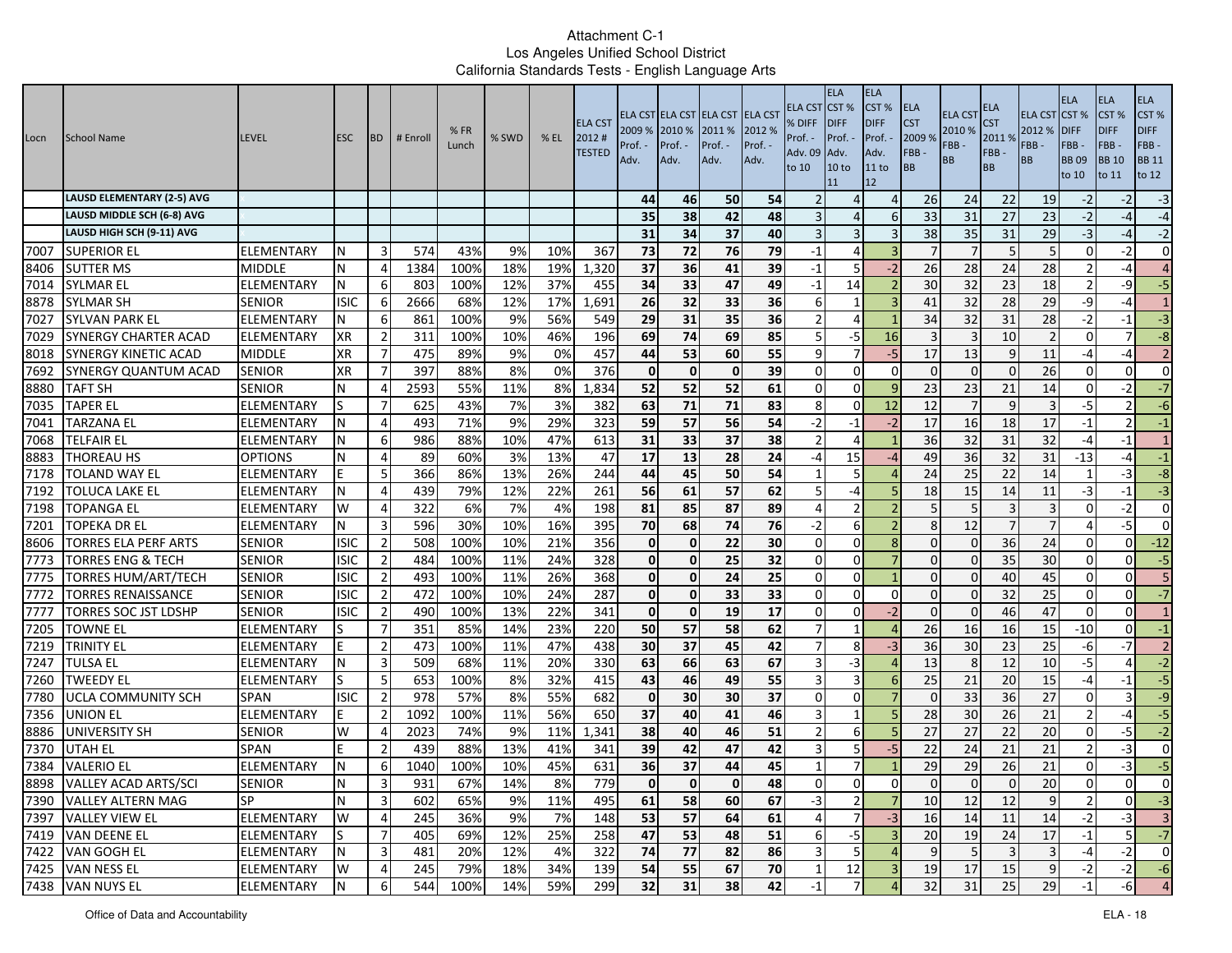Attachment C-1
Los Angeles Unified School District
California Standards Tests - English Language Arts

| Locn | School Name | LEVEL | ESC | BD | # Enroll | % FR Lunch | % SWD | % EL | ELA CST 2012 # TESTED | ELA CST 2009 % Prof. - Adv. | ELA CST 2010 % Prof. - Adv. | ELA CST 2011 % Prof. - Adv. | ELA CST 2012 % Prof. - Adv. | ELA CST % DIFF Prof. - Adv. 09 to 10 | ELA CST % DIFF Prof. - Adv. 10 to 11 | ELA CST % DIFF Prof. - Adv. 11 to 12 | ELA CST 2009 % FBB - BB | ELA CST 2010 % FBB - BB | ELA CST 2011 % FBB - BB | ELA CST 2012 % FBB - BB | ELA CST % DIFF FBB - BB 09 to 10 | ELA CST % DIFF FBB - BB 10 to 11 | ELA CST % DIFF FBB - BB 11 to 12 |
|---|---|---|---|---|---|---|---|---|---|---|---|---|---|---|---|---|---|---|---|---|---|---|---|
| | **LAUSD ELEMENTARY (2-5) AVG** | | | | | | | | | **44** | **46** | **50** | **54** | 2 | 4 | 4 | 26 | 24 | 22 | 19 | -2 | -2 | -3 |
| | **LAUSD MIDDLE SCH (6-8) AVG** | | | | | | | | | **35** | **38** | **42** | **48** | 3 | 4 | 6 | 33 | 31 | 27 | 23 | -2 | -4 | -4 |
| | **LAUSD HIGH SCH (9-11) AVG** | | | | | | | | | **31** | **34** | **37** | **40** | 3 | 3 | 3 | 38 | 35 | 31 | 29 | -3 | -4 | -2 |
| 7007 | SUPERIOR EL | ELEMENTARY | N | 3 | 574 | 43% | 9% | 10% | 367 | **73** | **72** | **76** | **79** | -1 | 4 | 3 | 7 | 7 | 5 | 5 | 0 | -2 | 0 |
| 8406 | SUTTER MS | MIDDLE | N | 4 | 1384 | 100% | 18% | 19% | 1,320 | **37** | **36** | **41** | **39** | -1 | 5 | -2 | 26 | 28 | 24 | 28 | 2 | -4 | 4 |
| 7014 | SYLMAR EL | ELEMENTARY | N | 6 | 803 | 100% | 12% | 37% | 455 | **34** | **33** | **47** | **49** | -1 | 14 | 2 | 30 | 32 | 23 | 18 | 2 | -9 | -5 |
| 8878 | SYLMAR SH | SENIOR | ISIC | 6 | 2666 | 68% | 12% | 17% | 1,691 | **26** | **32** | **33** | **36** | 6 | 1 | 3 | 41 | 32 | 28 | 29 | -9 | -4 | 1 |
| 7027 | SYLVAN PARK EL | ELEMENTARY | N | 6 | 861 | 100% | 9% | 56% | 549 | **29** | **31** | **35** | **36** | 2 | 4 | 1 | 34 | 32 | 31 | 28 | -2 | -1 | -3 |
| 7029 | SYNERGY CHARTER ACAD | ELEMENTARY | XR | 2 | 311 | 100% | 10% | 46% | 196 | **69** | **74** | **69** | **85** | 5 | -5 | 16 | 3 | 3 | 10 | 2 | 0 | 7 | -8 |
| 8018 | SYNERGY KINETIC ACAD | MIDDLE | XR | 7 | 475 | 89% | 9% | 0% | 457 | **44** | **53** | **60** | **55** | 9 | 7 | -5 | 17 | 13 | 9 | 11 | -4 | -4 | 2 |
| 7692 | SYNERGY QUANTUM ACAD | SENIOR | XR | 7 | 397 | 88% | 8% | 0% | 376 | **0** | **0** | **0** | **39** | 0 | 0 | 0 | 0 | 0 | 0 | 26 | 0 | 0 | 0 |
| 8880 | TAFT SH | SENIOR | N | 4 | 2593 | 55% | 11% | 8% | 1,834 | **52** | **52** | **52** | **61** | 0 | 0 | 9 | 23 | 23 | 21 | 14 | 0 | -2 | -7 |
| 7035 | TAPER EL | ELEMENTARY | S | 7 | 625 | 43% | 7% | 3% | 382 | **63** | **71** | **71** | **83** | 8 | 0 | 12 | 12 | 7 | 9 | 3 | -5 | 2 | -6 |
| 7041 | TARZANA EL | ELEMENTARY | N | 4 | 493 | 71% | 9% | 29% | 323 | **59** | **57** | **56** | **54** | -2 | -1 | -2 | 17 | 16 | 18 | 17 | -1 | 2 | -1 |
| 7068 | TELFAIR EL | ELEMENTARY | N | 6 | 986 | 88% | 10% | 47% | 613 | **31** | **33** | **37** | **38** | 2 | 4 | 1 | 36 | 32 | 31 | 32 | -4 | -1 | 1 |
| 8883 | THOREAU HS | OPTIONS | N | 4 | 89 | 60% | 3% | 13% | 47 | **17** | **13** | **28** | **24** | -4 | 15 | -4 | 49 | 36 | 32 | 31 | -13 | -4 | -1 |
| 7178 | TOLAND WAY EL | ELEMENTARY | E | 5 | 366 | 86% | 13% | 26% | 244 | **44** | **45** | **50** | **54** | 1 | 5 | 4 | 24 | 25 | 22 | 14 | 1 | -3 | -8 |
| 7192 | TOLUCA LAKE EL | ELEMENTARY | N | 4 | 439 | 79% | 12% | 22% | 261 | **56** | **61** | **57** | **62** | 5 | -4 | 5 | 18 | 15 | 14 | 11 | -3 | -1 | -3 |
| 7198 | TOPANGA EL | ELEMENTARY | W | 4 | 322 | 6% | 7% | 4% | 198 | **81** | **85** | **87** | **89** | 4 | 2 | 2 | 5 | 5 | 3 | 3 | 0 | -2 | 0 |
| 7201 | TOPEKA DR EL | ELEMENTARY | N | 3 | 596 | 30% | 10% | 16% | 395 | **70** | **68** | **74** | **76** | -2 | 6 | 2 | 8 | 12 | 7 | 7 | 4 | -5 | 0 |
| 8606 | TORRES ELA PERF ARTS | SENIOR | ISIC | 2 | 508 | 100% | 10% | 21% | 356 | **0** | **0** | **22** | **30** | 0 | 0 | 8 | 0 | 0 | 36 | 24 | 0 | 0 | -12 |
| 7773 | TORRES ENG & TECH | SENIOR | ISIC | 2 | 484 | 100% | 11% | 24% | 328 | **0** | **0** | **25** | **32** | 0 | 0 | 7 | 0 | 0 | 35 | 30 | 0 | 0 | -5 |
| 7775 | TORRES HUM/ART/TECH | SENIOR | ISIC | 2 | 493 | 100% | 11% | 26% | 368 | **0** | **0** | **24** | **25** | 0 | 0 | 1 | 0 | 0 | 40 | 45 | 0 | 0 | 5 |
| 7772 | TORRES RENAISSANCE | SENIOR | ISIC | 2 | 472 | 100% | 10% | 24% | 287 | **0** | **0** | **33** | **33** | 0 | 0 | 0 | 0 | 0 | 32 | 25 | 0 | 0 | -7 |
| 7777 | TORRES SOC JST LDSHP | SENIOR | ISIC | 2 | 490 | 100% | 13% | 22% | 341 | **0** | **0** | **19** | **17** | 0 | 0 | -2 | 0 | 0 | 46 | 47 | 0 | 0 | 1 |
| 7205 | TOWNE EL | ELEMENTARY | S | 7 | 351 | 85% | 14% | 23% | 220 | **50** | **57** | **58** | **62** | 7 | 1 | 4 | 26 | 16 | 16 | 15 | -10 | 0 | -1 |
| 7219 | TRINITY EL | ELEMENTARY | E | 2 | 473 | 100% | 11% | 47% | 438 | **30** | **37** | **45** | **42** | 7 | 8 | -3 | 36 | 30 | 23 | 25 | -6 | -7 | 2 |
| 7247 | TULSA EL | ELEMENTARY | N | 3 | 509 | 68% | 11% | 20% | 330 | **63** | **66** | **63** | **67** | 3 | -3 | 4 | 13 | 8 | 12 | 10 | -5 | 4 | -2 |
| 7260 | TWEEDY EL | ELEMENTARY | S | 5 | 653 | 100% | 8% | 32% | 415 | **43** | **46** | **49** | **55** | 3 | 3 | 6 | 25 | 21 | 20 | 15 | -4 | -1 | -5 |
| 7780 | UCLA COMMUNITY SCH | SPAN | ISIC | 2 | 978 | 57% | 8% | 55% | 682 | **0** | **30** | **30** | **37** | 0 | 0 | 7 | 0 | 33 | 36 | 27 | 0 | 3 | -9 |
| 7356 | UNION EL | ELEMENTARY | E | 2 | 1092 | 100% | 11% | 56% | 650 | **37** | **40** | **41** | **46** | 3 | 1 | 5 | 28 | 30 | 26 | 21 | 2 | -4 | -5 |
| 8886 | UNIVERSITY SH | SENIOR | W | 4 | 2023 | 74% | 9% | 11% | 1,341 | **38** | **40** | **46** | **51** | 2 | 6 | 5 | 27 | 27 | 22 | 20 | 0 | -5 | -2 |
| 7370 | UTAH EL | SPAN | E | 2 | 439 | 88% | 13% | 41% | 341 | **39** | **42** | **47** | **42** | 3 | 5 | -5 | 22 | 24 | 21 | 21 | 2 | -3 | 0 |
| 7384 | VALERIO EL | ELEMENTARY | N | 6 | 1040 | 100% | 10% | 45% | 631 | **36** | **37** | **44** | **45** | 1 | 7 | 1 | 29 | 29 | 26 | 21 | 0 | -3 | -5 |
| 8898 | VALLEY ACAD ARTS/SCI | SENIOR | N | 3 | 931 | 67% | 14% | 8% | 779 | **0** | **0** | **0** | **48** | 0 | 0 | 0 | 0 | 0 | 0 | 20 | 0 | 0 | 0 |
| 7390 | VALLEY ALTERN MAG | SP | N | 3 | 602 | 65% | 9% | 11% | 495 | **61** | **58** | **60** | **67** | -3 | 2 | 7 | 10 | 12 | 12 | 9 | 2 | 0 | -3 |
| 7397 | VALLEY VIEW EL | ELEMENTARY | W | 4 | 245 | 36% | 9% | 7% | 148 | **53** | **57** | **64** | **61** | 4 | 7 | -3 | 16 | 14 | 11 | 14 | -2 | -3 | 3 |
| 7419 | VAN DEENE EL | ELEMENTARY | S | 7 | 405 | 69% | 12% | 25% | 258 | **47** | **53** | **48** | **51** | 6 | -5 | 3 | 20 | 19 | 24 | 17 | -1 | 5 | -7 |
| 7422 | VAN GOGH EL | ELEMENTARY | N | 3 | 481 | 20% | 12% | 4% | 322 | **74** | **77** | **82** | **86** | 3 | 5 | 4 | 9 | 5 | 3 | 3 | -4 | -2 | 0 |
| 7425 | VAN NESS EL | ELEMENTARY | W | 4 | 245 | 79% | 18% | 34% | 139 | **54** | **55** | **67** | **70** | 1 | 12 | 3 | 19 | 17 | 15 | 9 | -2 | -2 | -6 |
| 7438 | VAN NUYS EL | ELEMENTARY | N | 6 | 544 | 100% | 14% | 59% | 299 | **32** | **31** | **38** | **42** | -1 | 7 | 4 | 32 | 31 | 25 | 29 | -1 | -6 | 4 |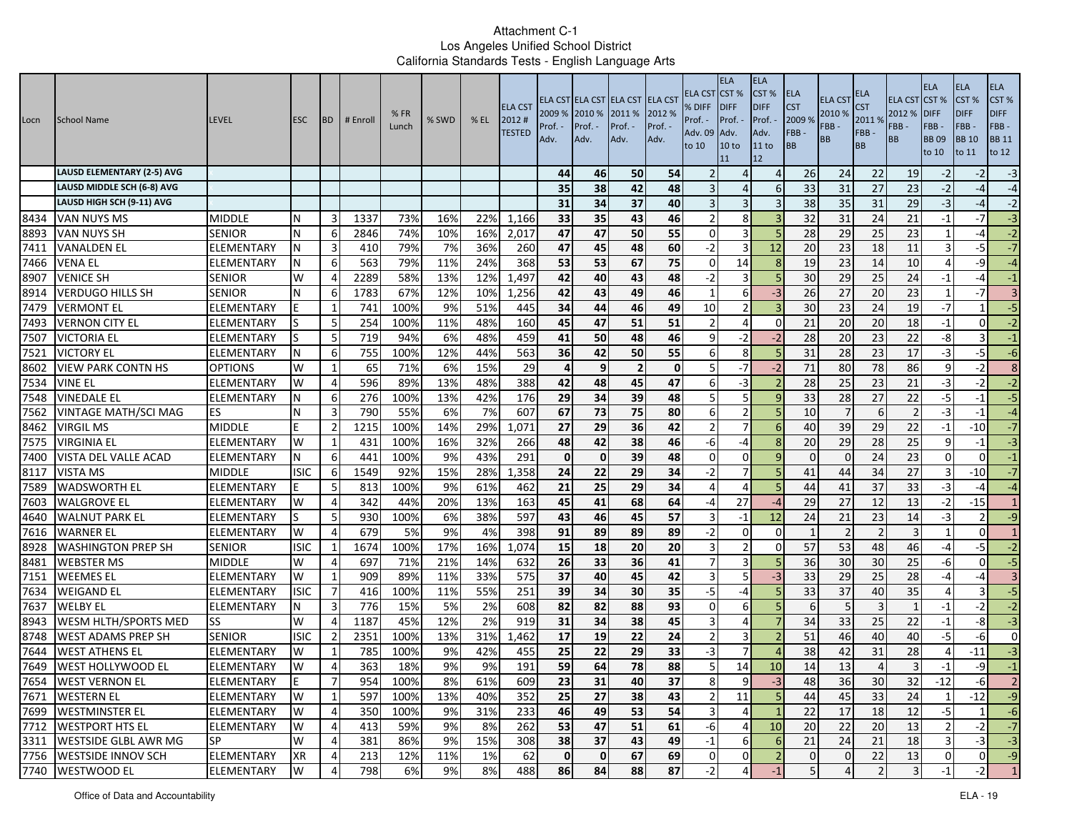# Attachment C-1
## Los Angeles Unified School District
### California Standards Tests - English Language Arts

| Locn | School Name | LEVEL | ESC | BD | # Enroll | % FR Lunch | % SWD | % EL | ELA CST 2012 # TESTED | ELA CST 2009 % Prof. - Adv. | ELA CST 2010 % Prof. - Adv. | ELA CST 2011 % Prof. - Adv. | ELA CST 2012 % Prof. - Adv. | ELA CST % DIFF Prof. - Adv. 09 to 10 | ELA CST % DIFF Prof. - Adv. 10 to 11 | ELA CST % DIFF Prof. - Adv. 11 to 12 | ELA CST 2009 % FBB - BB | ELA CST 2010 % FBB - BB | ELA CST 2011 % FBB - BB | ELA CST 2012 % FBB - BB | ELA CST % DIFF FBB - BB 09 to 10 | ELA CST % DIFF FBB - BB 10 to 11 | ELA CST % DIFF FBB - BB 11 to 12 |
|---|---|---|---|---|---|---|---|---|---|---|---|---|---|---|---|---|---|---|---|---|---|---|---|
| | LAUSD ELEMENTARY (2-5) AVG | | | | | | | | | 44 | 46 | 50 | 54 | 2 | 4 | 4 | 26 | 24 | 22 | 19 | -2 | -2 | -3 |
| | LAUSD MIDDLE SCH (6-8) AVG | | | | | | | | | 35 | 38 | 42 | 48 | 3 | 4 | 6 | 33 | 31 | 27 | 23 | -2 | -4 | -4 |
| | LAUSD HIGH SCH (9-11) AVG | | | | | | | | | 31 | 34 | 37 | 40 | 3 | 3 | 3 | 38 | 35 | 31 | 29 | -3 | -4 | -2 |
| 8434 | VAN NUYS MS | MIDDLE | N | 3 | 1337 | 73% | 16% | 22% | 1,166 | 33 | 35 | 43 | 46 | 2 | 8 | 3 | 32 | 31 | 24 | 21 | -1 | -7 | -3 |
| 8893 | VAN NUYS SH | SENIOR | N | 6 | 2846 | 74% | 10% | 16% | 2,017 | 47 | 47 | 50 | 55 | 0 | 3 | 5 | 28 | 29 | 25 | 23 | 1 | -4 | -2 |
| 7411 | VANALDEN EL | ELEMENTARY | N | 3 | 410 | 79% | 7% | 36% | 260 | 47 | 45 | 48 | 60 | -2 | 3 | 12 | 20 | 23 | 18 | 11 | 3 | -5 | -7 |
| 7466 | VENA EL | ELEMENTARY | N | 6 | 563 | 79% | 11% | 24% | 368 | 53 | 53 | 67 | 75 | 0 | 14 | 8 | 19 | 23 | 14 | 10 | 4 | -9 | -4 |
| 8907 | VENICE SH | SENIOR | W | 4 | 2289 | 58% | 13% | 12% | 1,497 | 42 | 40 | 43 | 48 | -2 | 3 | 5 | 30 | 29 | 25 | 24 | -1 | -4 | -1 |
| 8914 | VERDUGO HILLS SH | SENIOR | N | 6 | 1783 | 67% | 12% | 10% | 1,256 | 42 | 43 | 49 | 46 | 1 | 6 | -3 | 26 | 27 | 20 | 23 | 1 | -7 | 3 |
| 7479 | VERMONT EL | ELEMENTARY | E | 1 | 741 | 100% | 9% | 51% | 445 | 34 | 44 | 46 | 49 | 10 | 2 | 3 | 30 | 23 | 24 | 19 | -7 | 1 | -5 |
| 7493 | VERNON CITY EL | ELEMENTARY | S | 5 | 254 | 100% | 11% | 48% | 160 | 45 | 47 | 51 | 51 | 2 | 4 | 0 | 21 | 20 | 20 | 18 | -1 | 0 | -2 |
| 7507 | VICTORIA EL | ELEMENTARY | S | 5 | 719 | 94% | 6% | 48% | 459 | 41 | 50 | 48 | 46 | 9 | -2 | -2 | 28 | 20 | 23 | 22 | -8 | 3 | -1 |
| 7521 | VICTORY EL | ELEMENTARY | N | 6 | 755 | 100% | 12% | 44% | 563 | 36 | 42 | 50 | 55 | 6 | 8 | 5 | 31 | 28 | 23 | 17 | -3 | -5 | -6 |
| 8602 | VIEW PARK CONTN HS | OPTIONS | W | 1 | 65 | 71% | 6% | 15% | 29 | 4 | 9 | 2 | 0 | 5 | -7 | -2 | 71 | 80 | 78 | 86 | 9 | -2 | 8 |
| 7534 | VINE EL | ELEMENTARY | W | 4 | 596 | 89% | 13% | 48% | 388 | 42 | 48 | 45 | 47 | 6 | -3 | 2 | 28 | 25 | 23 | 21 | -3 | -2 | -2 |
| 7548 | VINEDALE EL | ELEMENTARY | N | 6 | 276 | 100% | 13% | 42% | 176 | 29 | 34 | 39 | 48 | 5 | 5 | 9 | 33 | 28 | 27 | 22 | -5 | -1 | -5 |
| 7562 | VINTAGE MATH/SCI MAG | ES | N | 3 | 790 | 55% | 6% | 7% | 607 | 67 | 73 | 75 | 80 | 6 | 2 | 5 | 10 | 7 | 6 | 2 | -3 | -1 | -4 |
| 8462 | VIRGIL MS | MIDDLE | E | 2 | 1215 | 100% | 14% | 29% | 1,071 | 27 | 29 | 36 | 42 | 2 | 7 | 6 | 40 | 39 | 29 | 22 | -1 | -10 | -7 |
| 7575 | VIRGINIA EL | ELEMENTARY | W | 1 | 431 | 100% | 16% | 32% | 266 | 48 | 42 | 38 | 46 | -6 | -4 | 8 | 20 | 29 | 28 | 25 | 9 | -1 | -3 |
| 7400 | VISTA DEL VALLE ACAD | ELEMENTARY | N | 6 | 441 | 100% | 9% | 43% | 291 | 0 | 0 | 39 | 48 | 0 | 0 | 9 | 0 | 0 | 24 | 23 | 0 | 0 | -1 |
| 8117 | VISTA MS | MIDDLE | ISIC | 6 | 1549 | 92% | 15% | 28% | 1,358 | 24 | 22 | 29 | 34 | -2 | 7 | 5 | 41 | 44 | 34 | 27 | 3 | -10 | -7 |
| 7589 | WADSWORTH EL | ELEMENTARY | E | 5 | 813 | 100% | 9% | 61% | 462 | 21 | 25 | 29 | 34 | 4 | 4 | 5 | 44 | 41 | 37 | 33 | -3 | -4 | -4 |
| 7603 | WALGROVE EL | ELEMENTARY | W | 4 | 342 | 44% | 20% | 13% | 163 | 45 | 41 | 68 | 64 | -4 | 27 | -4 | 29 | 27 | 12 | 13 | -2 | -15 | 1 |
| 4640 | WALNUT PARK EL | ELEMENTARY | S | 5 | 930 | 100% | 6% | 38% | 597 | 43 | 46 | 45 | 57 | 3 | -1 | 12 | 24 | 21 | 23 | 14 | -3 | 2 | -9 |
| 7616 | WARNER EL | ELEMENTARY | W | 4 | 679 | 5% | 9% | 4% | 398 | 91 | 89 | 89 | 89 | -2 | 0 | 0 | 1 | 2 | 2 | 3 | 1 | 0 | 1 |
| 8928 | WASHINGTON PREP SH | SENIOR | ISIC | 1 | 1674 | 100% | 17% | 16% | 1,074 | 15 | 18 | 20 | 20 | 3 | 2 | 0 | 57 | 53 | 48 | 46 | -4 | -5 | -2 |
| 8481 | WEBSTER MS | MIDDLE | W | 4 | 697 | 71% | 21% | 14% | 632 | 26 | 33 | 36 | 41 | 7 | 3 | 5 | 36 | 30 | 30 | 25 | -6 | 0 | -5 |
| 7151 | WEEMES EL | ELEMENTARY | W | 1 | 909 | 89% | 11% | 33% | 575 | 37 | 40 | 45 | 42 | 3 | 5 | -3 | 33 | 29 | 25 | 28 | -4 | -4 | 3 |
| 7634 | WEIGAND EL | ELEMENTARY | ISIC | 7 | 416 | 100% | 11% | 55% | 251 | 39 | 34 | 30 | 35 | -5 | -4 | 5 | 33 | 37 | 40 | 35 | 4 | 3 | -5 |
| 7637 | WELBY EL | ELEMENTARY | N | 3 | 776 | 15% | 5% | 2% | 608 | 82 | 82 | 88 | 93 | 0 | 6 | 5 | 6 | 5 | 3 | 1 | -1 | -2 | -2 |
| 8943 | WESM HLTH/SPORTS MED | SS | W | 4 | 1187 | 45% | 12% | 2% | 919 | 31 | 34 | 38 | 45 | 3 | 4 | 7 | 34 | 33 | 25 | 22 | -1 | -8 | -3 |
| 8748 | WEST ADAMS PREP SH | SENIOR | ISIC | 2 | 2351 | 100% | 13% | 31% | 1,462 | 17 | 19 | 22 | 24 | 2 | 3 | 2 | 51 | 46 | 40 | 40 | -5 | -6 | 0 |
| 7644 | WEST ATHENS EL | ELEMENTARY | W | 1 | 785 | 100% | 9% | 42% | 455 | 25 | 22 | 29 | 33 | -3 | 7 | 4 | 38 | 42 | 31 | 28 | 4 | -11 | -3 |
| 7649 | WEST HOLLYWOOD EL | ELEMENTARY | W | 4 | 363 | 18% | 9% | 9% | 191 | 59 | 64 | 78 | 88 | 5 | 14 | 10 | 14 | 13 | 4 | 3 | -1 | -9 | -1 |
| 7654 | WEST VERNON EL | ELEMENTARY | E | 7 | 954 | 100% | 8% | 61% | 609 | 23 | 31 | 40 | 37 | 8 | 9 | -3 | 48 | 36 | 30 | 32 | -12 | -6 | 2 |
| 7671 | WESTERN EL | ELEMENTARY | W | 1 | 597 | 100% | 13% | 40% | 352 | 25 | 27 | 38 | 43 | 2 | 11 | 5 | 44 | 45 | 33 | 24 | 1 | -12 | -9 |
| 7699 | WESTMINSTER EL | ELEMENTARY | W | 4 | 350 | 100% | 9% | 31% | 233 | 46 | 49 | 53 | 54 | 3 | 4 | 1 | 22 | 17 | 18 | 12 | -5 | 1 | -6 |
| 7712 | WESTPORT HTS EL | ELEMENTARY | W | 4 | 413 | 59% | 9% | 8% | 262 | 53 | 47 | 51 | 61 | -6 | 4 | 10 | 20 | 22 | 20 | 13 | 2 | -2 | -7 |
| 3311 | WESTSIDE GLBL AWR MG | SP | W | 4 | 381 | 86% | 9% | 15% | 308 | 38 | 37 | 43 | 49 | -1 | 6 | 6 | 21 | 24 | 21 | 18 | 3 | -3 | -3 |
| 7756 | WESTSIDE INNOV SCH | ELEMENTARY | XR | 4 | 213 | 12% | 11% | 1% | 62 | 0 | 0 | 67 | 69 | 0 | 0 | 2 | 0 | 0 | 22 | 13 | 0 | 0 | -9 |
| 7740 | WESTWOOD EL | ELEMENTARY | W | 4 | 798 | 6% | 9% | 8% | 488 | 86 | 84 | 88 | 87 | -2 | 4 | -1 | 5 | 4 | 2 | 3 | -1 | -2 | 1 |

Office of Data and Accountability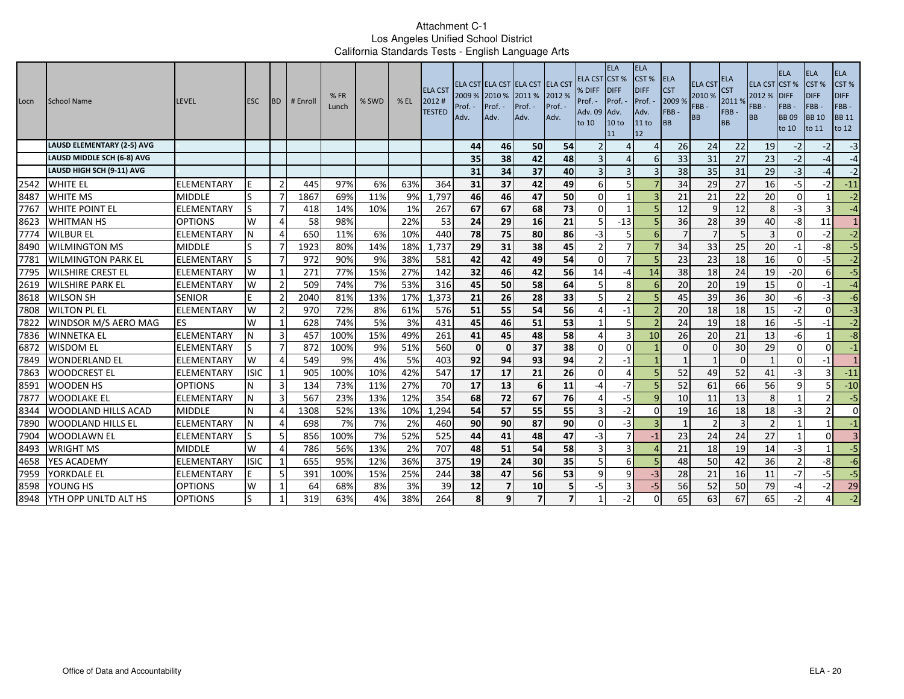Attachment C-1
Los Angeles Unified School District
California Standards Tests - English Language Arts

| Locn | School Name | LEVEL | ESC | BD | # Enroll | % FR Lunch | % SWD | % EL | ELA CST 2012 # TESTED | ELA CST 2009 % Prof. - Adv. | ELA CST 2010 % Prof. - Adv. | ELA CST 2011 % Prof. - Adv. | ELA CST 2012 % Prof. - Adv. | ELA CST % DIFF Prof. - Adv. 09 to 10 | ELA CST % DIFF Prof. - Adv. 10 to 11 | ELA CST % DIFF Prof. - Adv. 11 to 12 | ELA CST 2009 % FBB - BB | ELA CST 2010 % FBB - BB | ELA CST 2011 % FBB - BB | ELA CST 2012 % FBB - BB | ELA CST % DIFF FBB - BB 09 to 10 | ELA CST % DIFF FBB - BB 10 to 11 | ELA CST % DIFF FBB - BB 11 to 12 |
|---|---|---|---|---|---|---|---|---|---|---|---|---|---|---|---|---|---|---|---|---|---|---|---|
| | **LAUSD ELEMENTARY (2-5) AVG** | | | | | | | | | 44 | 46 | 50 | 54 | 2 | 4 | 4 | 26 | 24 | 22 | 19 | -2 | -2 | -3 |
| | **LAUSD MIDDLE SCH (6-8) AVG** | | | | | | | | | 35 | 38 | 42 | 48 | 3 | 4 | 6 | 33 | 31 | 27 | 23 | -2 | -4 | -4 |
| | **LAUSD HIGH SCH (9-11) AVG** | | | | | | | | | 31 | 34 | 37 | 40 | 3 | 3 | 3 | 38 | 35 | 31 | 29 | -3 | -4 | -2 |
| 2542 | WHITE EL | ELEMENTARY | E | 2 | 445 | 97% | 6% | 63% | 364 | 31 | 37 | 42 | 49 | 6 | 5 | 7 | 34 | 29 | 27 | 16 | -5 | -2 | -11 |
| 8487 | WHITE MS | MIDDLE | S | 7 | 1867 | 69% | 11% | 9% | 1,797 | 46 | 46 | 47 | 50 | 0 | 1 | 3 | 21 | 21 | 22 | 20 | 0 | 1 | -2 |
| 7767 | WHITE POINT EL | ELEMENTARY | S | 7 | 418 | 14% | 10% | 1% | 267 | 67 | 67 | 68 | 73 | 0 | 1 | 5 | 12 | 9 | 12 | 8 | -3 | 3 | -4 |
| 8623 | WHITMAN HS | OPTIONS | W | 4 | 58 | 98% | | 22% | 53 | 24 | 29 | 16 | 21 | 5 | -13 | 5 | 36 | 28 | 39 | 40 | -8 | 11 | 1 |
| 7774 | WILBUR EL | ELEMENTARY | N | 4 | 650 | 11% | 6% | 10% | 440 | 78 | 75 | 80 | 86 | -3 | 5 | 6 | 7 | 7 | 5 | 3 | 0 | -2 | -2 |
| 8490 | WILMINGTON MS | MIDDLE | S | 7 | 1923 | 80% | 14% | 18% | 1,737 | 29 | 31 | 38 | 45 | 2 | 7 | 7 | 34 | 33 | 25 | 20 | -1 | -8 | -5 |
| 7781 | WILMINGTON PARK EL | ELEMENTARY | S | 7 | 972 | 90% | 9% | 38% | 581 | 42 | 42 | 49 | 54 | 0 | 7 | 5 | 23 | 23 | 18 | 16 | 0 | -5 | -2 |
| 7795 | WILSHIRE CREST EL | ELEMENTARY | W | 1 | 271 | 77% | 15% | 27% | 142 | 32 | 46 | 42 | 56 | 14 | -4 | 14 | 38 | 18 | 24 | 19 | -20 | 6 | -5 |
| 2619 | WILSHIRE PARK EL | ELEMENTARY | W | 2 | 509 | 74% | 7% | 53% | 316 | 45 | 50 | 58 | 64 | 5 | 8 | 6 | 20 | 20 | 19 | 15 | 0 | -1 | -4 |
| 8618 | WILSON SH | SENIOR | E | 2 | 2040 | 81% | 13% | 17% | 1,373 | 21 | 26 | 28 | 33 | 5 | 2 | 5 | 45 | 39 | 36 | 30 | -6 | -3 | -6 |
| 7808 | WILTON PL EL | ELEMENTARY | W | 2 | 970 | 72% | 8% | 61% | 576 | 51 | 55 | 54 | 56 | 4 | -1 | 2 | 20 | 18 | 18 | 15 | -2 | 0 | -3 |
| 7822 | WINDSOR M/S AERO MAG | ES | W | 1 | 628 | 74% | 5% | 3% | 431 | 45 | 46 | 51 | 53 | 1 | 5 | 2 | 24 | 19 | 18 | 16 | -5 | -1 | -2 |
| 7836 | WINNETKA EL | ELEMENTARY | N | 3 | 457 | 100% | 15% | 49% | 261 | 41 | 45 | 48 | 58 | 4 | 3 | 10 | 26 | 20 | 21 | 13 | -6 | 1 | -8 |
| 6872 | WISDOM EL | ELEMENTARY | S | 7 | 872 | 100% | 9% | 51% | 560 | 0 | 0 | 37 | 38 | 0 | 0 | 1 | 0 | 0 | 30 | 29 | 0 | 0 | -1 |
| 7849 | WONDERLAND EL | ELEMENTARY | W | 4 | 549 | 9% | 4% | 5% | 403 | 92 | 94 | 93 | 94 | 2 | -1 | 1 | 1 | 1 | 0 | 1 | 0 | -1 | 1 |
| 7863 | WOODCREST EL | ELEMENTARY | ISIC | 1 | 905 | 100% | 10% | 42% | 547 | 17 | 17 | 21 | 26 | 0 | 4 | 5 | 52 | 49 | 52 | 41 | -3 | 3 | -11 |
| 8591 | WOODEN HS | OPTIONS | N | 3 | 134 | 73% | 11% | 27% | 70 | 17 | 13 | 6 | 11 | -4 | -7 | 5 | 52 | 61 | 66 | 56 | 9 | 5 | -10 |
| 7877 | WOODLAKE EL | ELEMENTARY | N | 3 | 567 | 23% | 13% | 12% | 354 | 68 | 72 | 67 | 76 | 4 | -5 | 9 | 10 | 11 | 13 | 8 | 1 | 2 | -5 |
| 8344 | WOODLAND HILLS ACAD | MIDDLE | N | 4 | 1308 | 52% | 13% | 10% | 1,294 | 54 | 57 | 55 | 55 | 3 | -2 | 0 | 19 | 16 | 18 | 18 | -3 | 2 | 0 |
| 7890 | WOODLAND HILLS EL | ELEMENTARY | N | 4 | 698 | 7% | 7% | 2% | 460 | 90 | 90 | 87 | 90 | 0 | -3 | 3 | 1 | 2 | 3 | 2 | 1 | 1 | -1 |
| 7904 | WOODLAWN EL | ELEMENTARY | S | 5 | 856 | 100% | 7% | 52% | 525 | 44 | 41 | 48 | 47 | -3 | 7 | -1 | 23 | 24 | 24 | 27 | 1 | 0 | 3 |
| 8493 | WRIGHT MS | MIDDLE | W | 4 | 786 | 56% | 13% | 2% | 707 | 48 | 51 | 54 | 58 | 3 | 3 | 4 | 21 | 18 | 19 | 14 | -3 | 1 | -5 |
| 4658 | YES ACADEMY | ELEMENTARY | ISIC | 1 | 655 | 95% | 12% | 36% | 375 | 19 | 24 | 30 | 35 | 5 | 6 | 5 | 48 | 50 | 42 | 36 | 2 | -8 | -6 |
| 7959 | YORKDALE EL | ELEMENTARY | E | 5 | 391 | 100% | 15% | 25% | 244 | 38 | 47 | 56 | 53 | 9 | 9 | -3 | 28 | 21 | 16 | 11 | -7 | -5 | -5 |
| 8598 | YOUNG HS | OPTIONS | W | 1 | 64 | 68% | 8% | 3% | 39 | 12 | 7 | 10 | 5 | -5 | 3 | -5 | 56 | 52 | 50 | 79 | -4 | -2 | 29 |
| 8948 | YTH OPP UNLTD ALT HS | OPTIONS | S | 1 | 319 | 63% | 4% | 38% | 264 | 8 | 9 | 7 | 7 | 1 | -2 | 0 | 65 | 63 | 67 | 65 | -2 | 4 | -2 |

Office of Data and Accountability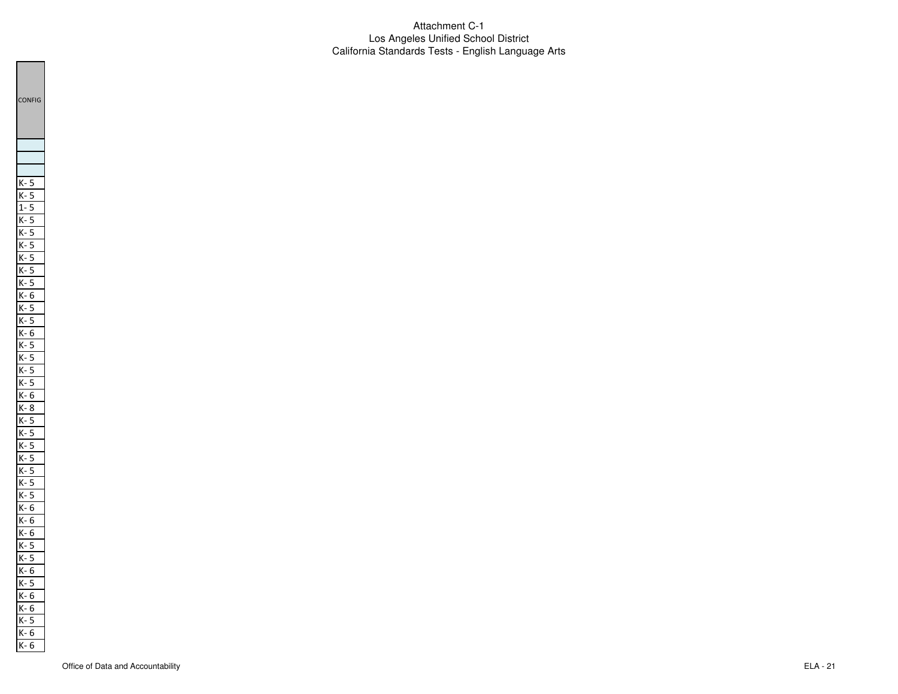# Attachment C-1
## Los Angeles Unified School District
## California Standards Tests - English Language Arts

| CONFIG |
|---|
| |
| |
| |
| K- 5 |
| K- 5 |
| 1- 5 |
| K- 5 |
| K- 5 |
| K- 5 |
| K- 5 |
| K- 5 |
| K- 5 |
| K- 6 |
| K- 5 |
| K- 5 |
| K- 6 |
| K- 5 |
| K- 5 |
| K- 5 |
| K- 5 |
| K- 6 |
| K- 8 |
| K- 5 |
| K- 5 |
| K- 5 |
| K- 5 |
| K- 5 |
| K- 5 |
| K- 5 |
| K- 6 |
| K- 6 |
| K- 6 |
| K- 5 |
| K- 5 |
| K- 6 |
| K- 5 |
| K- 6 |
| K- 6 |
| K- 5 |
| K- 6 |
| K- 6 |

Office of Data and Accountability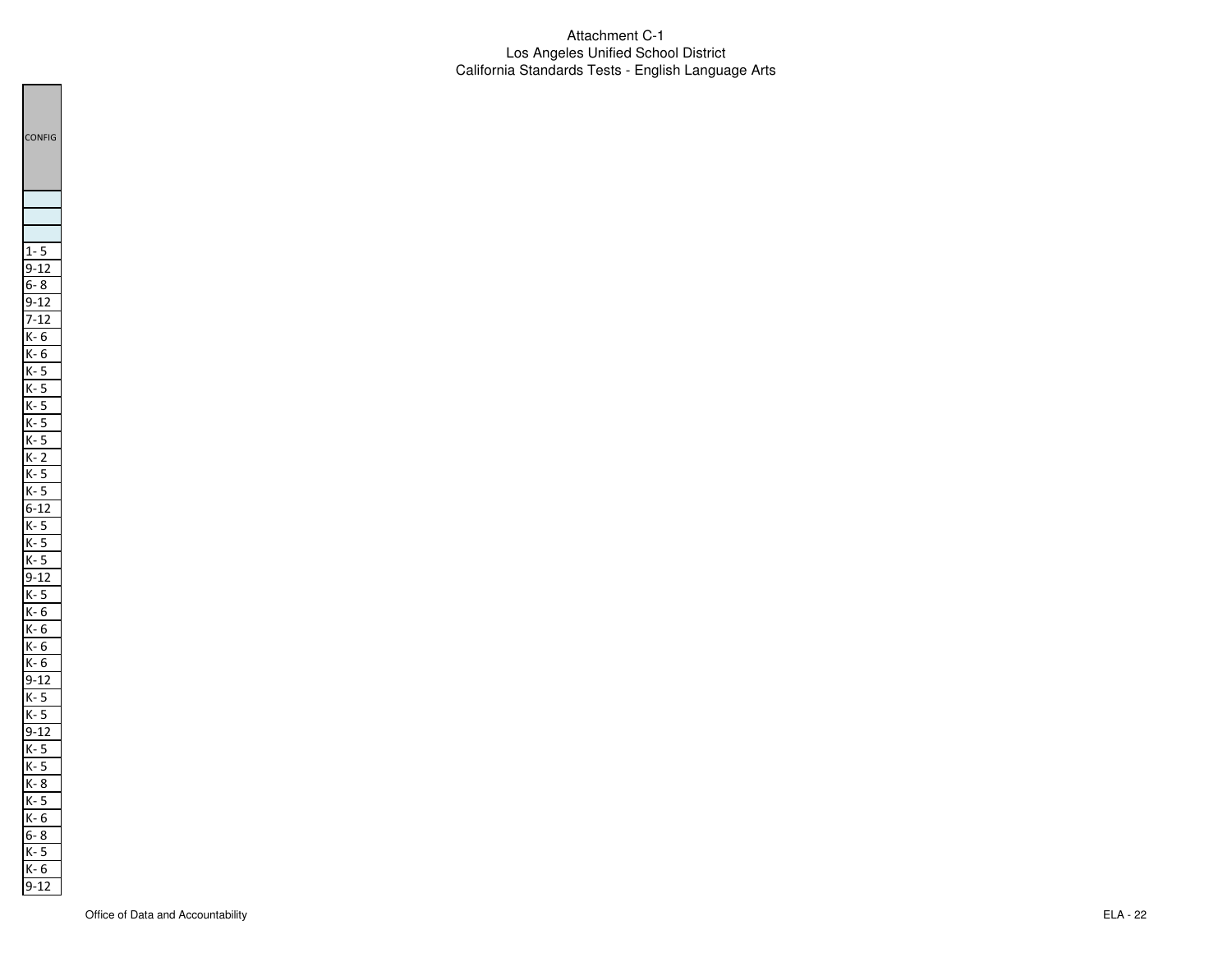Attachment C-1
Los Angeles Unified School District
California Standards Tests - English Language Arts

| CONFIG |
| --- |
| |
| |
| |
| 1- 5 |
| 9-12 |
| 6- 8 |
| 9-12 |
| 7-12 |
| K- 6 |
| K- 6 |
| K- 5 |
| K- 5 |
| K- 5 |
| K- 5 |
| K- 5 |
| K- 2 |
| K- 5 |
| K- 5 |
| 6-12 |
| K- 5 |
| K- 5 |
| K- 5 |
| 9-12 |
| K- 5 |
| K- 6 |
| K- 6 |
| K- 6 |
| K- 6 |
| 9-12 |
| K- 5 |
| K- 5 |
| 9-12 |
| K- 5 |
| K- 5 |
| K- 8 |
| K- 5 |
| K- 6 |
| 6- 8 |
| K- 5 |
| K- 6 |
| 9-12 |

Office of Data and Accountability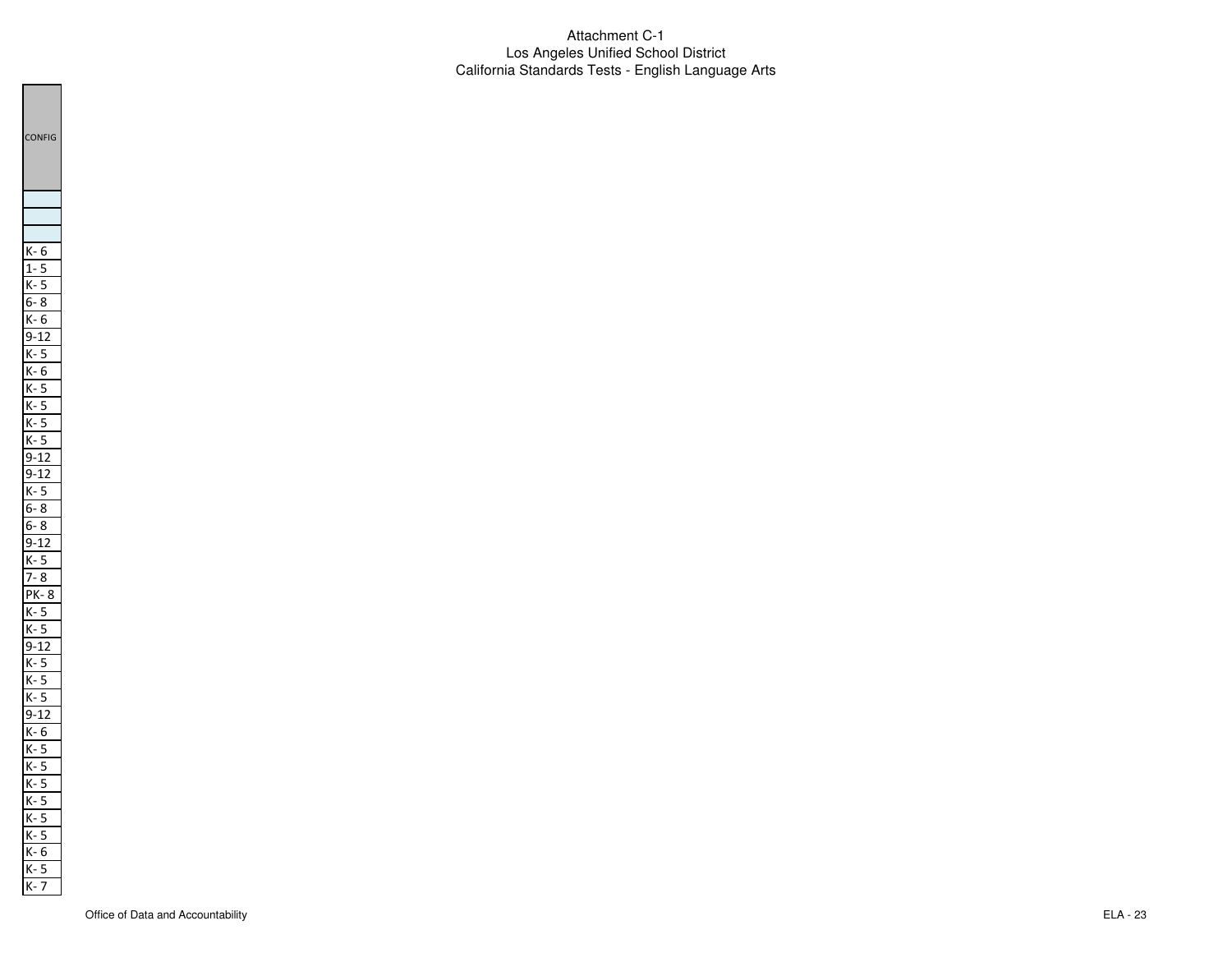Attachment C-1
Los Angeles Unified School District
California Standards Tests - English Language Arts

| CONFIG |
|---|
| |
| |
| |
| K- 6 |
| 1- 5 |
| K- 5 |
| 6- 8 |
| K- 6 |
| 9-12 |
| K- 5 |
| K- 6 |
| K- 5 |
| K- 5 |
| K- 5 |
| K- 5 |
| 9-12 |
| 9-12 |
| K- 5 |
| 6- 8 |
| 6- 8 |
| 9-12 |
| K- 5 |
| 7- 8 |
| PK- 8 |
| K- 5 |
| K- 5 |
| 9-12 |
| K- 5 |
| K- 5 |
| K- 5 |
| 9-12 |
| K- 6 |
| K- 5 |
| K- 5 |
| K- 5 |
| K- 5 |
| K- 5 |
| K- 5 |
| K- 6 |
| K- 5 |
| K- 7 |

Office of Data and Accountability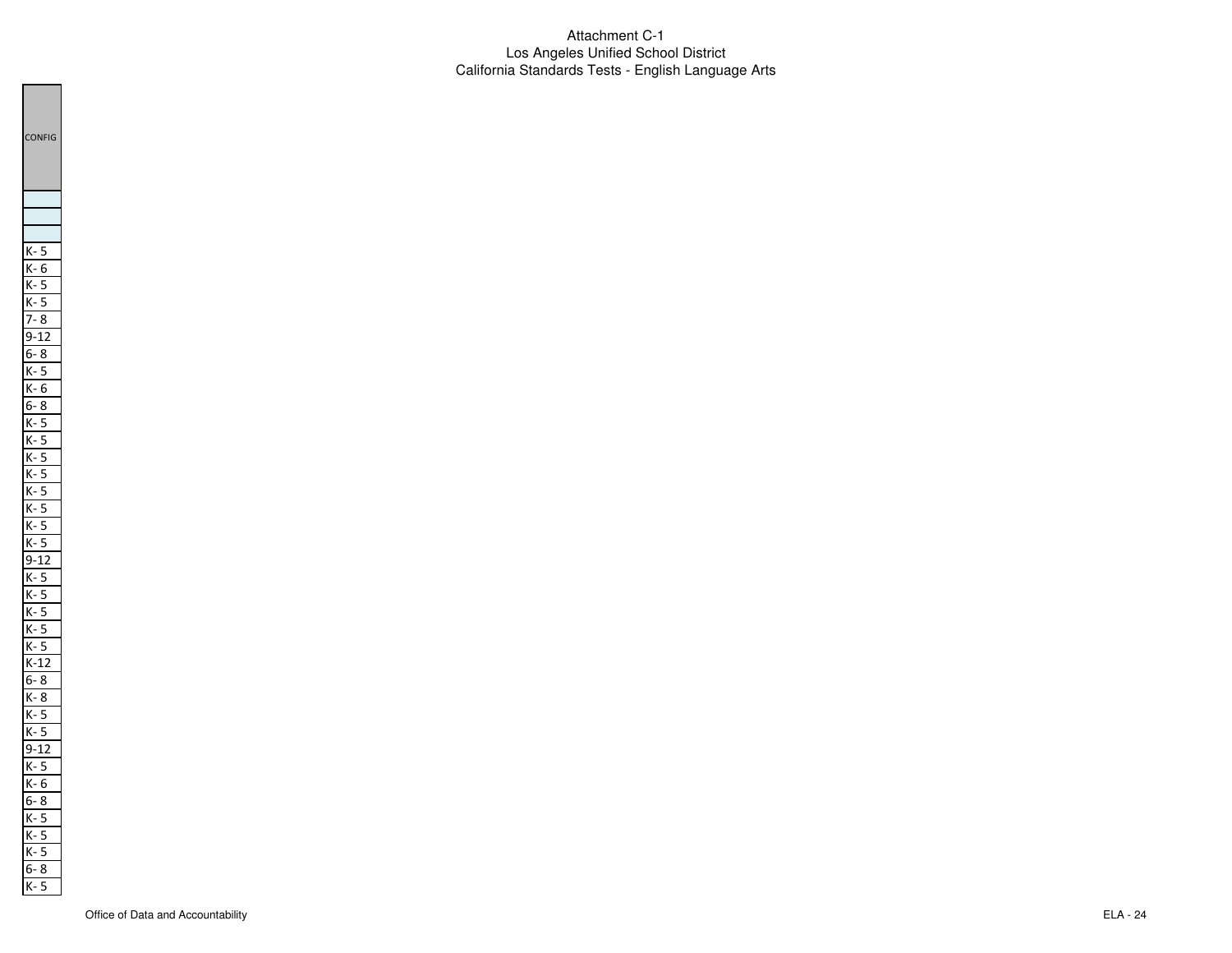# Attachment C-1
## Los Angeles Unified School District
## California Standards Tests - English Language Arts

| CONFIG |
| --- |
| |
| |
| |
| K- 5 |
| K- 6 |
| K- 5 |
| K- 5 |
| 7- 8 |
| 9-12 |
| 6- 8 |
| K- 5 |
| K- 6 |
| 6- 8 |
| K- 5 |
| K- 5 |
| K- 5 |
| K- 5 |
| K- 5 |
| K- 5 |
| K- 5 |
| K- 5 |
| 9-12 |
| K- 5 |
| K- 5 |
| K- 5 |
| K- 5 |
| K- 5 |
| K-12 |
| 6- 8 |
| K- 8 |
| K- 5 |
| K- 5 |
| 9-12 |
| K- 5 |
| K- 6 |
| 6- 8 |
| K- 5 |
| K- 5 |
| K- 5 |
| 6- 8 |
| K- 5 |

Office of Data and Accountability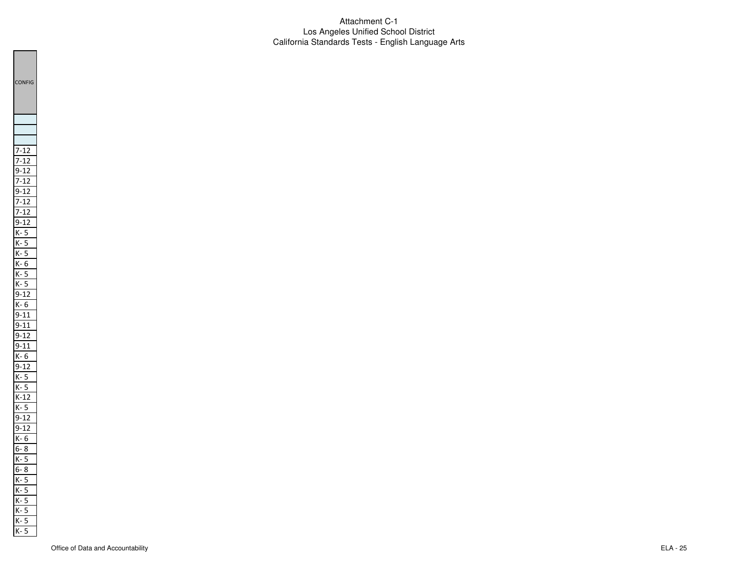# Attachment C-1
## Los Angeles Unified School District
## California Standards Tests - English Language Arts

| CONFIG |
|---|
| |
| |
| |
| 7-12 |
| 7-12 |
| 9-12 |
| 7-12 |
| 9-12 |
| 7-12 |
| 7-12 |
| 9-12 |
| K- 5 |
| K- 5 |
| K- 5 |
| K- 6 |
| K- 5 |
| K- 5 |
| 9-12 |
| K- 6 |
| 9-11 |
| 9-11 |
| 9-12 |
| 9-11 |
| K- 6 |
| 9-12 |
| K- 5 |
| K- 5 |
| K-12 |
| K- 5 |
| 9-12 |
| 9-12 |
| K- 6 |
| 6- 8 |
| K- 5 |
| 6- 8 |
| K- 5 |
| K- 5 |
| K- 5 |
| K- 5 |
| K- 5 |
| K- 5 |

Office of Data and Accountability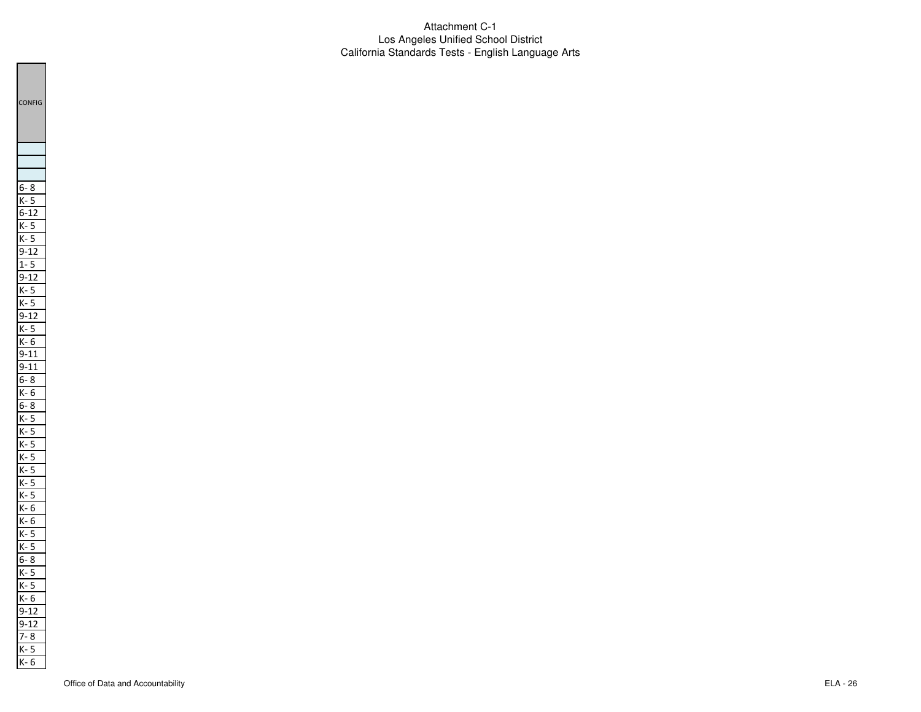Attachment C-1
Los Angeles Unified School District
California Standards Tests - English Language Arts

| CONFIG |
| --- |
| |
| |
| |
| 6- 8 |
| K- 5 |
| 6-12 |
| K- 5 |
| K- 5 |
| 9-12 |
| 1- 5 |
| 9-12 |
| K- 5 |
| K- 5 |
| 9-12 |
| K- 5 |
| K- 6 |
| 9-11 |
| 9-11 |
| 6- 8 |
| K- 6 |
| 6- 8 |
| K- 5 |
| K- 5 |
| K- 5 |
| K- 5 |
| K- 5 |
| K- 5 |
| K- 5 |
| K- 6 |
| K- 6 |
| K- 5 |
| K- 5 |
| 6- 8 |
| K- 5 |
| K- 5 |
| K- 6 |
| 9-12 |
| 9-12 |
| 7- 8 |
| K- 5 |
| K- 6 |

Office of Data and Accountability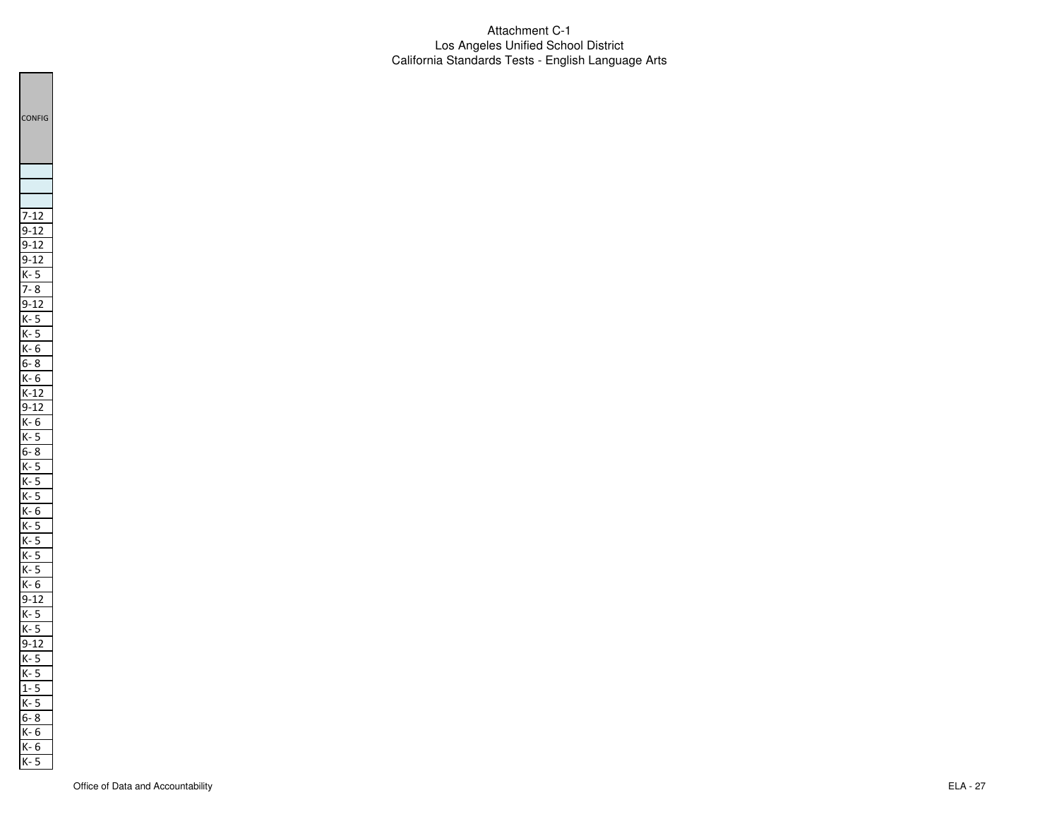Attachment C-1
Los Angeles Unified School District
California Standards Tests - English Language Arts

| CONFIG |
| --- |
| |
| |
| |
| 7-12 |
| 9-12 |
| 9-12 |
| 9-12 |
| K- 5 |
| 7- 8 |
| 9-12 |
| K- 5 |
| K- 5 |
| K- 6 |
| 6- 8 |
| K- 6 |
| K-12 |
| 9-12 |
| K- 6 |
| K- 5 |
| 6- 8 |
| K- 5 |
| K- 5 |
| K- 5 |
| K- 6 |
| K- 5 |
| K- 5 |
| K- 5 |
| K- 5 |
| K- 6 |
| 9-12 |
| K- 5 |
| K- 5 |
| 9-12 |
| K- 5 |
| K- 5 |
| 1- 5 |
| K- 5 |
| 6- 8 |
| K- 6 |
| K- 6 |
| K- 5 |

Office of Data and Accountability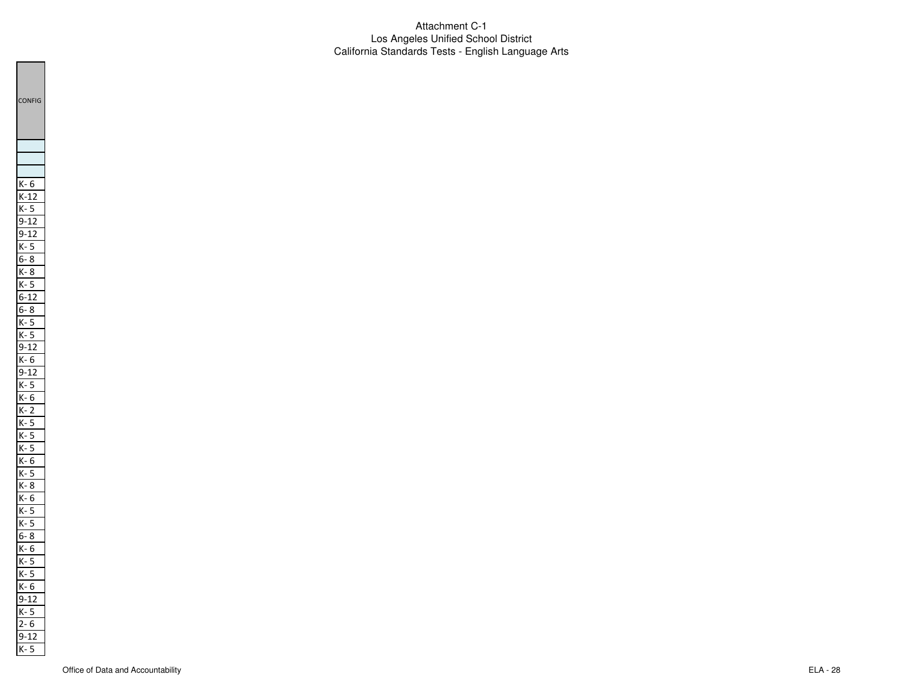Attachment C-1
Los Angeles Unified School District
California Standards Tests - English Language Arts

| CONFIG |
| --- |
| |
| |
| |
| K- 6 |
| K-12 |
| K- 5 |
| 9-12 |
| 9-12 |
| K- 5 |
| 6- 8 |
| K- 8 |
| K- 5 |
| 6-12 |
| 6- 8 |
| K- 5 |
| K- 5 |
| 9-12 |
| K- 6 |
| 9-12 |
| K- 5 |
| K- 6 |
| K- 2 |
| K- 5 |
| K- 5 |
| K- 5 |
| K- 6 |
| K- 5 |
| K- 8 |
| K- 6 |
| K- 5 |
| K- 5 |
| 6- 8 |
| K- 6 |
| K- 5 |
| K- 5 |
| K- 6 |
| 9-12 |
| K- 5 |
| 2- 6 |
| 9-12 |
| K- 5 |

Office of Data and Accountability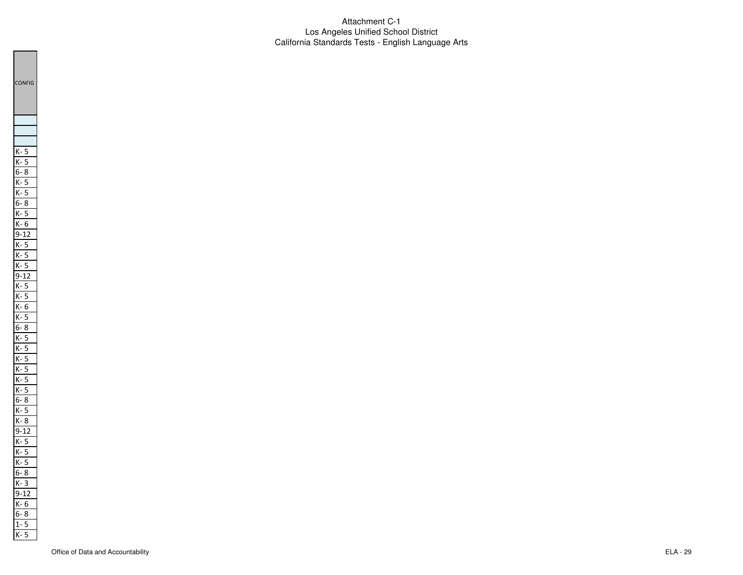# Attachment C-1
## Los Angeles Unified School District
## California Standards Tests - English Language Arts

| CONFIG |
|---|
| |
| |
| |
| K- 5 |
| K- 5 |
| 6- 8 |
| K- 5 |
| K- 5 |
| 6- 8 |
| K- 5 |
| K- 6 |
| 9-12 |
| K- 5 |
| K- 5 |
| K- 5 |
| 9-12 |
| K- 5 |
| K- 5 |
| K- 6 |
| K- 5 |
| 6- 8 |
| K- 5 |
| K- 5 |
| K- 5 |
| K- 5 |
| K- 5 |
| K- 5 |
| 6- 8 |
| K- 5 |
| K- 8 |
| 9-12 |
| K- 5 |
| K- 5 |
| K- 5 |
| 6- 8 |
| K- 3 |
| 9-12 |
| K- 6 |
| 6- 8 |
| 1- 5 |
| K- 5 |

Office of Data and Accountability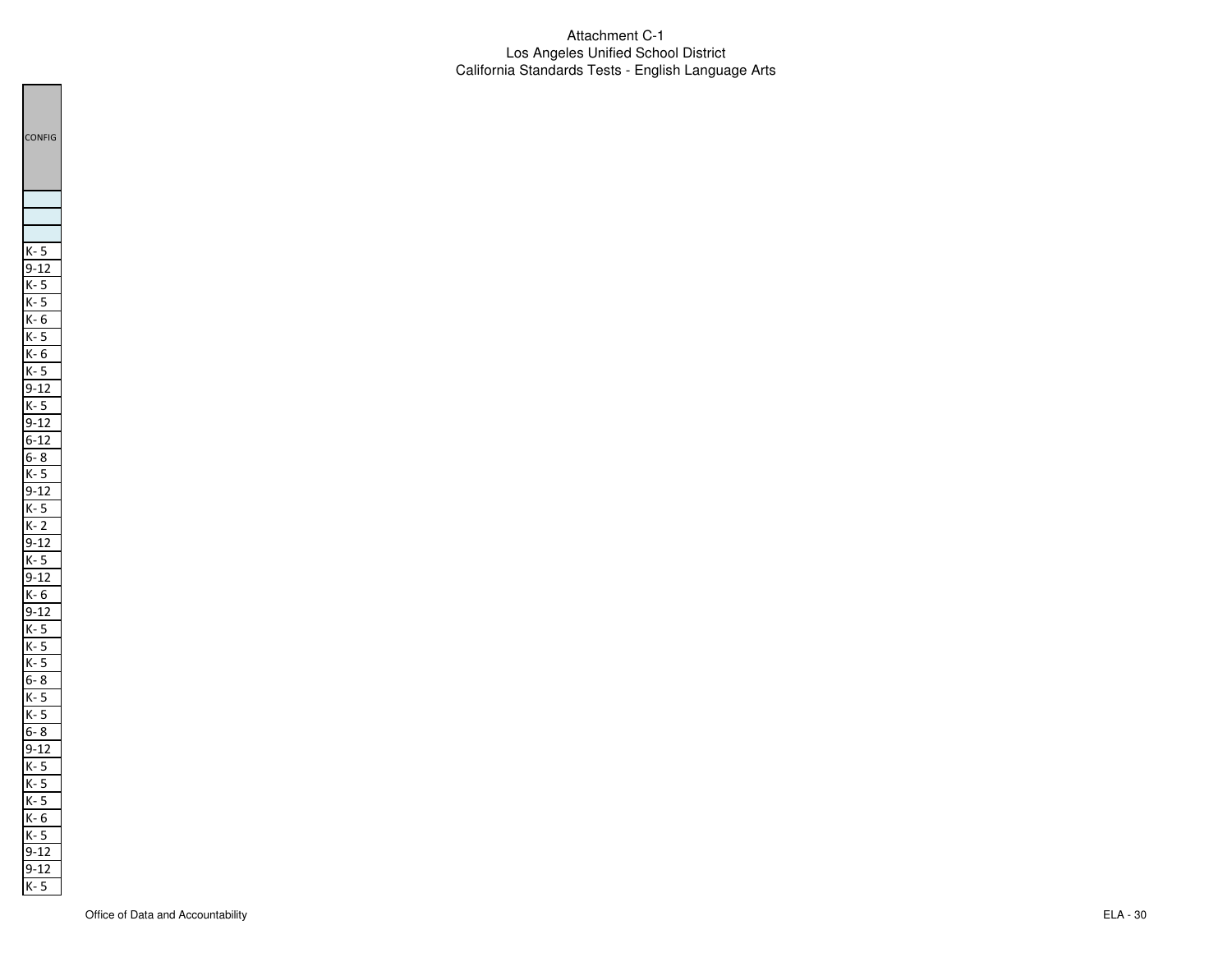Attachment C-1
Los Angeles Unified School District
California Standards Tests - English Language Arts

| CONFIG |
|---|
| |
| |
| |
| K- 5 |
| 9-12 |
| K- 5 |
| K- 5 |
| K- 6 |
| K- 5 |
| K- 6 |
| K- 5 |
| 9-12 |
| K- 5 |
| 9-12 |
| 6-12 |
| 6- 8 |
| K- 5 |
| 9-12 |
| K- 5 |
| K- 2 |
| 9-12 |
| K- 5 |
| 9-12 |
| K- 6 |
| 9-12 |
| K- 5 |
| K- 5 |
| K- 5 |
| 6- 8 |
| K- 5 |
| K- 5 |
| 6- 8 |
| 9-12 |
| K- 5 |
| K- 5 |
| K- 5 |
| K- 6 |
| K- 5 |
| 9-12 |
| 9-12 |
| K- 5 |

Office of Data and Accountability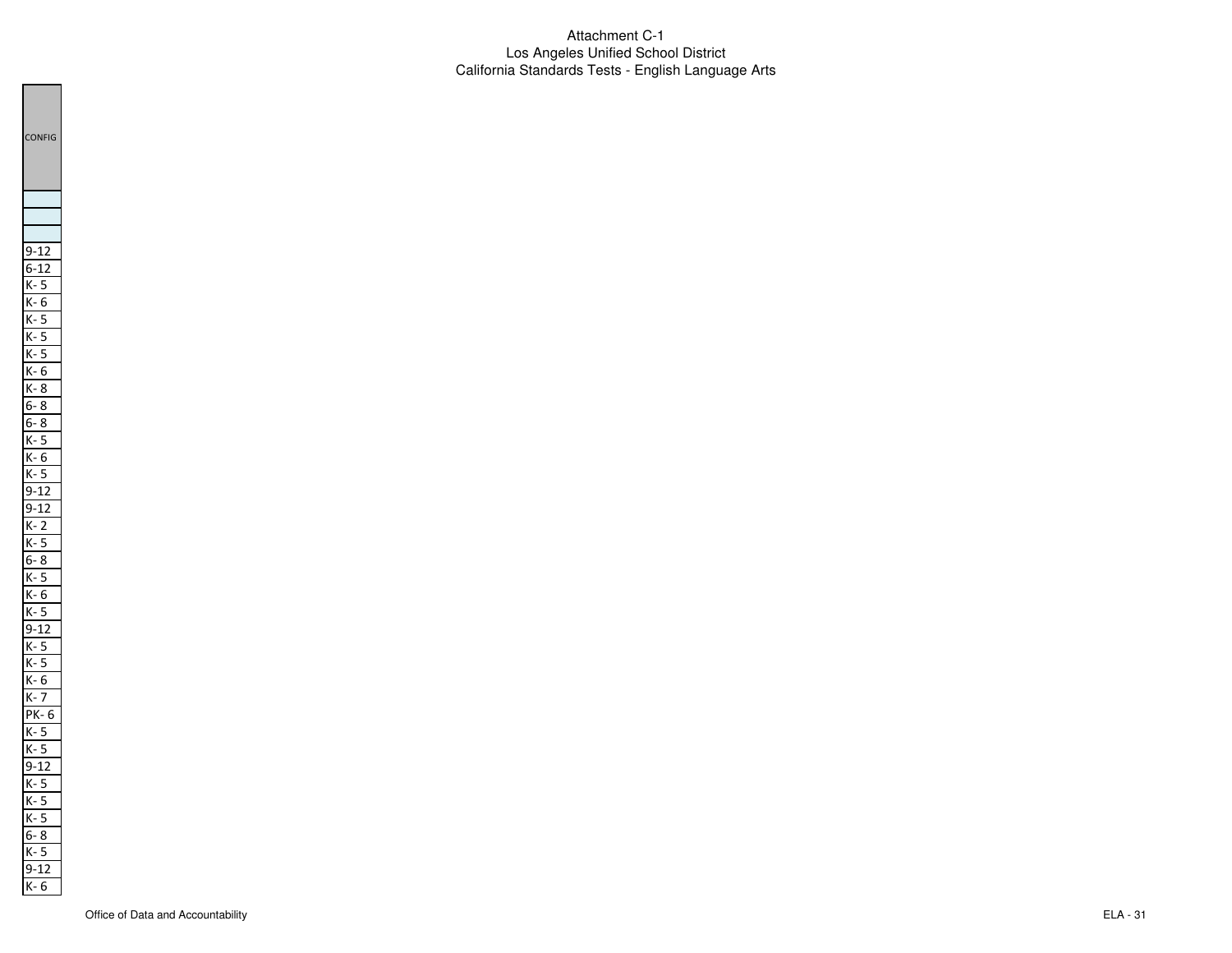# Attachment C-1
## Los Angeles Unified School District
## California Standards Tests - English Language Arts

| CONFIG |
|---|
| |
| |
| |
| 9-12 |
| 6-12 |
| K- 5 |
| K- 6 |
| K- 5 |
| K- 5 |
| K- 5 |
| K- 6 |
| K- 8 |
| 6- 8 |
| 6- 8 |
| K- 5 |
| K- 6 |
| K- 5 |
| 9-12 |
| 9-12 |
| K- 2 |
| K- 5 |
| 6- 8 |
| K- 5 |
| K- 6 |
| K- 5 |
| 9-12 |
| K- 5 |
| K- 5 |
| K- 6 |
| K- 7 |
| PK- 6 |
| K- 5 |
| K- 5 |
| 9-12 |
| K- 5 |
| K- 5 |
| K- 5 |
| 6- 8 |
| K- 5 |
| 9-12 |
| K- 6 |

Office of Data and Accountability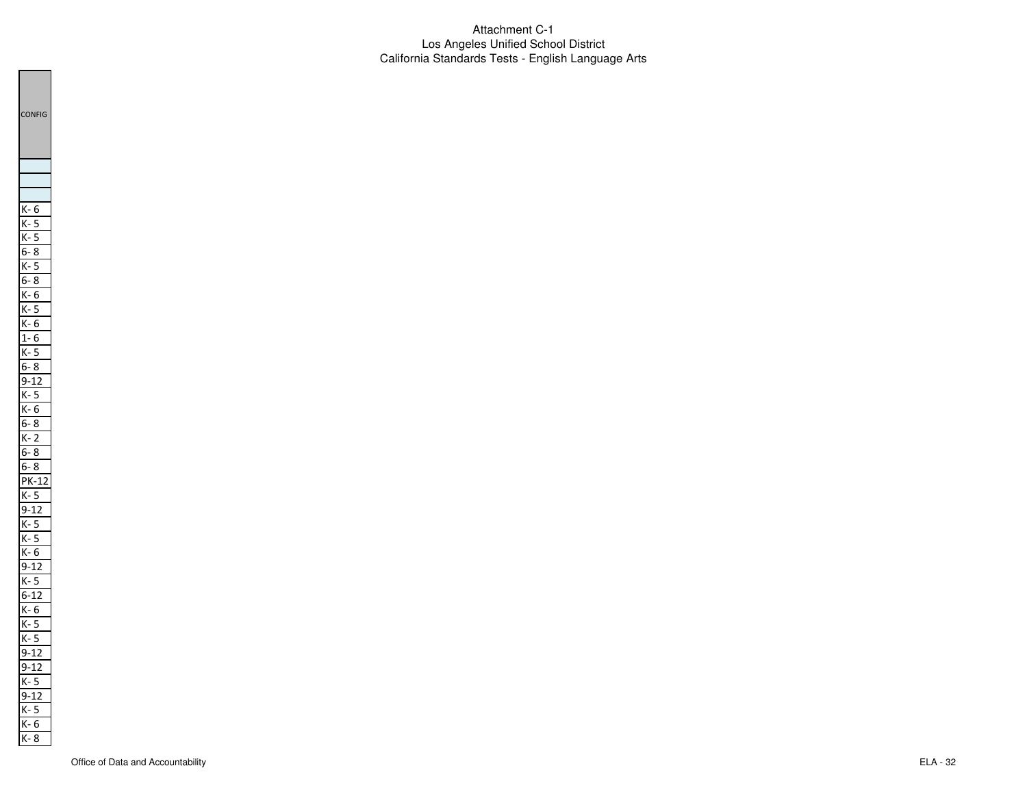Attachment C-1
Los Angeles Unified School District
California Standards Tests - English Language Arts

| CONFIG |
| --- |
| |
| |
| |
| K- 6 |
| K- 5 |
| K- 5 |
| 6- 8 |
| K- 5 |
| 6- 8 |
| K- 6 |
| K- 5 |
| K- 6 |
| 1- 6 |
| K- 5 |
| 6- 8 |
| 9-12 |
| K- 5 |
| K- 6 |
| 6- 8 |
| K- 2 |
| 6- 8 |
| 6- 8 |
| PK-12 |
| K- 5 |
| 9-12 |
| K- 5 |
| K- 5 |
| K- 6 |
| 9-12 |
| K- 5 |
| 6-12 |
| K- 6 |
| K- 5 |
| K- 5 |
| 9-12 |
| 9-12 |
| K- 5 |
| 9-12 |
| K- 5 |
| K- 6 |
| K- 8 |

Office of Data and Accountability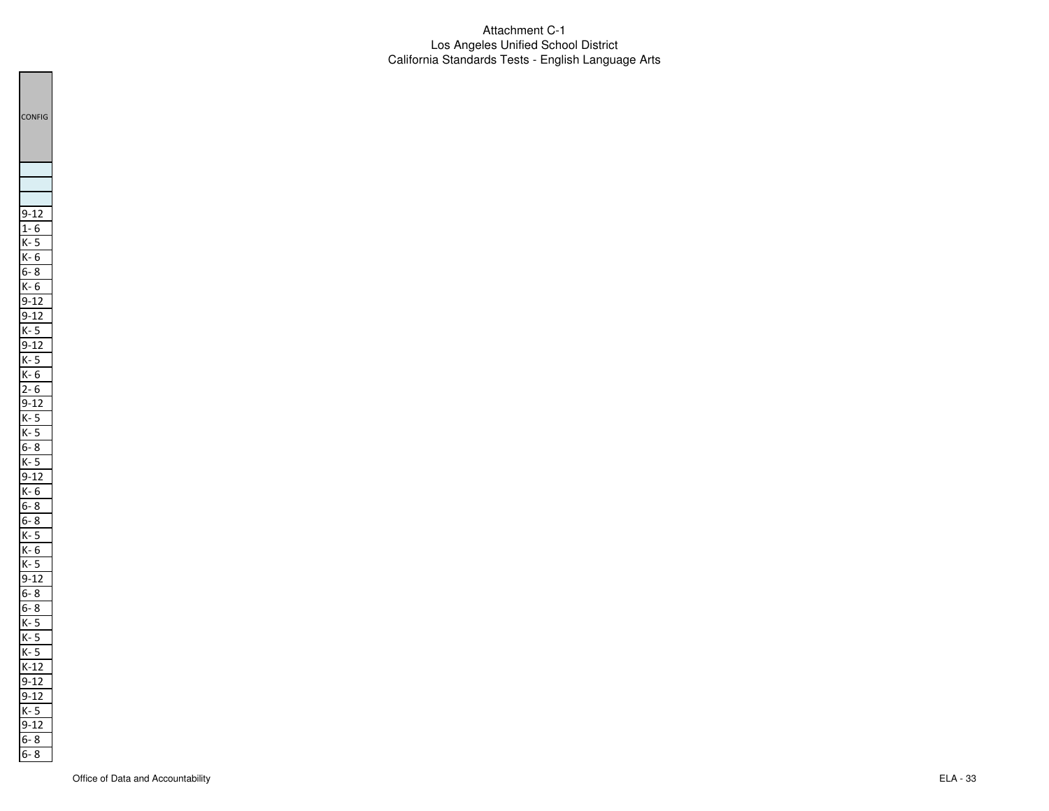Attachment C-1
Los Angeles Unified School District
California Standards Tests - English Language Arts

| CONFIG |
|---|
| |
| |
| |
| 9-12 |
| 1- 6 |
| K- 5 |
| K- 6 |
| 6- 8 |
| K- 6 |
| 9-12 |
| 9-12 |
| K- 5 |
| 9-12 |
| K- 5 |
| K- 6 |
| 2- 6 |
| 9-12 |
| K- 5 |
| K- 5 |
| 6- 8 |
| K- 5 |
| 9-12 |
| K- 6 |
| 6- 8 |
| 6- 8 |
| K- 5 |
| K- 6 |
| K- 5 |
| 9-12 |
| 6- 8 |
| 6- 8 |
| K- 5 |
| K- 5 |
| K- 5 |
| K-12 |
| 9-12 |
| 9-12 |
| K- 5 |
| 9-12 |
| 6- 8 |
| 6- 8 |

Office of Data and Accountability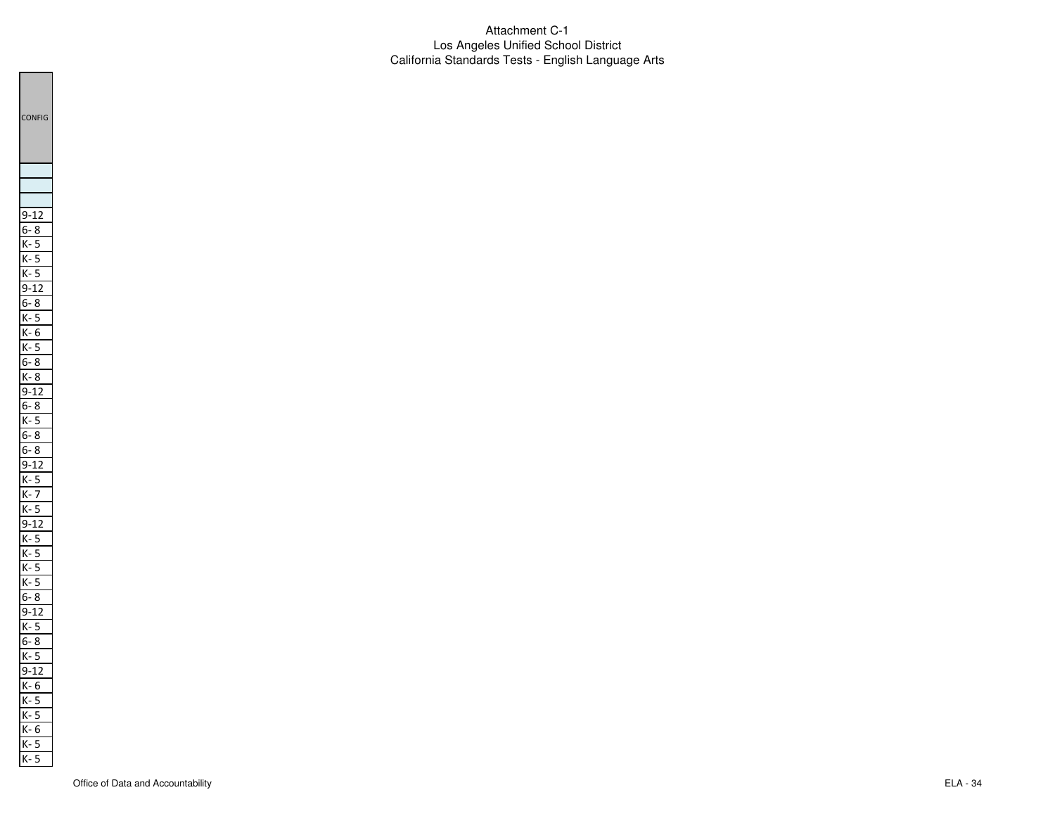Attachment C-1
Los Angeles Unified School District
California Standards Tests - English Language Arts

| CONFIG |
| --- |
| |
| |
| |
| 9-12 |
| 6- 8 |
| K- 5 |
| K- 5 |
| K- 5 |
| 9-12 |
| 6- 8 |
| K- 5 |
| K- 6 |
| K- 5 |
| 6- 8 |
| K- 8 |
| 9-12 |
| 6- 8 |
| K- 5 |
| 6- 8 |
| 6- 8 |
| 9-12 |
| K- 5 |
| K- 7 |
| K- 5 |
| 9-12 |
| K- 5 |
| K- 5 |
| K- 5 |
| K- 5 |
| 6- 8 |
| 9-12 |
| K- 5 |
| 6- 8 |
| K- 5 |
| 9-12 |
| K- 6 |
| K- 5 |
| K- 5 |
| K- 6 |
| K- 5 |
| K- 5 |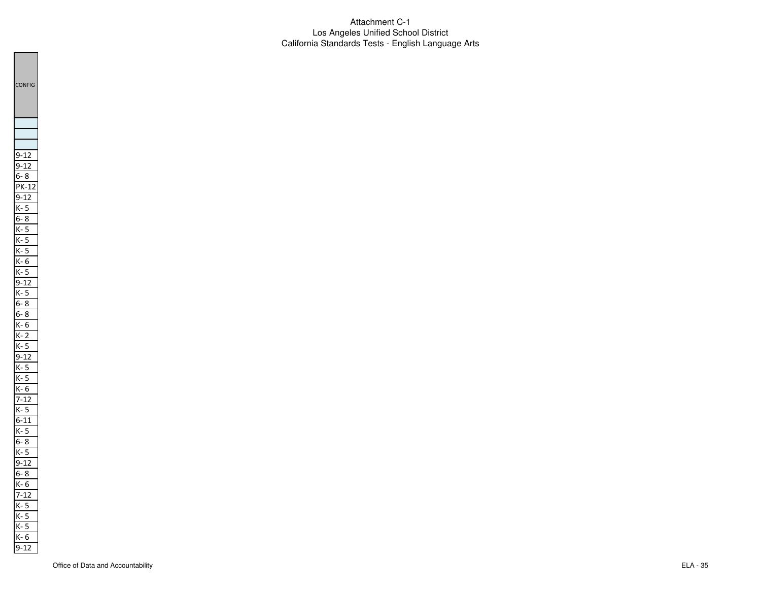Attachment C-1
Los Angeles Unified School District
California Standards Tests - English Language Arts

| CONFIG |
|---|
| |
| |
| |
| 9-12 |
| 9-12 |
| 6- 8 |
| PK-12 |
| 9-12 |
| K- 5 |
| 6- 8 |
| K- 5 |
| K- 5 |
| K- 5 |
| K- 6 |
| K- 5 |
| 9-12 |
| K- 5 |
| 6- 8 |
| 6- 8 |
| K- 6 |
| K- 2 |
| K- 5 |
| 9-12 |
| K- 5 |
| K- 5 |
| K- 6 |
| 7-12 |
| K- 5 |
| 6-11 |
| K- 5 |
| 6- 8 |
| K- 5 |
| 9-12 |
| 6- 8 |
| K- 6 |
| 7-12 |
| K- 5 |
| K- 5 |
| K- 5 |
| K- 6 |
| 9-12 |

Office of Data and Accountability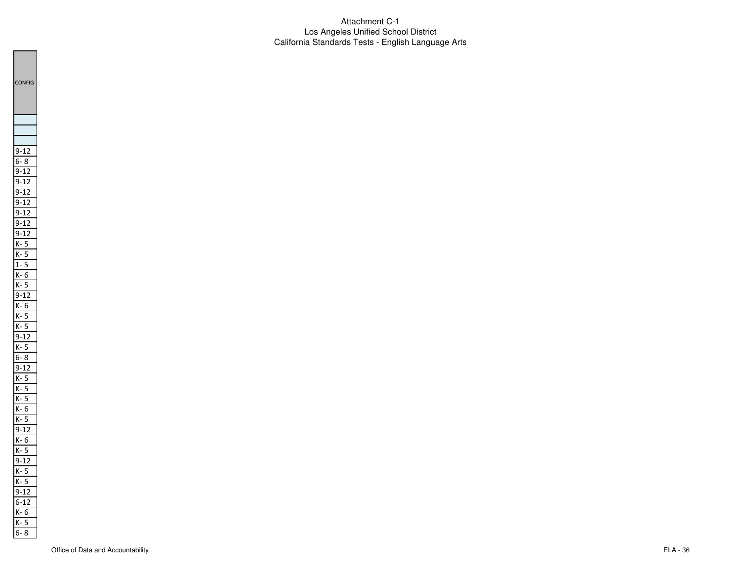Attachment C-1
Los Angeles Unified School District
California Standards Tests - English Language Arts

| CONFIG |
| --- |
| |
| |
| |
| 9-12 |
| 6- 8 |
| 9-12 |
| 9-12 |
| 9-12 |
| 9-12 |
| 9-12 |
| 9-12 |
| 9-12 |
| K- 5 |
| K- 5 |
| 1- 5 |
| K- 6 |
| K- 5 |
| 9-12 |
| K- 6 |
| K- 5 |
| K- 5 |
| 9-12 |
| K- 5 |
| 6- 8 |
| 9-12 |
| K- 5 |
| K- 5 |
| K- 5 |
| K- 6 |
| K- 5 |
| 9-12 |
| K- 6 |
| K- 5 |
| 9-12 |
| K- 5 |
| K- 5 |
| 9-12 |
| 6-12 |
| K- 6 |
| K- 5 |
| 6- 8 |

Office of Data and Accountability

ELA - 36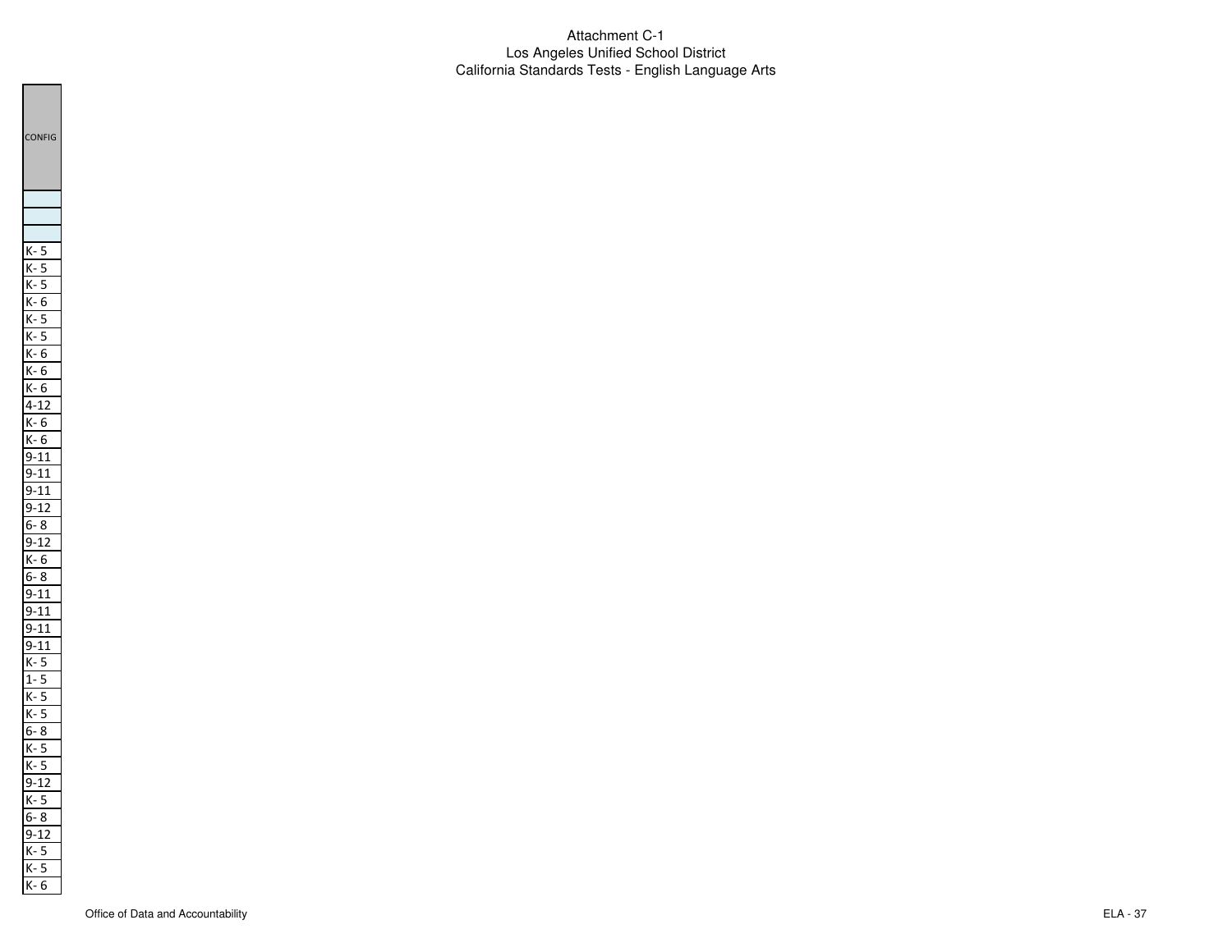Attachment C-1
Los Angeles Unified School District
California Standards Tests - English Language Arts

| CONFIG |
| --- |
| |
| |
| |
| K- 5 |
| K- 5 |
| K- 5 |
| K- 6 |
| K- 5 |
| K- 5 |
| K- 6 |
| K- 6 |
| K- 6 |
| 4-12 |
| K- 6 |
| K- 6 |
| 9-11 |
| 9-11 |
| 9-11 |
| 9-12 |
| 6- 8 |
| 9-12 |
| K- 6 |
| 6- 8 |
| 9-11 |
| 9-11 |
| 9-11 |
| 9-11 |
| K- 5 |
| 1- 5 |
| K- 5 |
| K- 5 |
| 6- 8 |
| K- 5 |
| K- 5 |
| 9-12 |
| K- 5 |
| 6- 8 |
| 9-12 |
| K- 5 |
| K- 5 |
| K- 6 |

Office of Data and Accountability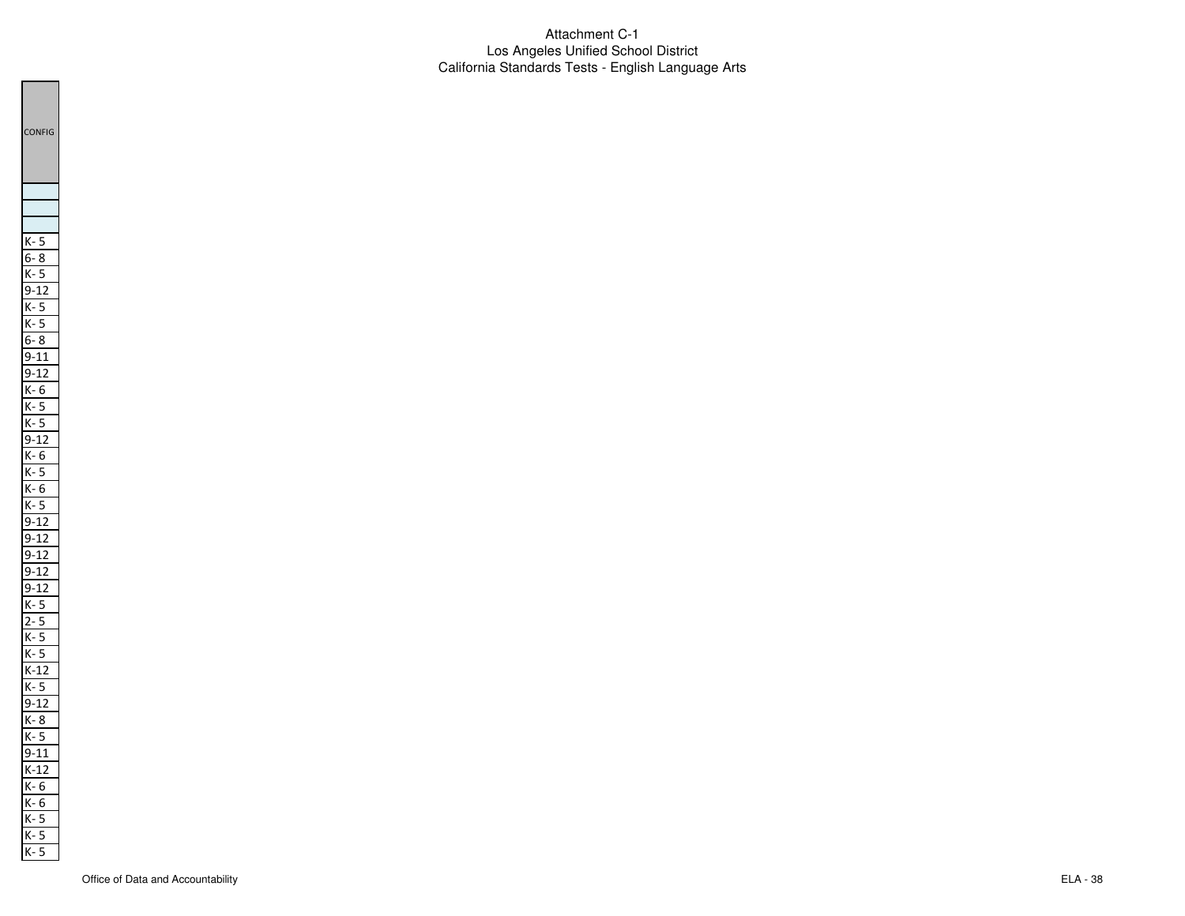Attachment C-1
Los Angeles Unified School District
California Standards Tests - English Language Arts

| CONFIG |
|---|
| |
| |
| |
| K- 5 |
| 6- 8 |
| K- 5 |
| 9-12 |
| K- 5 |
| K- 5 |
| 6- 8 |
| 9-11 |
| 9-12 |
| K- 6 |
| K- 5 |
| K- 5 |
| 9-12 |
| K- 6 |
| K- 5 |
| K- 6 |
| K- 5 |
| 9-12 |
| 9-12 |
| 9-12 |
| 9-12 |
| 9-12 |
| K- 5 |
| 2- 5 |
| K- 5 |
| K- 5 |
| K-12 |
| K- 5 |
| 9-12 |
| K- 8 |
| K- 5 |
| 9-11 |
| K-12 |
| K- 6 |
| K- 6 |
| K- 5 |
| K- 5 |
| K- 5 |

Office of Data and Accountability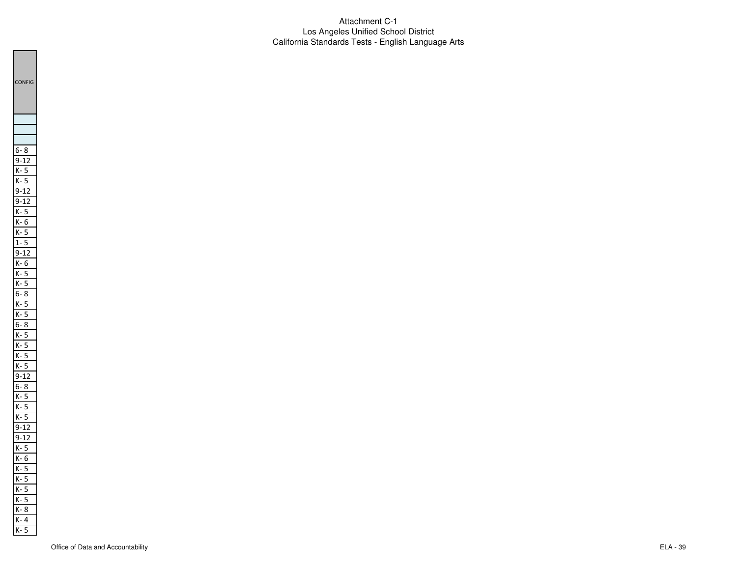Attachment C-1
Los Angeles Unified School District
California Standards Tests - English Language Arts

| CONFIG |
| --- |
| |
| |
| |
| 6- 8 |
| 9-12 |
| K- 5 |
| K- 5 |
| 9-12 |
| 9-12 |
| K- 5 |
| K- 6 |
| K- 5 |
| 1- 5 |
| 9-12 |
| K- 6 |
| K- 5 |
| K- 5 |
| 6- 8 |
| K- 5 |
| K- 5 |
| 6- 8 |
| K- 5 |
| K- 5 |
| K- 5 |
| K- 5 |
| 9-12 |
| 6- 8 |
| K- 5 |
| K- 5 |
| K- 5 |
| 9-12 |
| 9-12 |
| K- 5 |
| K- 6 |
| K- 5 |
| K- 5 |
| K- 5 |
| K- 5 |
| K- 8 |
| K- 4 |
| K- 5 |

Office of Data and Accountability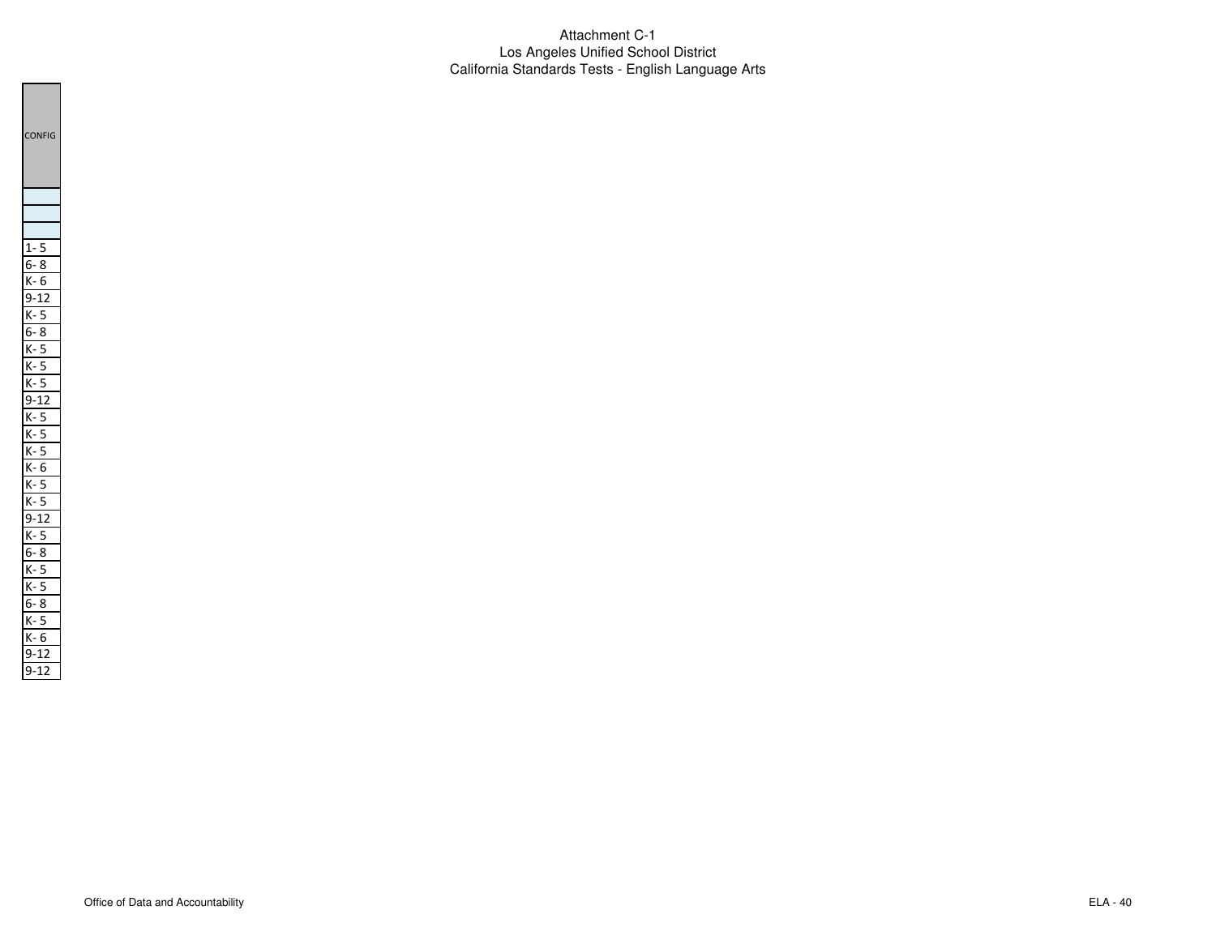Attachment C-1
Los Angeles Unified School District
California Standards Tests - English Language Arts

| CONFIG |
| --- |
| |
| |
| |
| 1- 5 |
| 6- 8 |
| K- 6 |
| 9-12 |
| K- 5 |
| 6- 8 |
| K- 5 |
| K- 5 |
| K- 5 |
| 9-12 |
| K- 5 |
| K- 5 |
| K- 5 |
| K- 6 |
| K- 5 |
| K- 5 |
| 9-12 |
| K- 5 |
| 6- 8 |
| K- 5 |
| K- 5 |
| 6- 8 |
| K- 5 |
| K- 6 |
| 9-12 |
| 9-12 |